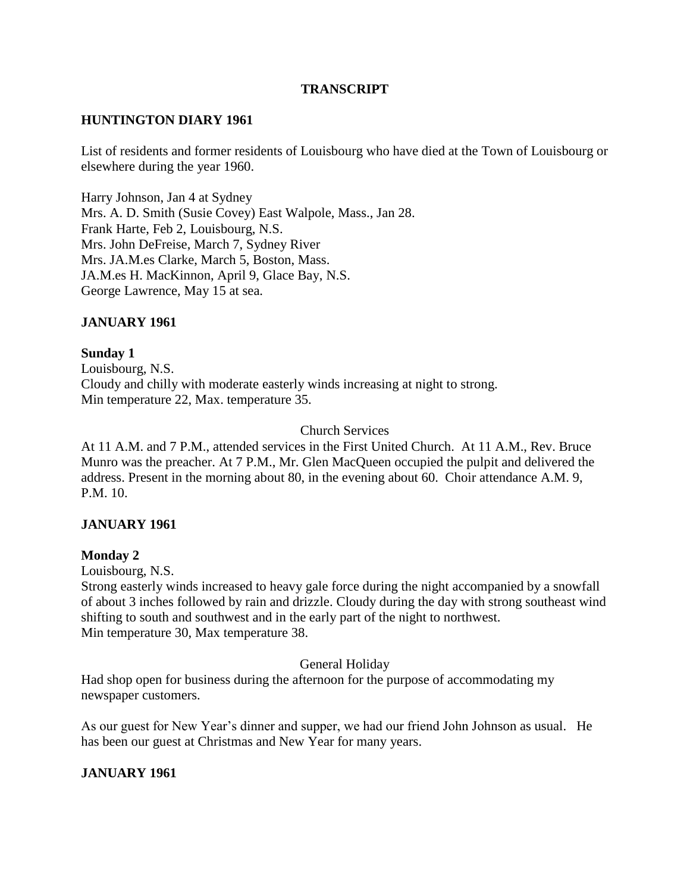**TRANSCRIPT**

**HUNTINGTON DIARY 1961**

List of residents and former residents of Louisbourg who have died at the Town of Louisbourg or elsewhere during the year 1960.

Harry Johnson, Jan 4 at Sydney
Mrs. A. D. Smith (Susie Covey) East Walpole, Mass., Jan 28.
Frank Harte, Feb 2, Louisbourg, N.S.
Mrs. John DeFreise, March 7, Sydney River
Mrs. JA.M.es Clarke, March 5, Boston, Mass.
JA.M.es H. MacKinnon, April 9, Glace Bay, N.S.
George Lawrence, May 15 at sea.

**JANUARY 1961**

**Sunday 1**
Louisbourg, N.S.
Cloudy and chilly with moderate easterly winds increasing at night to strong.
Min temperature 22, Max. temperature 35.

Church Services

At 11 A.M. and 7 P.M., attended services in the First United Church. At 11 A.M., Rev. Bruce Munro was the preacher. At 7 P.M., Mr. Glen MacQueen occupied the pulpit and delivered the address. Present in the morning about 80, in the evening about 60. Choir attendance A.M. 9, P.M. 10.

**JANUARY 1961**

**Monday 2**
Louisbourg, N.S.
Strong easterly winds increased to heavy gale force during the night accompanied by a snowfall of about 3 inches followed by rain and drizzle. Cloudy during the day with strong southeast wind shifting to south and southwest and in the early part of the night to northwest.
Min temperature 30, Max temperature 38.

General Holiday

Had shop open for business during the afternoon for the purpose of accommodating my newspaper customers.

As our guest for New Year's dinner and supper, we had our friend John Johnson as usual. He has been our guest at Christmas and New Year for many years.

**JANUARY 1961**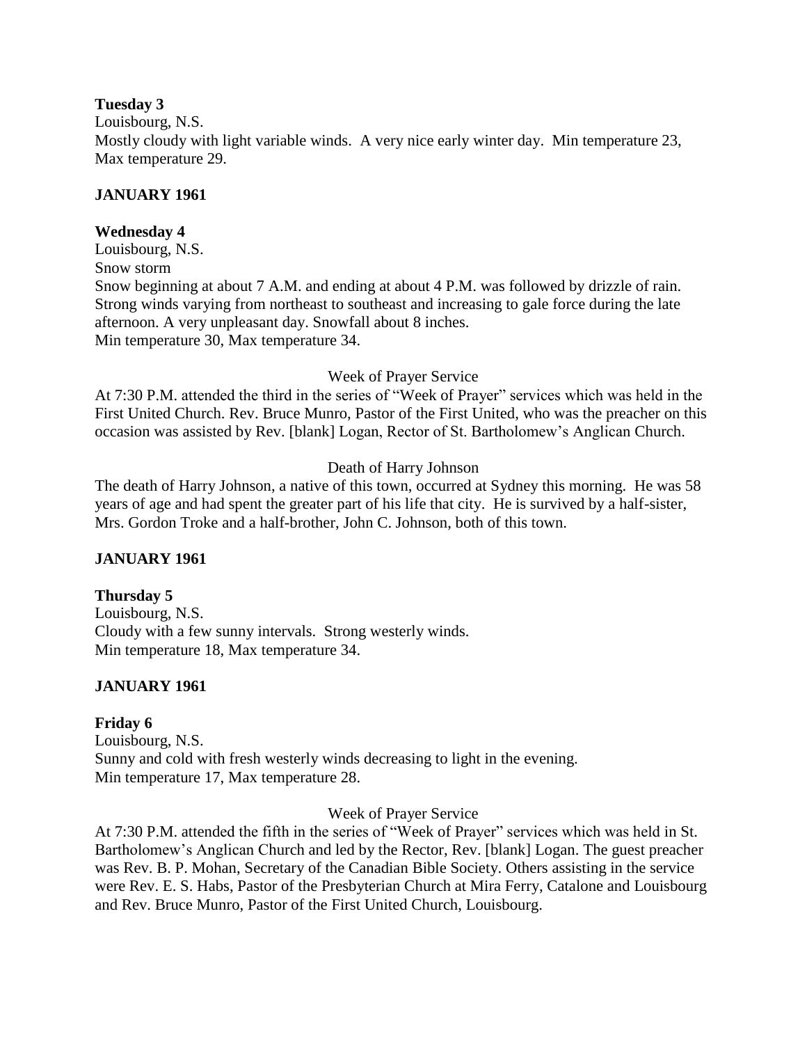**Tuesday 3**
Louisbourg, N.S.
Mostly cloudy with light variable winds. A very nice early winter day. Min temperature 23, Max temperature 29.

**JANUARY 1961**

**Wednesday 4**
Louisbourg, N.S.
Snow storm
Snow beginning at about 7 A.M. and ending at about 4 P.M. was followed by drizzle of rain. Strong winds varying from northeast to southeast and increasing to gale force during the late afternoon. A very unpleasant day. Snowfall about 8 inches.
Min temperature 30, Max temperature 34.

Week of Prayer Service

At 7:30 P.M. attended the third in the series of "Week of Prayer" services which was held in the First United Church. Rev. Bruce Munro, Pastor of the First United, who was the preacher on this occasion was assisted by Rev. [blank] Logan, Rector of St. Bartholomew's Anglican Church.

Death of Harry Johnson

The death of Harry Johnson, a native of this town, occurred at Sydney this morning. He was 58 years of age and had spent the greater part of his life that city. He is survived by a half-sister, Mrs. Gordon Troke and a half-brother, John C. Johnson, both of this town.

**JANUARY 1961**

**Thursday 5**
Louisbourg, N.S.
Cloudy with a few sunny intervals. Strong westerly winds.
Min temperature 18, Max temperature 34.

**JANUARY 1961**

**Friday 6**
Louisbourg, N.S.
Sunny and cold with fresh westerly winds decreasing to light in the evening.
Min temperature 17, Max temperature 28.

Week of Prayer Service

At 7:30 P.M. attended the fifth in the series of "Week of Prayer" services which was held in St. Bartholomew's Anglican Church and led by the Rector, Rev. [blank] Logan. The guest preacher was Rev. B. P. Mohan, Secretary of the Canadian Bible Society. Others assisting in the service were Rev. E. S. Habs, Pastor of the Presbyterian Church at Mira Ferry, Catalone and Louisbourg and Rev. Bruce Munro, Pastor of the First United Church, Louisbourg.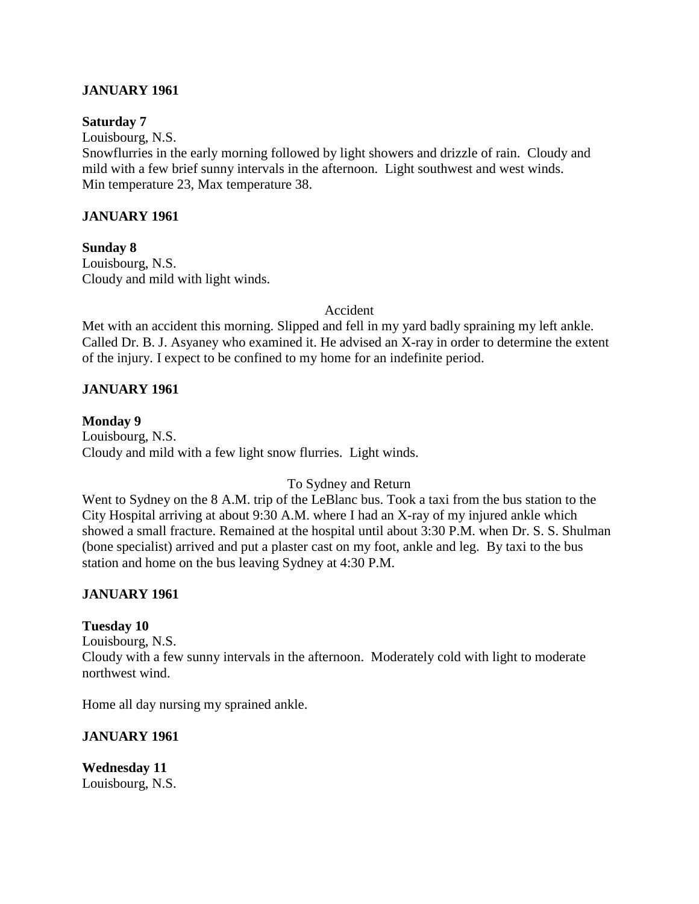**JANUARY 1961**

**Saturday 7**

Louisbourg, N.S.

Snowflurries in the early morning followed by light showers and drizzle of rain. Cloudy and mild with a few brief sunny intervals in the afternoon. Light southwest and west winds.
Min temperature 23, Max temperature 38.

**JANUARY 1961**

**Sunday 8**

Louisbourg, N.S.

Cloudy and mild with light winds.

Accident

Met with an accident this morning. Slipped and fell in my yard badly spraining my left ankle. Called Dr. B. J. Asyaney who examined it. He advised an X-ray in order to determine the extent of the injury. I expect to be confined to my home for an indefinite period.

**JANUARY 1961**

**Monday 9**

Louisbourg, N.S.

Cloudy and mild with a few light snow flurries. Light winds.

To Sydney and Return

Went to Sydney on the 8 A.M. trip of the LeBlanc bus. Took a taxi from the bus station to the City Hospital arriving at about 9:30 A.M. where I had an X-ray of my injured ankle which showed a small fracture. Remained at the hospital until about 3:30 P.M. when Dr. S. S. Shulman (bone specialist) arrived and put a plaster cast on my foot, ankle and leg. By taxi to the bus station and home on the bus leaving Sydney at 4:30 P.M.

**JANUARY 1961**

**Tuesday 10**

Louisbourg, N.S.

Cloudy with a few sunny intervals in the afternoon. Moderately cold with light to moderate northwest wind.

Home all day nursing my sprained ankle.

**JANUARY 1961**

**Wednesday 11**

Louisbourg, N.S.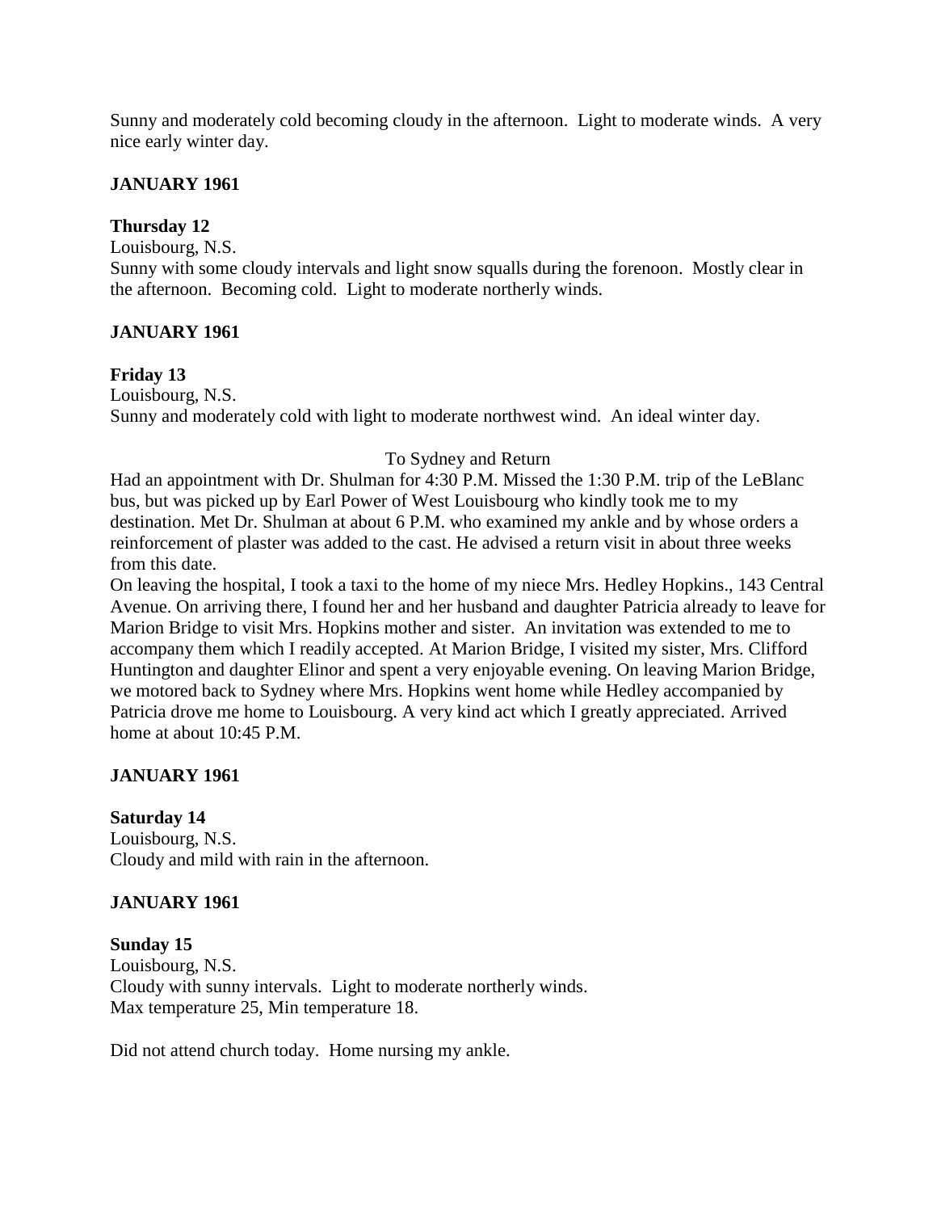Sunny and moderately cold becoming cloudy in the afternoon. Light to moderate winds. A very nice early winter day.

**JANUARY 1961**

**Thursday 12**
Louisbourg, N.S.
Sunny with some cloudy intervals and light snow squalls during the forenoon. Mostly clear in the afternoon. Becoming cold. Light to moderate northerly winds.

**JANUARY 1961**

**Friday 13**
Louisbourg, N.S.
Sunny and moderately cold with light to moderate northwest wind. An ideal winter day.

To Sydney and Return

Had an appointment with Dr. Shulman for 4:30 P.M. Missed the 1:30 P.M. trip of the LeBlanc bus, but was picked up by Earl Power of West Louisbourg who kindly took me to my destination. Met Dr. Shulman at about 6 P.M. who examined my ankle and by whose orders a reinforcement of plaster was added to the cast. He advised a return visit in about three weeks from this date.
On leaving the hospital, I took a taxi to the home of my niece Mrs. Hedley Hopkins., 143 Central Avenue. On arriving there, I found her and her husband and daughter Patricia already to leave for Marion Bridge to visit Mrs. Hopkins mother and sister. An invitation was extended to me to accompany them which I readily accepted. At Marion Bridge, I visited my sister, Mrs. Clifford Huntington and daughter Elinor and spent a very enjoyable evening. On leaving Marion Bridge, we motored back to Sydney where Mrs. Hopkins went home while Hedley accompanied by Patricia drove me home to Louisbourg. A very kind act which I greatly appreciated. Arrived home at about 10:45 P.M.

**JANUARY 1961**

**Saturday 14**
Louisbourg, N.S.
Cloudy and mild with rain in the afternoon.

**JANUARY 1961**

**Sunday 15**
Louisbourg, N.S.
Cloudy with sunny intervals. Light to moderate northerly winds.
Max temperature 25, Min temperature 18.

Did not attend church today. Home nursing my ankle.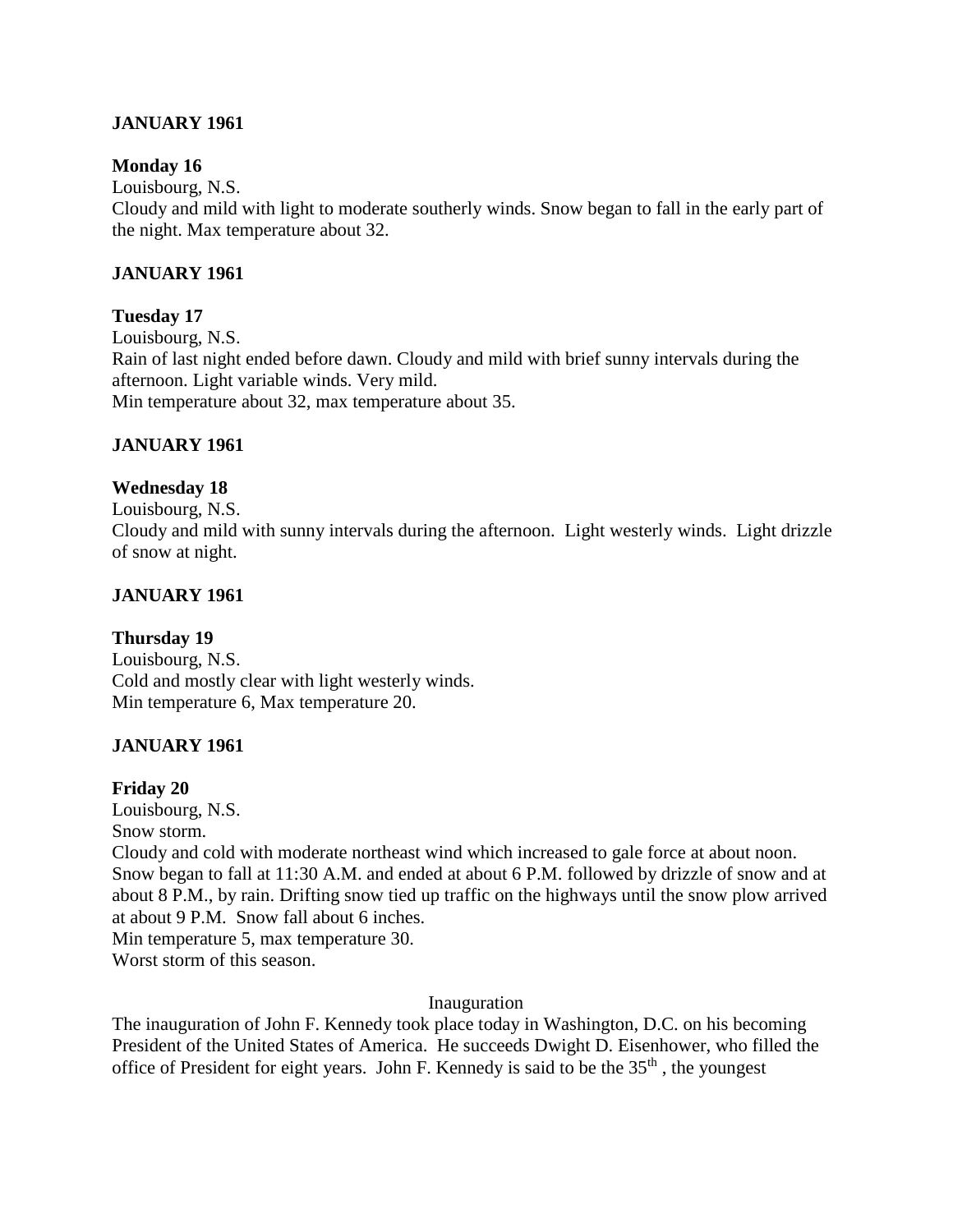**JANUARY 1961**

**Monday 16**
Louisbourg, N.S.
Cloudy and mild with light to moderate southerly winds. Snow began to fall in the early part of the night. Max temperature about 32.

**JANUARY 1961**

**Tuesday 17**
Louisbourg, N.S.
Rain of last night ended before dawn. Cloudy and mild with brief sunny intervals during the afternoon. Light variable winds. Very mild.
Min temperature about 32, max temperature about 35.

**JANUARY 1961**

**Wednesday 18**
Louisbourg, N.S.
Cloudy and mild with sunny intervals during the afternoon. Light westerly winds. Light drizzle of snow at night.

**JANUARY 1961**

**Thursday 19**
Louisbourg, N.S.
Cold and mostly clear with light westerly winds.
Min temperature 6, Max temperature 20.

**JANUARY 1961**

**Friday 20**
Louisbourg, N.S.
Snow storm.
Cloudy and cold with moderate northeast wind which increased to gale force at about noon. Snow began to fall at 11:30 A.M. and ended at about 6 P.M. followed by drizzle of snow and at about 8 P.M., by rain. Drifting snow tied up traffic on the highways until the snow plow arrived at about 9 P.M. Snow fall about 6 inches.
Min temperature 5, max temperature 30.
Worst storm of this season.

Inauguration

The inauguration of John F. Kennedy took place today in Washington, D.C. on his becoming President of the United States of America. He succeeds Dwight D. Eisenhower, who filled the office of President for eight years. John F. Kennedy is said to be the 35th , the youngest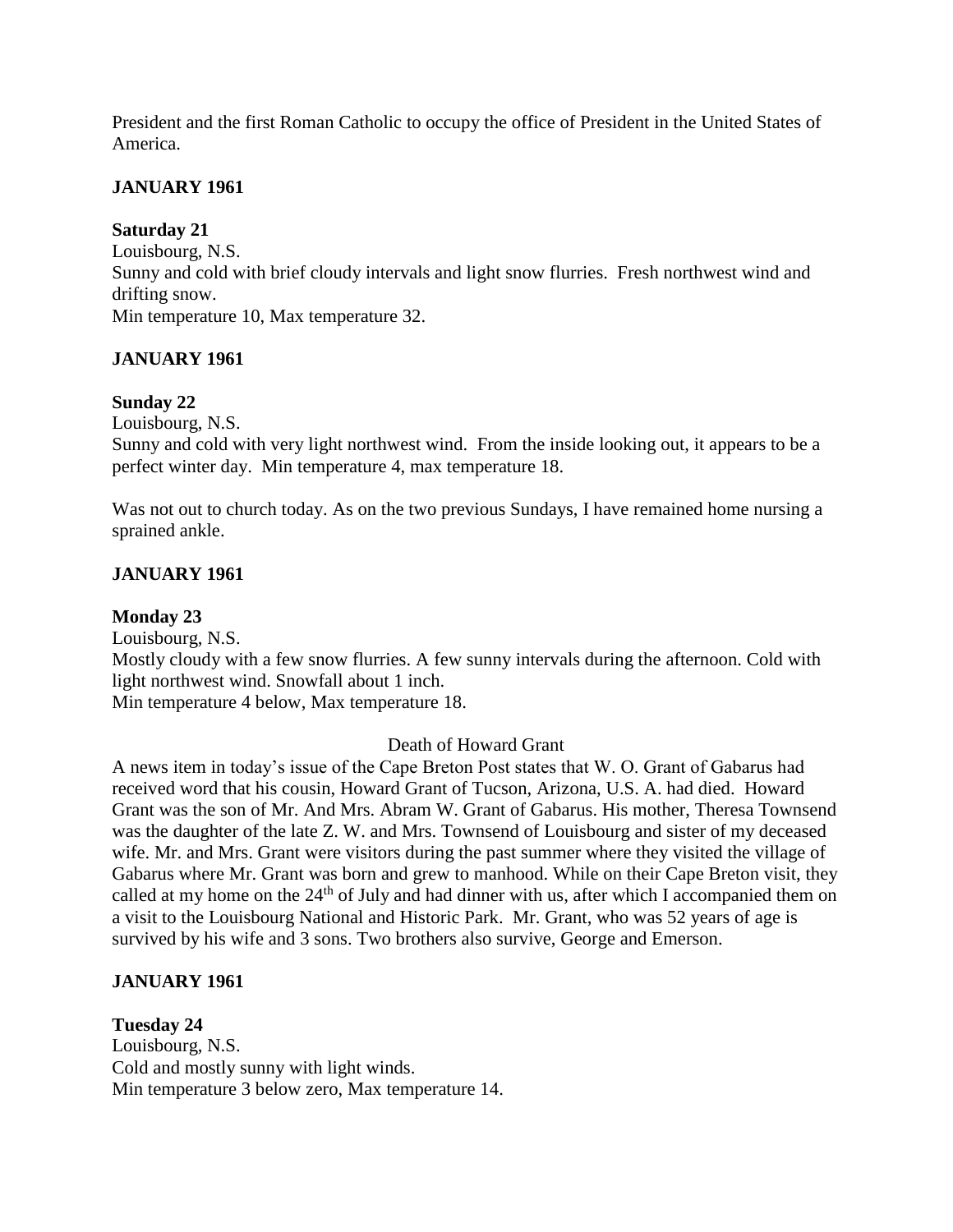President and the first Roman Catholic to occupy the office of President in the United States of America.

**JANUARY 1961**

**Saturday 21**

Louisbourg, N.S.
Sunny and cold with brief cloudy intervals and light snow flurries. Fresh northwest wind and drifting snow.
Min temperature 10, Max temperature 32.

**JANUARY 1961**

**Sunday 22**

Louisbourg, N.S.
Sunny and cold with very light northwest wind. From the inside looking out, it appears to be a perfect winter day. Min temperature 4, max temperature 18.

Was not out to church today. As on the two previous Sundays, I have remained home nursing a sprained ankle.

**JANUARY 1961**

**Monday 23**

Louisbourg, N.S.
Mostly cloudy with a few snow flurries. A few sunny intervals during the afternoon. Cold with light northwest wind. Snowfall about 1 inch.
Min temperature 4 below, Max temperature 18.

Death of Howard Grant

A news item in today's issue of the Cape Breton Post states that W. O. Grant of Gabarus had received word that his cousin, Howard Grant of Tucson, Arizona, U.S. A. had died. Howard Grant was the son of Mr. And Mrs. Abram W. Grant of Gabarus. His mother, Theresa Townsend was the daughter of the late Z. W. and Mrs. Townsend of Louisbourg and sister of my deceased wife. Mr. and Mrs. Grant were visitors during the past summer where they visited the village of Gabarus where Mr. Grant was born and grew to manhood. While on their Cape Breton visit, they called at my home on the 24th of July and had dinner with us, after which I accompanied them on a visit to the Louisbourg National and Historic Park. Mr. Grant, who was 52 years of age is survived by his wife and 3 sons. Two brothers also survive, George and Emerson.

**JANUARY 1961**

**Tuesday 24**

Louisbourg, N.S.
Cold and mostly sunny with light winds.
Min temperature 3 below zero, Max temperature 14.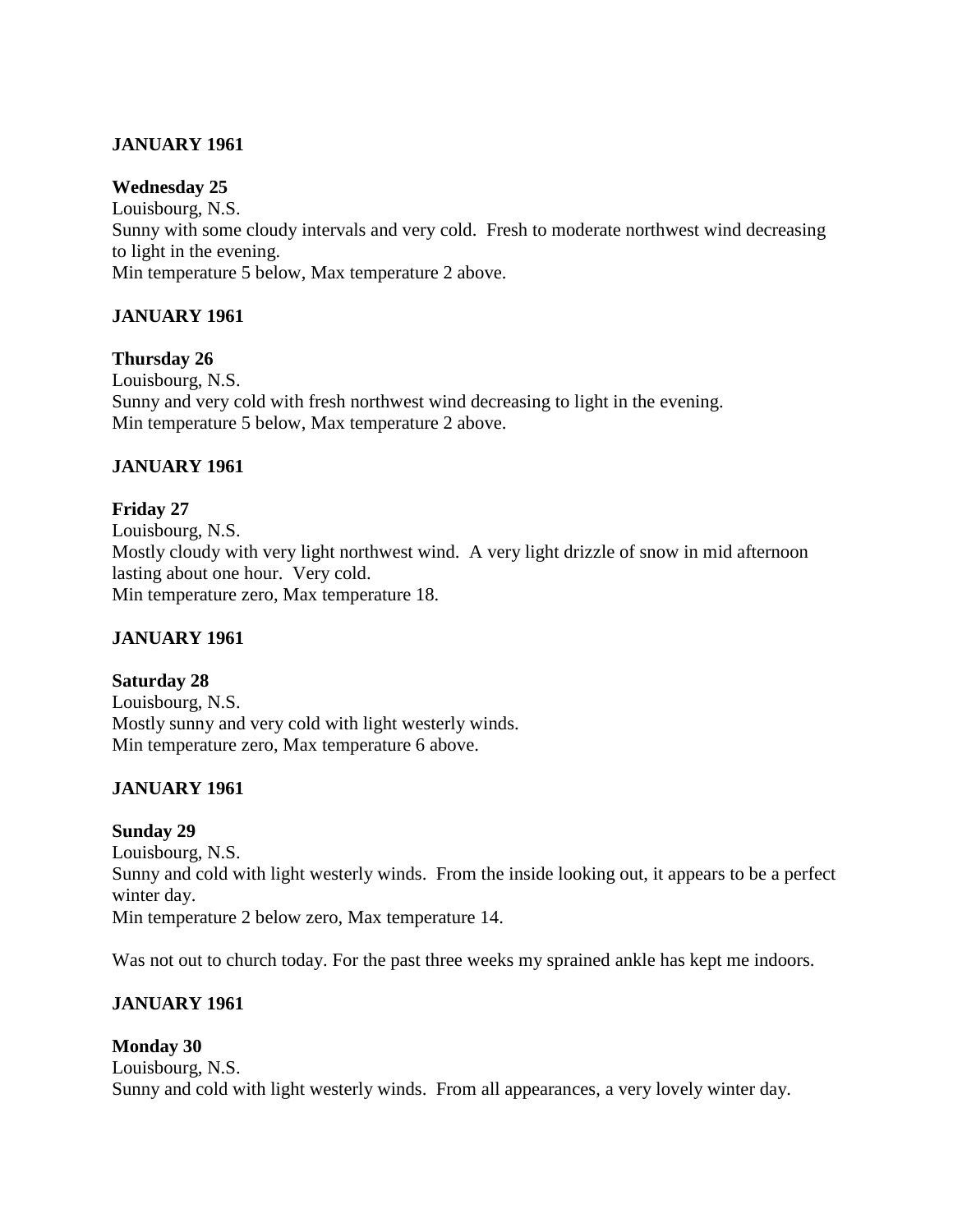**JANUARY 1961**

**Wednesday 25**
Louisbourg, N.S.
Sunny with some cloudy intervals and very cold. Fresh to moderate northwest wind decreasing to light in the evening.
Min temperature 5 below, Max temperature 2 above.

**JANUARY 1961**

**Thursday 26**
Louisbourg, N.S.
Sunny and very cold with fresh northwest wind decreasing to light in the evening.
Min temperature 5 below, Max temperature 2 above.

**JANUARY 1961**

**Friday 27**
Louisbourg, N.S.
Mostly cloudy with very light northwest wind. A very light drizzle of snow in mid afternoon lasting about one hour. Very cold.
Min temperature zero, Max temperature 18.

**JANUARY 1961**

**Saturday 28**
Louisbourg, N.S.
Mostly sunny and very cold with light westerly winds.
Min temperature zero, Max temperature 6 above.

**JANUARY 1961**

**Sunday 29**
Louisbourg, N.S.
Sunny and cold with light westerly winds. From the inside looking out, it appears to be a perfect winter day.
Min temperature 2 below zero, Max temperature 14.

Was not out to church today. For the past three weeks my sprained ankle has kept me indoors.

**JANUARY 1961**

**Monday 30**
Louisbourg, N.S.
Sunny and cold with light westerly winds. From all appearances, a very lovely winter day.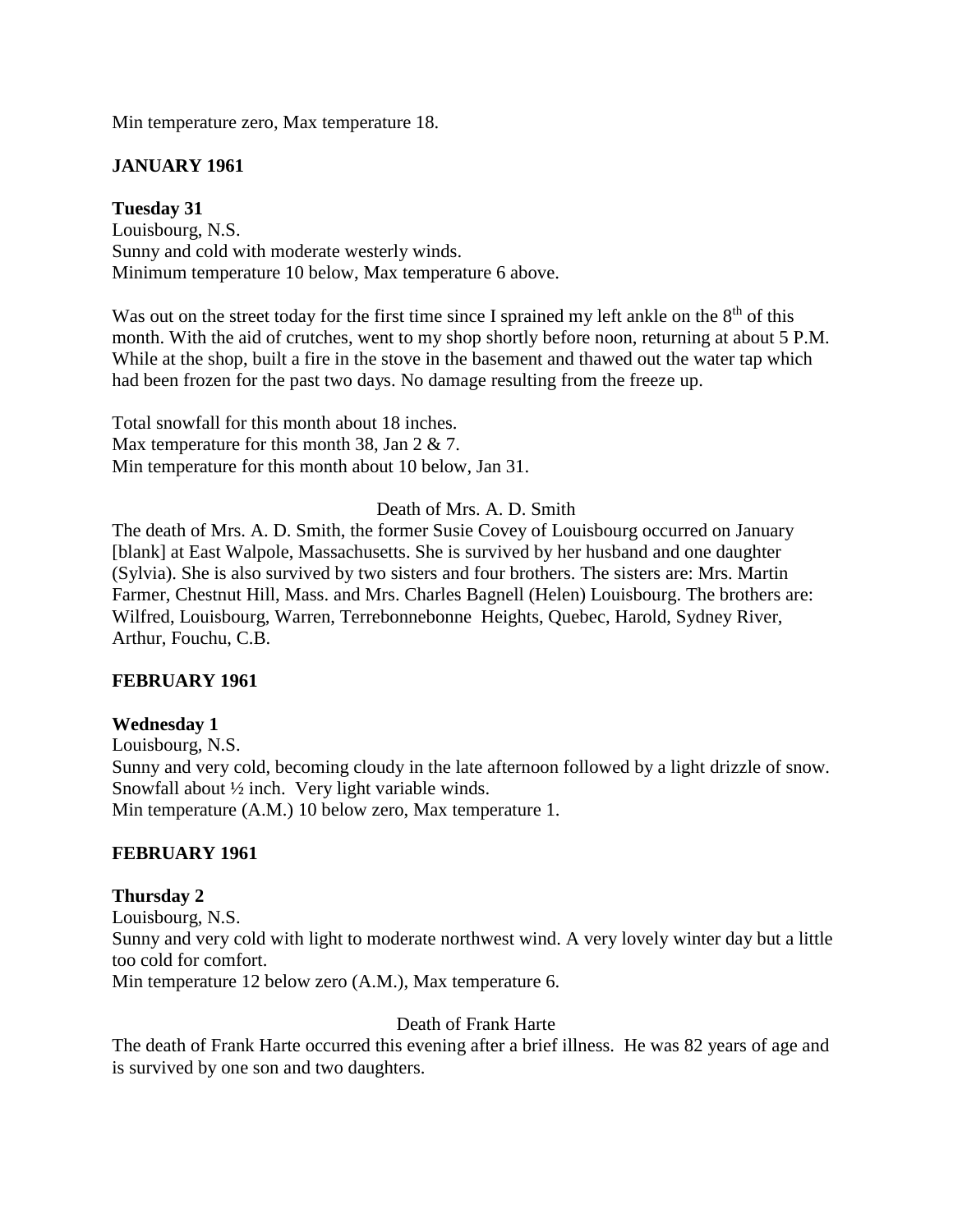Min temperature zero, Max temperature 18.

**JANUARY 1961**

**Tuesday 31**
Louisbourg, N.S.
Sunny and cold with moderate westerly winds.
Minimum temperature 10 below, Max temperature 6 above.

Was out on the street today for the first time since I sprained my left ankle on the 8th of this month. With the aid of crutches, went to my shop shortly before noon, returning at about 5 P.M. While at the shop, built a fire in the stove in the basement and thawed out the water tap which had been frozen for the past two days. No damage resulting from the freeze up.

Total snowfall for this month about 18 inches.
Max temperature for this month 38, Jan 2 & 7.
Min temperature for this month about 10 below, Jan 31.

Death of Mrs. A. D. Smith

The death of Mrs. A. D. Smith, the former Susie Covey of Louisbourg occurred on January [blank] at East Walpole, Massachusetts. She is survived by her husband and one daughter (Sylvia). She is also survived by two sisters and four brothers. The sisters are: Mrs. Martin Farmer, Chestnut Hill, Mass. and Mrs. Charles Bagnell (Helen) Louisbourg. The brothers are: Wilfred, Louisbourg, Warren, Terrebonnebonne Heights, Quebec, Harold, Sydney River, Arthur, Fouchu, C.B.

**FEBRUARY 1961**

**Wednesday 1**
Louisbourg, N.S.
Sunny and very cold, becoming cloudy in the late afternoon followed by a light drizzle of snow. Snowfall about ½ inch. Very light variable winds.
Min temperature (A.M.) 10 below zero, Max temperature 1.

**FEBRUARY 1961**

**Thursday 2**
Louisbourg, N.S.
Sunny and very cold with light to moderate northwest wind. A very lovely winter day but a little too cold for comfort.
Min temperature 12 below zero (A.M.), Max temperature 6.

Death of Frank Harte

The death of Frank Harte occurred this evening after a brief illness. He was 82 years of age and is survived by one son and two daughters.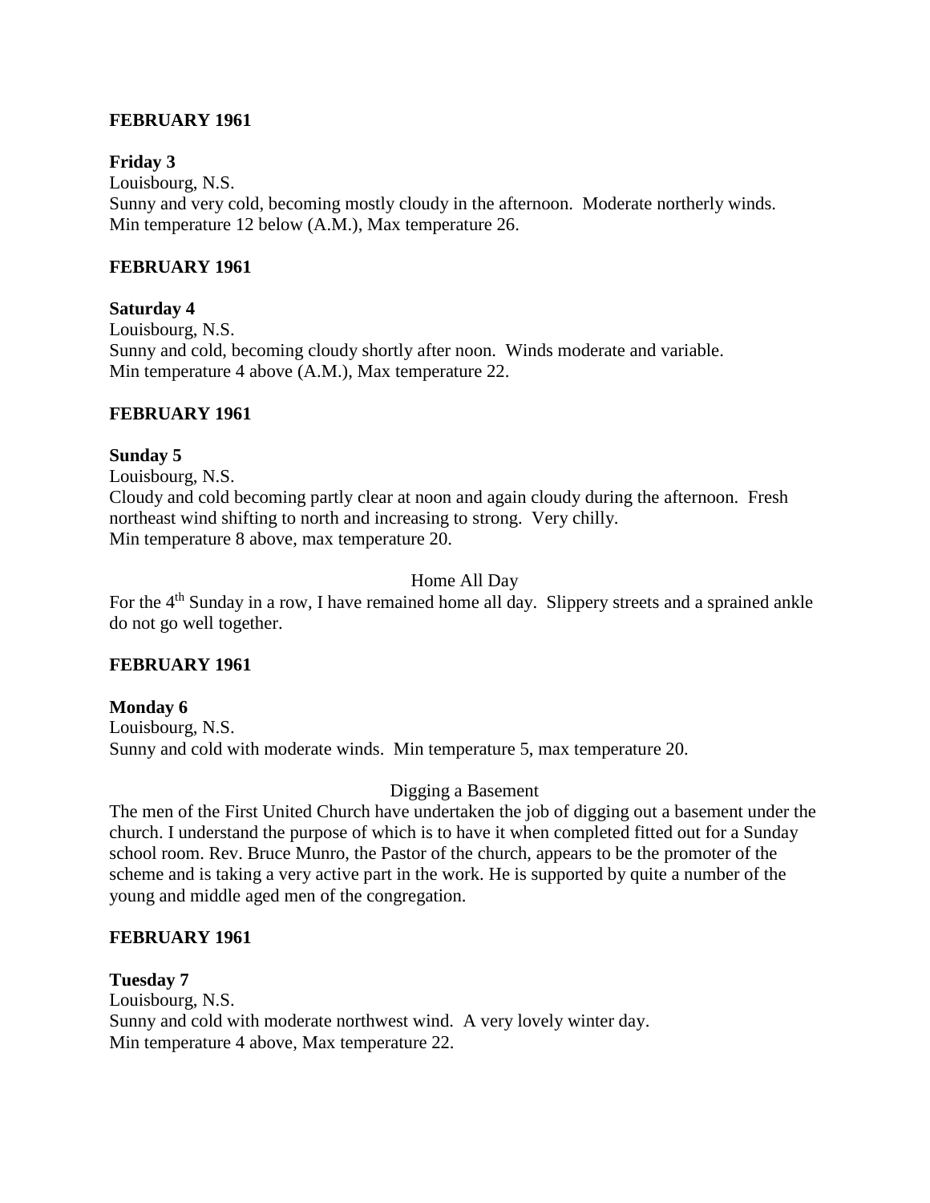**FEBRUARY 1961**

**Friday 3**
Louisbourg, N.S.
Sunny and very cold, becoming mostly cloudy in the afternoon. Moderate northerly winds.
Min temperature 12 below (A.M.), Max temperature 26.

**FEBRUARY 1961**

**Saturday 4**
Louisbourg, N.S.
Sunny and cold, becoming cloudy shortly after noon. Winds moderate and variable.
Min temperature 4 above (A.M.), Max temperature 22.

**FEBRUARY 1961**

**Sunday 5**
Louisbourg, N.S.
Cloudy and cold becoming partly clear at noon and again cloudy during the afternoon. Fresh northeast wind shifting to north and increasing to strong. Very chilly.
Min temperature 8 above, max temperature 20.

Home All Day

For the 4th Sunday in a row, I have remained home all day. Slippery streets and a sprained ankle do not go well together.

**FEBRUARY 1961**

**Monday 6**
Louisbourg, N.S.
Sunny and cold with moderate winds. Min temperature 5, max temperature 20.

Digging a Basement

The men of the First United Church have undertaken the job of digging out a basement under the church. I understand the purpose of which is to have it when completed fitted out for a Sunday school room. Rev. Bruce Munro, the Pastor of the church, appears to be the promoter of the scheme and is taking a very active part in the work. He is supported by quite a number of the young and middle aged men of the congregation.

**FEBRUARY 1961**

**Tuesday 7**
Louisbourg, N.S.
Sunny and cold with moderate northwest wind. A very lovely winter day.
Min temperature 4 above, Max temperature 22.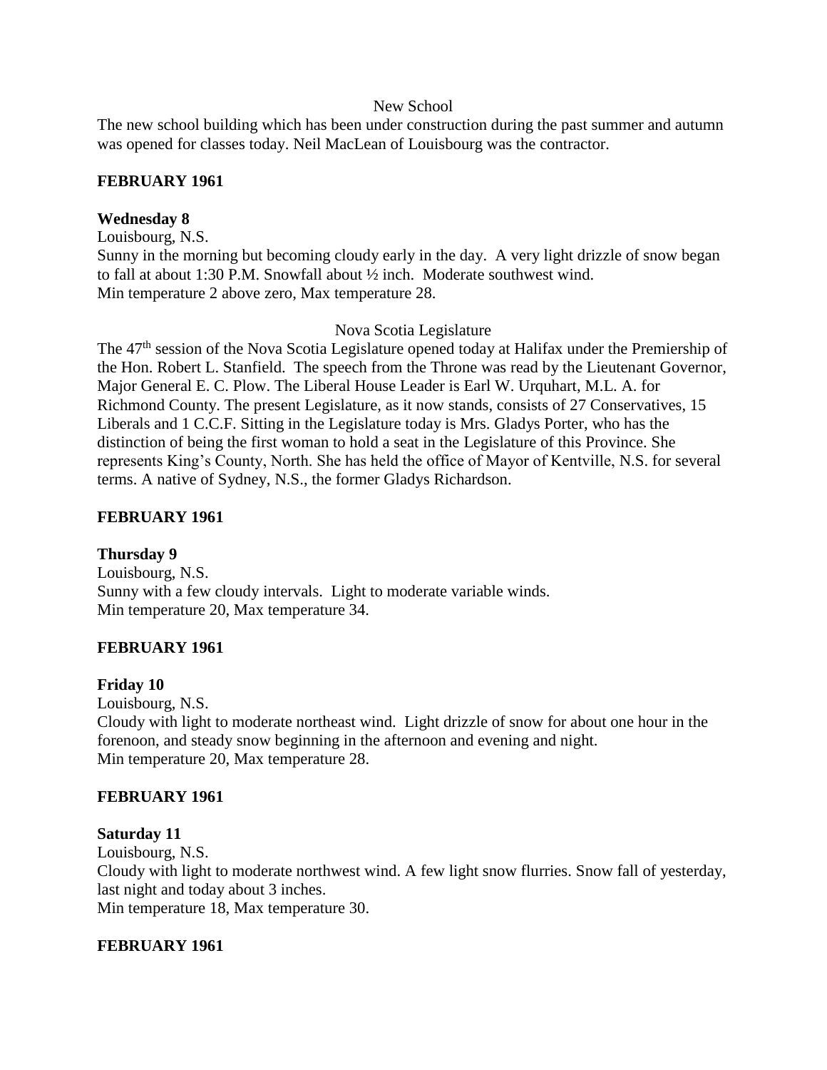New School

The new school building which has been under construction during the past summer and autumn was opened for classes today. Neil MacLean of Louisbourg was the contractor.

**FEBRUARY 1961**

**Wednesday 8**

Louisbourg, N.S.

Sunny in the morning but becoming cloudy early in the day. A very light drizzle of snow began to fall at about 1:30 P.M. Snowfall about ½ inch. Moderate southwest wind.

Min temperature 2 above zero, Max temperature 28.

Nova Scotia Legislature

The 47th session of the Nova Scotia Legislature opened today at Halifax under the Premiership of the Hon. Robert L. Stanfield. The speech from the Throne was read by the Lieutenant Governor, Major General E. C. Plow. The Liberal House Leader is Earl W. Urquhart, M.L. A. for Richmond County. The present Legislature, as it now stands, consists of 27 Conservatives, 15 Liberals and 1 C.C.F. Sitting in the Legislature today is Mrs. Gladys Porter, who has the distinction of being the first woman to hold a seat in the Legislature of this Province. She represents King's County, North. She has held the office of Mayor of Kentville, N.S. for several terms. A native of Sydney, N.S., the former Gladys Richardson.

**FEBRUARY 1961**

**Thursday 9**

Louisbourg, N.S.

Sunny with a few cloudy intervals. Light to moderate variable winds.

Min temperature 20, Max temperature 34.

**FEBRUARY 1961**

**Friday 10**

Louisbourg, N.S.

Cloudy with light to moderate northeast wind. Light drizzle of snow for about one hour in the forenoon, and steady snow beginning in the afternoon and evening and night.

Min temperature 20, Max temperature 28.

**FEBRUARY 1961**

**Saturday 11**

Louisbourg, N.S.

Cloudy with light to moderate northwest wind. A few light snow flurries. Snow fall of yesterday, last night and today about 3 inches.

Min temperature 18, Max temperature 30.

**FEBRUARY 1961**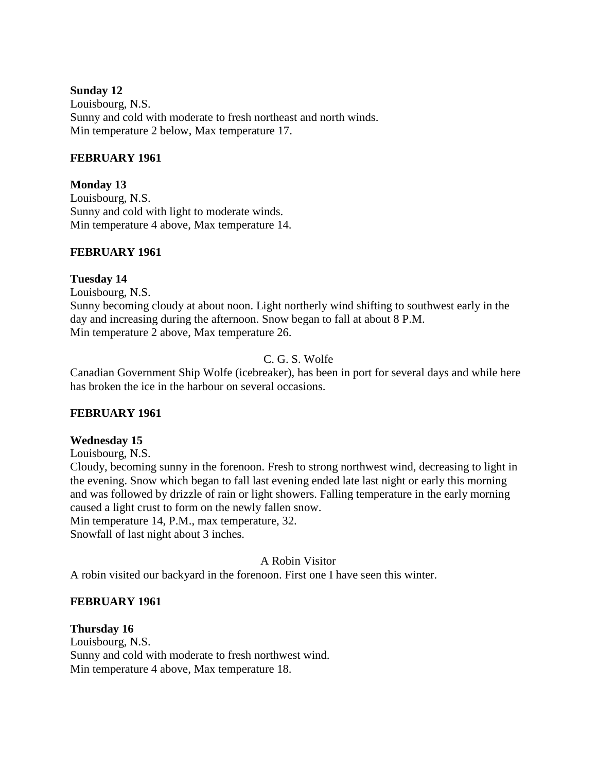**Sunday 12**
Louisbourg, N.S.
Sunny and cold with moderate to fresh northeast and north winds.
Min temperature 2 below, Max temperature 17.

**FEBRUARY 1961**

**Monday 13**
Louisbourg, N.S.
Sunny and cold with light to moderate winds.
Min temperature 4 above, Max temperature 14.

**FEBRUARY 1961**

**Tuesday 14**
Louisbourg, N.S.
Sunny becoming cloudy at about noon. Light northerly wind shifting to southwest early in the day and increasing during the afternoon. Snow began to fall at about 8 P.M.
Min temperature 2 above, Max temperature 26.

C. G. S. Wolfe

Canadian Government Ship Wolfe (icebreaker), has been in port for several days and while here has broken the ice in the harbour on several occasions.

**FEBRUARY 1961**

**Wednesday 15**
Louisbourg, N.S.
Cloudy, becoming sunny in the forenoon. Fresh to strong northwest wind, decreasing to light in the evening. Snow which began to fall last evening ended late last night or early this morning and was followed by drizzle of rain or light showers. Falling temperature in the early morning caused a light crust to form on the newly fallen snow.
Min temperature 14, P.M., max temperature, 32.
Snowfall of last night about 3 inches.

A Robin Visitor

A robin visited our backyard in the forenoon. First one I have seen this winter.

**FEBRUARY 1961**

**Thursday 16**
Louisbourg, N.S.
Sunny and cold with moderate to fresh northwest wind.
Min temperature 4 above, Max temperature 18.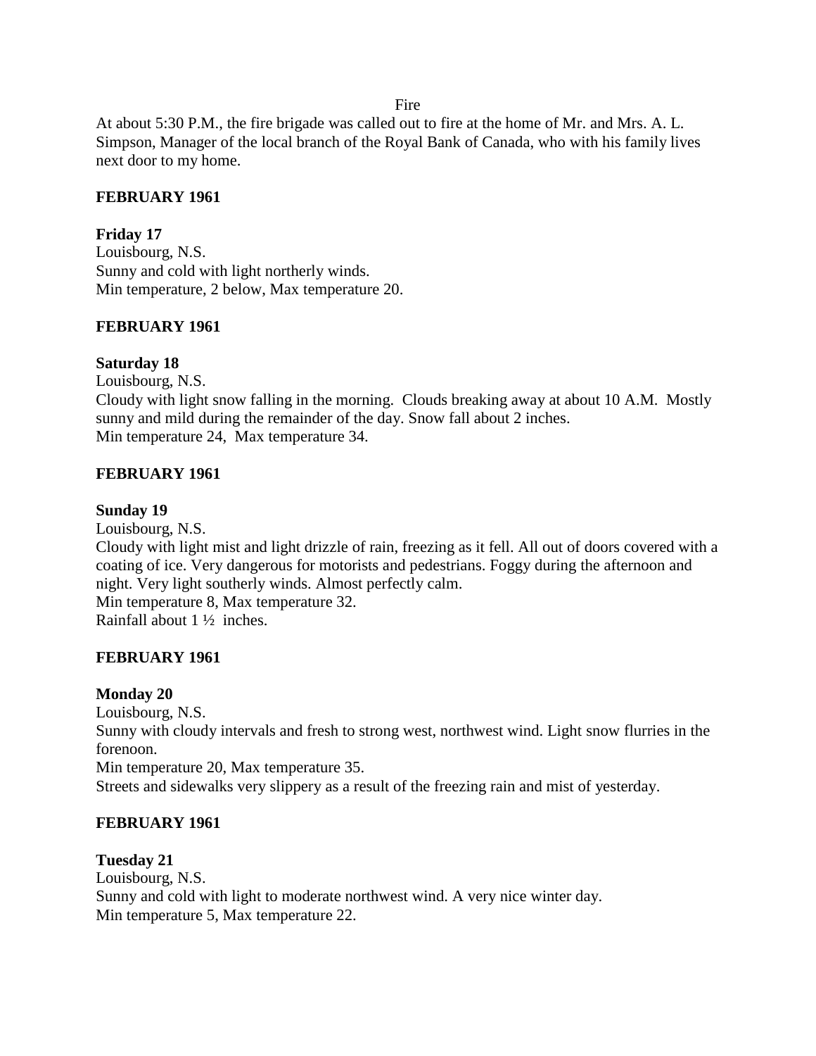Fire

At about 5:30 P.M., the fire brigade was called out to fire at the home of Mr. and Mrs. A. L. Simpson, Manager of the local branch of the Royal Bank of Canada, who with his family lives next door to my home.

**FEBRUARY 1961**

**Friday 17**
Louisbourg, N.S.
Sunny and cold with light northerly winds.
Min temperature, 2 below, Max temperature 20.

**FEBRUARY 1961**

**Saturday 18**
Louisbourg, N.S.
Cloudy with light snow falling in the morning. Clouds breaking away at about 10 A.M. Mostly sunny and mild during the remainder of the day. Snow fall about 2 inches.
Min temperature 24, Max temperature 34.

**FEBRUARY 1961**

**Sunday 19**
Louisbourg, N.S.
Cloudy with light mist and light drizzle of rain, freezing as it fell. All out of doors covered with a coating of ice. Very dangerous for motorists and pedestrians. Foggy during the afternoon and night. Very light southerly winds. Almost perfectly calm.
Min temperature 8, Max temperature 32.
Rainfall about 1 ½ inches.

**FEBRUARY 1961**

**Monday 20**
Louisbourg, N.S.
Sunny with cloudy intervals and fresh to strong west, northwest wind. Light snow flurries in the forenoon.
Min temperature 20, Max temperature 35.
Streets and sidewalks very slippery as a result of the freezing rain and mist of yesterday.

**FEBRUARY 1961**

**Tuesday 21**
Louisbourg, N.S.
Sunny and cold with light to moderate northwest wind. A very nice winter day.
Min temperature 5, Max temperature 22.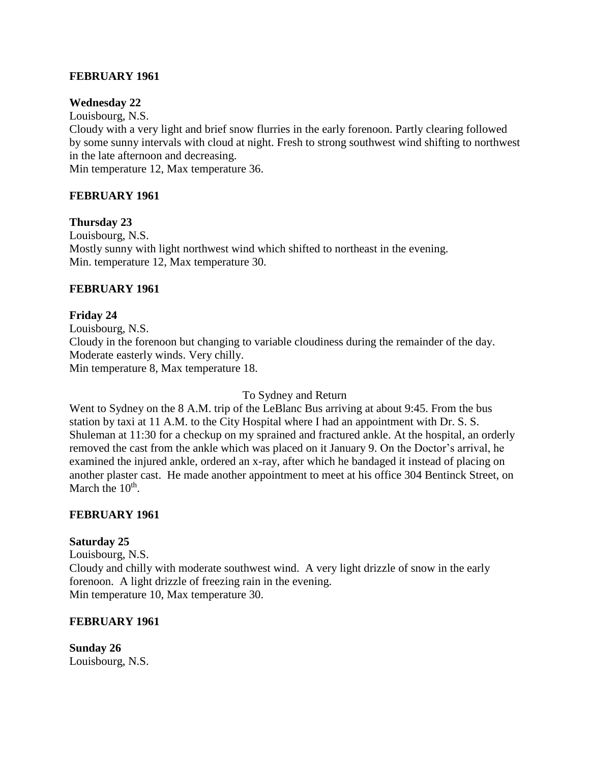**FEBRUARY 1961**

**Wednesday 22**

Louisbourg, N.S.

Cloudy with a very light and brief snow flurries in the early forenoon. Partly clearing followed by some sunny intervals with cloud at night. Fresh to strong southwest wind shifting to northwest in the late afternoon and decreasing.

Min temperature 12, Max temperature 36.

**FEBRUARY 1961**

**Thursday 23**

Louisbourg, N.S.

Mostly sunny with light northwest wind which shifted to northeast in the evening.

Min. temperature 12, Max temperature 30.

**FEBRUARY 1961**

**Friday 24**

Louisbourg, N.S.

Cloudy in the forenoon but changing to variable cloudiness during the remainder of the day. Moderate easterly winds. Very chilly.

Min temperature 8, Max temperature 18.

To Sydney and Return

Went to Sydney on the 8 A.M. trip of the LeBlanc Bus arriving at about 9:45. From the bus station by taxi at 11 A.M. to the City Hospital where I had an appointment with Dr. S. S. Shuleman at 11:30 for a checkup on my sprained and fractured ankle. At the hospital, an orderly removed the cast from the ankle which was placed on it January 9. On the Doctor's arrival, he examined the injured ankle, ordered an x-ray, after which he bandaged it instead of placing on another plaster cast. He made another appointment to meet at his office 304 Bentinck Street, on March the 10th.

**FEBRUARY 1961**

**Saturday 25**

Louisbourg, N.S.

Cloudy and chilly with moderate southwest wind. A very light drizzle of snow in the early forenoon. A light drizzle of freezing rain in the evening.

Min temperature 10, Max temperature 30.

**FEBRUARY 1961**

**Sunday 26**

Louisbourg, N.S.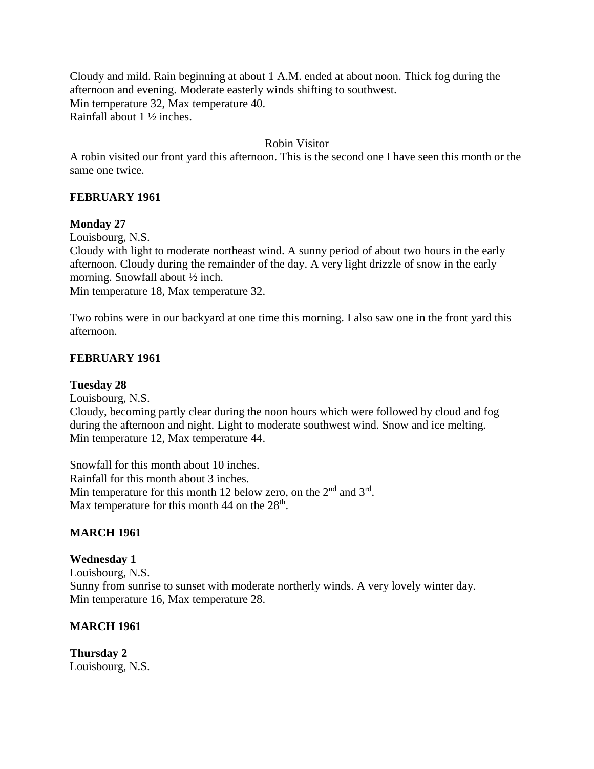Cloudy and mild. Rain beginning at about 1 A.M. ended at about noon. Thick fog during the afternoon and evening. Moderate easterly winds shifting to southwest.
Min temperature 32, Max temperature 40.
Rainfall about 1 ½ inches.

Robin Visitor

A robin visited our front yard this afternoon. This is the second one I have seen this month or the same one twice.

**FEBRUARY 1961**

**Monday 27**
Louisbourg, N.S.
Cloudy with light to moderate northeast wind. A sunny period of about two hours in the early afternoon. Cloudy during the remainder of the day. A very light drizzle of snow in the early morning. Snowfall about ½ inch.
Min temperature 18, Max temperature 32.

Two robins were in our backyard at one time this morning. I also saw one in the front yard this afternoon.

**FEBRUARY 1961**

**Tuesday 28**
Louisbourg, N.S.
Cloudy, becoming partly clear during the noon hours which were followed by cloud and fog during the afternoon and night. Light to moderate southwest wind. Snow and ice melting.
Min temperature 12, Max temperature 44.

Snowfall for this month about 10 inches.
Rainfall for this month about 3 inches.
Min temperature for this month 12 below zero, on the 2nd and 3rd.
Max temperature for this month 44 on the 28th.

**MARCH 1961**

**Wednesday 1**
Louisbourg, N.S.
Sunny from sunrise to sunset with moderate northerly winds. A very lovely winter day.
Min temperature 16, Max temperature 28.

**MARCH 1961**

**Thursday 2**
Louisbourg, N.S.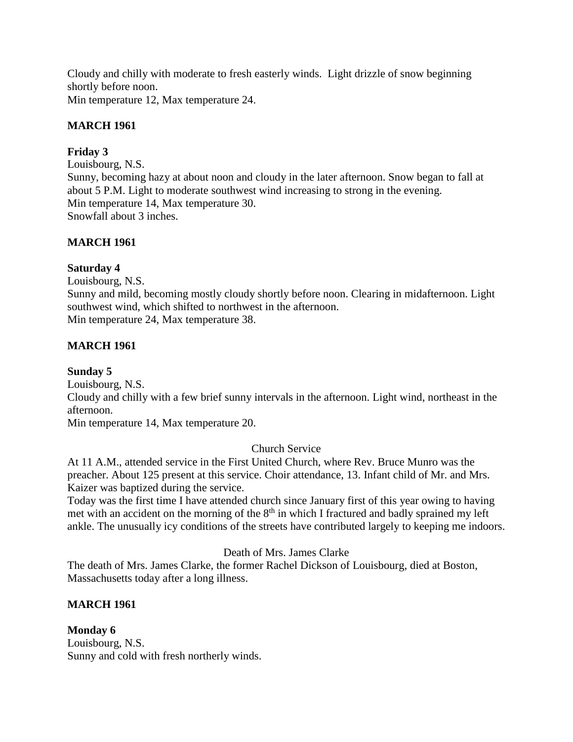Cloudy and chilly with moderate to fresh easterly winds. Light drizzle of snow beginning shortly before noon.
Min temperature 12, Max temperature 24.

**MARCH 1961**

**Friday 3**
Louisbourg, N.S.
Sunny, becoming hazy at about noon and cloudy in the later afternoon. Snow began to fall at about 5 P.M. Light to moderate southwest wind increasing to strong in the evening.
Min temperature 14, Max temperature 30.
Snowfall about 3 inches.

**MARCH 1961**

**Saturday 4**
Louisbourg, N.S.
Sunny and mild, becoming mostly cloudy shortly before noon. Clearing in midafternoon. Light southwest wind, which shifted to northwest in the afternoon.
Min temperature 24, Max temperature 38.

**MARCH 1961**

**Sunday 5**
Louisbourg, N.S.
Cloudy and chilly with a few brief sunny intervals in the afternoon. Light wind, northeast in the afternoon.
Min temperature 14, Max temperature 20.

Church Service

At 11 A.M., attended service in the First United Church, where Rev. Bruce Munro was the preacher. About 125 present at this service. Choir attendance, 13. Infant child of Mr. and Mrs. Kaizer was baptized during the service.
Today was the first time I have attended church since January first of this year owing to having met with an accident on the morning of the 8th in which I fractured and badly sprained my left ankle. The unusually icy conditions of the streets have contributed largely to keeping me indoors.

Death of Mrs. James Clarke

The death of Mrs. James Clarke, the former Rachel Dickson of Louisbourg, died at Boston, Massachusetts today after a long illness.

**MARCH 1961**

**Monday 6**
Louisbourg, N.S.
Sunny and cold with fresh northerly winds.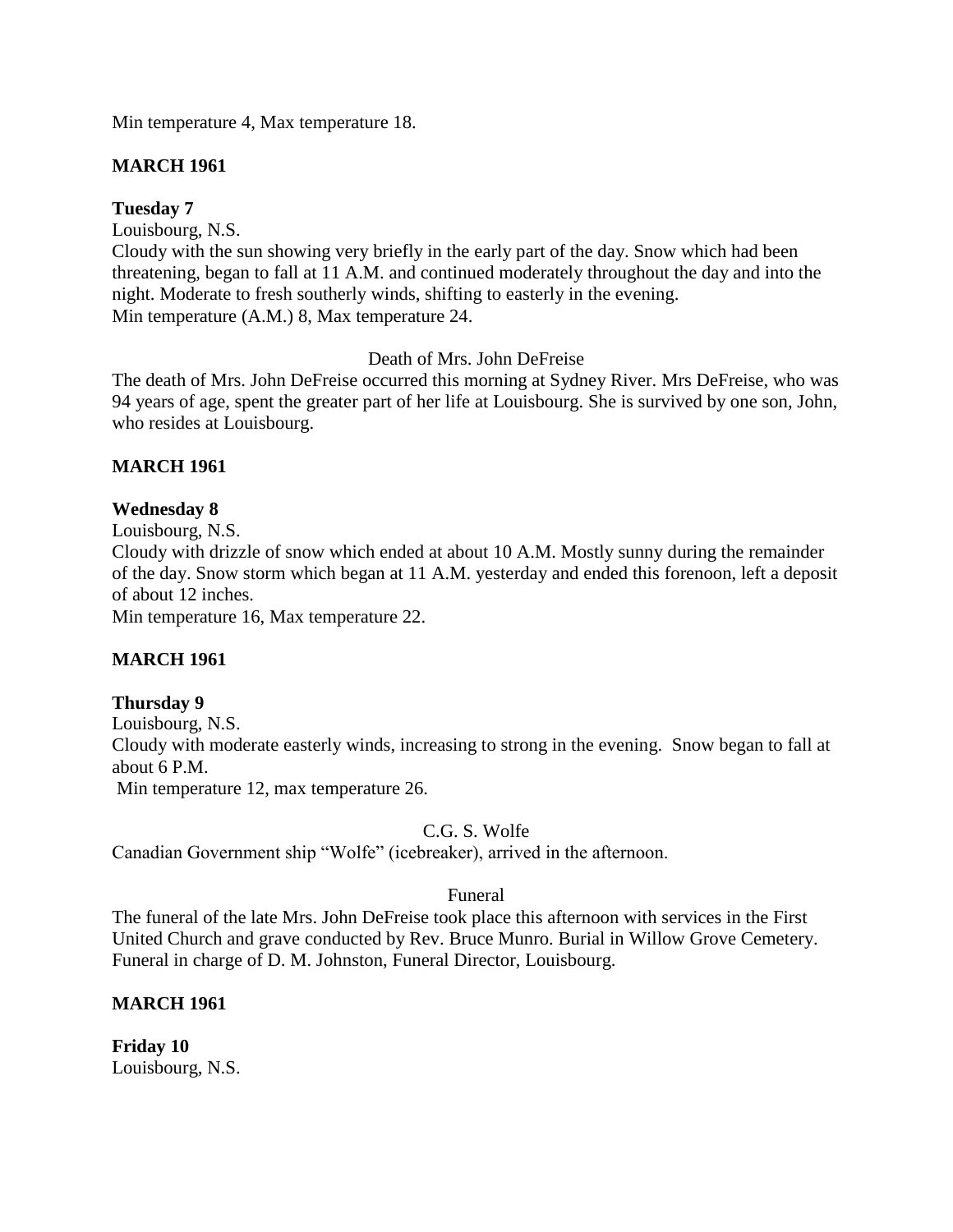Min temperature 4, Max temperature 18.

**MARCH 1961**

**Tuesday 7**

Louisbourg, N.S.

Cloudy with the sun showing very briefly in the early part of the day. Snow which had been threatening, began to fall at 11 A.M. and continued moderately throughout the day and into the night. Moderate to fresh southerly winds, shifting to easterly in the evening.

Min temperature (A.M.) 8, Max temperature 24.

Death of Mrs. John DeFreise

The death of Mrs. John DeFreise occurred this morning at Sydney River. Mrs DeFreise, who was 94 years of age, spent the greater part of her life at Louisbourg. She is survived by one son, John, who resides at Louisbourg.

**MARCH 1961**

**Wednesday 8**

Louisbourg, N.S.

Cloudy with drizzle of snow which ended at about 10 A.M. Mostly sunny during the remainder of the day. Snow storm which began at 11 A.M. yesterday and ended this forenoon, left a deposit of about 12 inches.

Min temperature 16, Max temperature 22.

**MARCH 1961**

**Thursday 9**

Louisbourg, N.S.

Cloudy with moderate easterly winds, increasing to strong in the evening. Snow began to fall at about 6 P.M.

Min temperature 12, max temperature 26.

C.G. S. Wolfe

Canadian Government ship "Wolfe" (icebreaker), arrived in the afternoon.

Funeral

The funeral of the late Mrs. John DeFreise took place this afternoon with services in the First United Church and grave conducted by Rev. Bruce Munro. Burial in Willow Grove Cemetery. Funeral in charge of D. M. Johnston, Funeral Director, Louisbourg.

**MARCH 1961**

**Friday 10**

Louisbourg, N.S.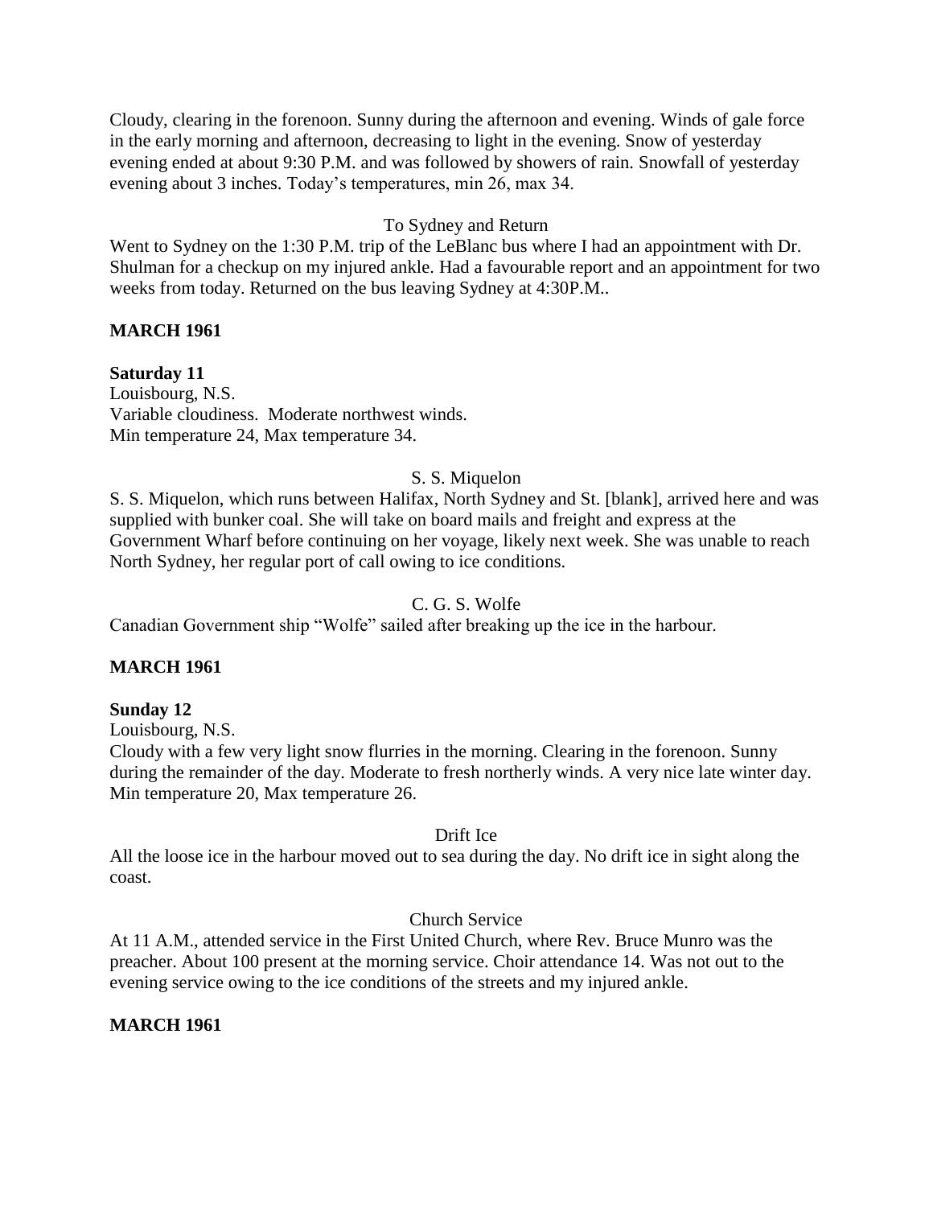Cloudy, clearing in the forenoon. Sunny during the afternoon and evening. Winds of gale force in the early morning and afternoon, decreasing to light in the evening. Snow of yesterday evening ended at about 9:30 P.M. and was followed by showers of rain. Snowfall of yesterday evening about 3 inches. Today's temperatures, min 26, max 34.

To Sydney and Return

Went to Sydney on the 1:30 P.M. trip of the LeBlanc bus where I had an appointment with Dr. Shulman for a checkup on my injured ankle. Had a favourable report and an appointment for two weeks from today. Returned on the bus leaving Sydney at 4:30P.M..

**MARCH 1961**

**Saturday 11**

Louisbourg, N.S.
Variable cloudiness. Moderate northwest winds.
Min temperature 24, Max temperature 34.

S. S. Miquelon

S. S. Miquelon, which runs between Halifax, North Sydney and St. [blank], arrived here and was supplied with bunker coal. She will take on board mails and freight and express at the Government Wharf before continuing on her voyage, likely next week. She was unable to reach North Sydney, her regular port of call owing to ice conditions.

C. G. S. Wolfe

Canadian Government ship "Wolfe" sailed after breaking up the ice in the harbour.

**MARCH 1961**

**Sunday 12**

Louisbourg, N.S.
Cloudy with a few very light snow flurries in the morning. Clearing in the forenoon. Sunny during the remainder of the day. Moderate to fresh northerly winds. A very nice late winter day. Min temperature 20, Max temperature 26.

Drift Ice

All the loose ice in the harbour moved out to sea during the day. No drift ice in sight along the coast.

Church Service

At 11 A.M., attended service in the First United Church, where Rev. Bruce Munro was the preacher. About 100 present at the morning service. Choir attendance 14. Was not out to the evening service owing to the ice conditions of the streets and my injured ankle.

**MARCH 1961**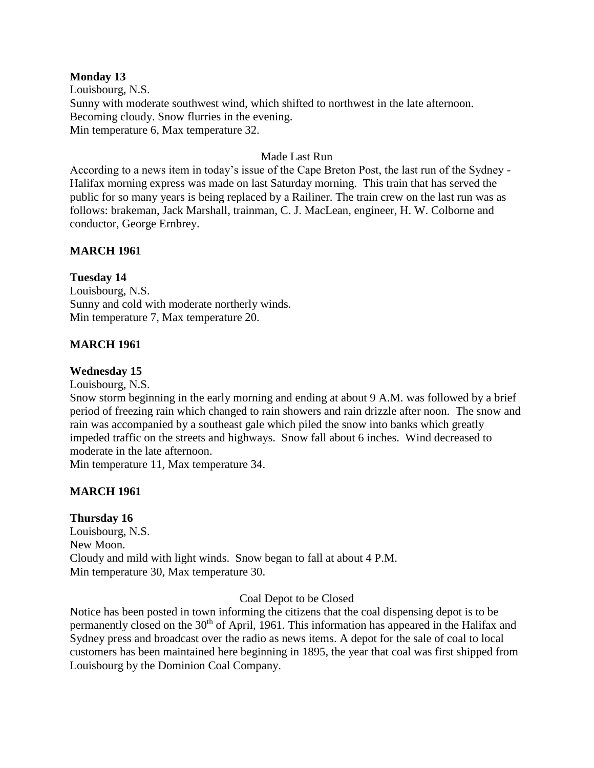**Monday 13**

Louisbourg, N.S.
Sunny with moderate southwest wind, which shifted to northwest in the late afternoon. Becoming cloudy. Snow flurries in the evening.
Min temperature 6, Max temperature 32.

Made Last Run

According to a news item in today's issue of the Cape Breton Post, the last run of the Sydney - Halifax morning express was made on last Saturday morning. This train that has served the public for so many years is being replaced by a Railiner. The train crew on the last run was as follows: brakeman, Jack Marshall, trainman, C. J. MacLean, engineer, H. W. Colborne and conductor, George Ernbrey.

**MARCH 1961**

**Tuesday 14**

Louisbourg, N.S.
Sunny and cold with moderate northerly winds.
Min temperature 7, Max temperature 20.

**MARCH 1961**

**Wednesday 15**

Louisbourg, N.S.
Snow storm beginning in the early morning and ending at about 9 A.M. was followed by a brief period of freezing rain which changed to rain showers and rain drizzle after noon. The snow and rain was accompanied by a southeast gale which piled the snow into banks which greatly impeded traffic on the streets and highways. Snow fall about 6 inches. Wind decreased to moderate in the late afternoon.
Min temperature 11, Max temperature 34.

**MARCH 1961**

**Thursday 16**

Louisbourg, N.S.
New Moon.
Cloudy and mild with light winds. Snow began to fall at about 4 P.M.
Min temperature 30, Max temperature 30.

Coal Depot to be Closed

Notice has been posted in town informing the citizens that the coal dispensing depot is to be permanently closed on the 30th of April, 1961. This information has appeared in the Halifax and Sydney press and broadcast over the radio as news items. A depot for the sale of coal to local customers has been maintained here beginning in 1895, the year that coal was first shipped from Louisbourg by the Dominion Coal Company.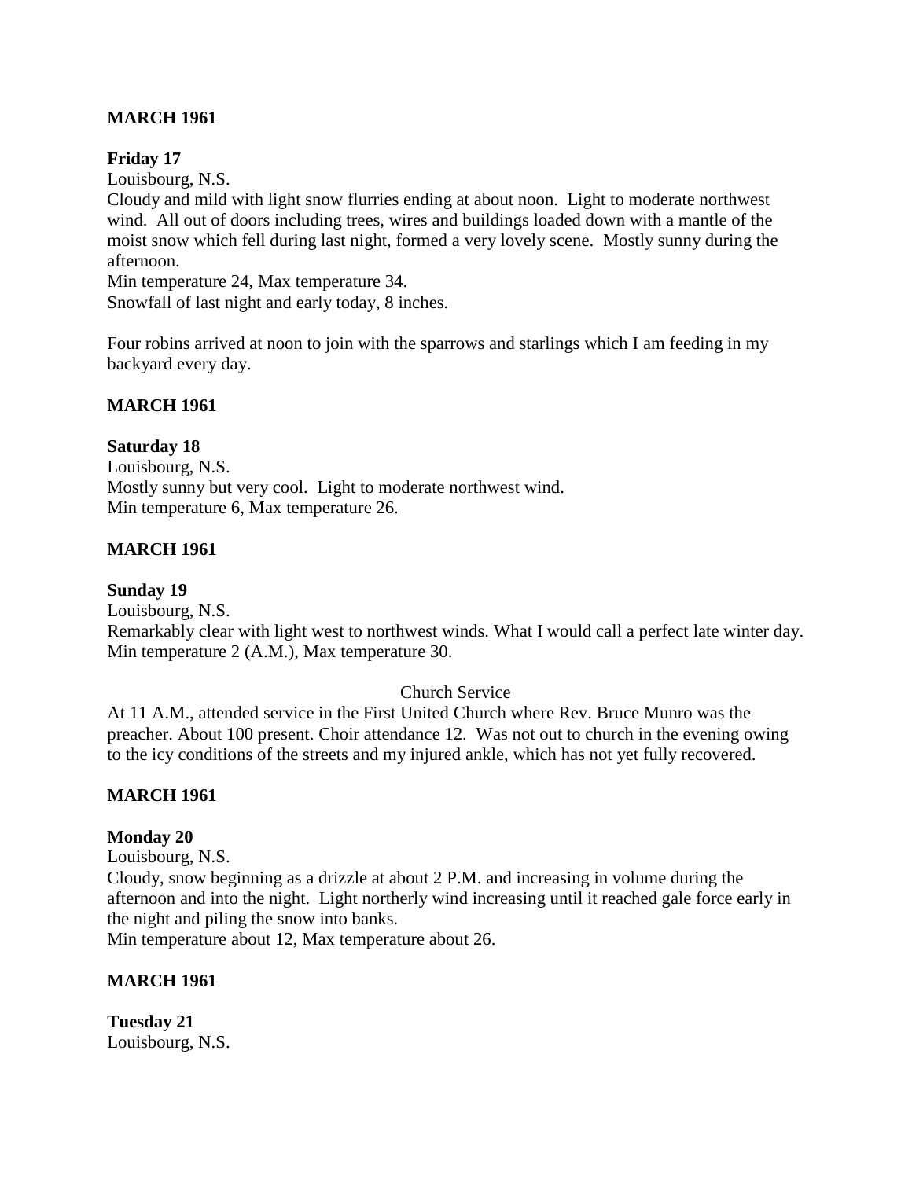**MARCH 1961**

**Friday 17**

Louisbourg, N.S.
Cloudy and mild with light snow flurries ending at about noon. Light to moderate northwest wind. All out of doors including trees, wires and buildings loaded down with a mantle of the moist snow which fell during last night, formed a very lovely scene. Mostly sunny during the afternoon.
Min temperature 24, Max temperature 34.
Snowfall of last night and early today, 8 inches.

Four robins arrived at noon to join with the sparrows and starlings which I am feeding in my backyard every day.

**MARCH 1961**

**Saturday 18**

Louisbourg, N.S.
Mostly sunny but very cool. Light to moderate northwest wind.
Min temperature 6, Max temperature 26.

**MARCH 1961**

**Sunday 19**

Louisbourg, N.S.
Remarkably clear with light west to northwest winds. What I would call a perfect late winter day.
Min temperature 2 (A.M.), Max temperature 30.

Church Service

At 11 A.M., attended service in the First United Church where Rev. Bruce Munro was the preacher. About 100 present. Choir attendance 12. Was not out to church in the evening owing to the icy conditions of the streets and my injured ankle, which has not yet fully recovered.

**MARCH 1961**

**Monday 20**

Louisbourg, N.S.
Cloudy, snow beginning as a drizzle at about 2 P.M. and increasing in volume during the afternoon and into the night. Light northerly wind increasing until it reached gale force early in the night and piling the snow into banks.
Min temperature about 12, Max temperature about 26.

**MARCH 1961**

**Tuesday 21**

Louisbourg, N.S.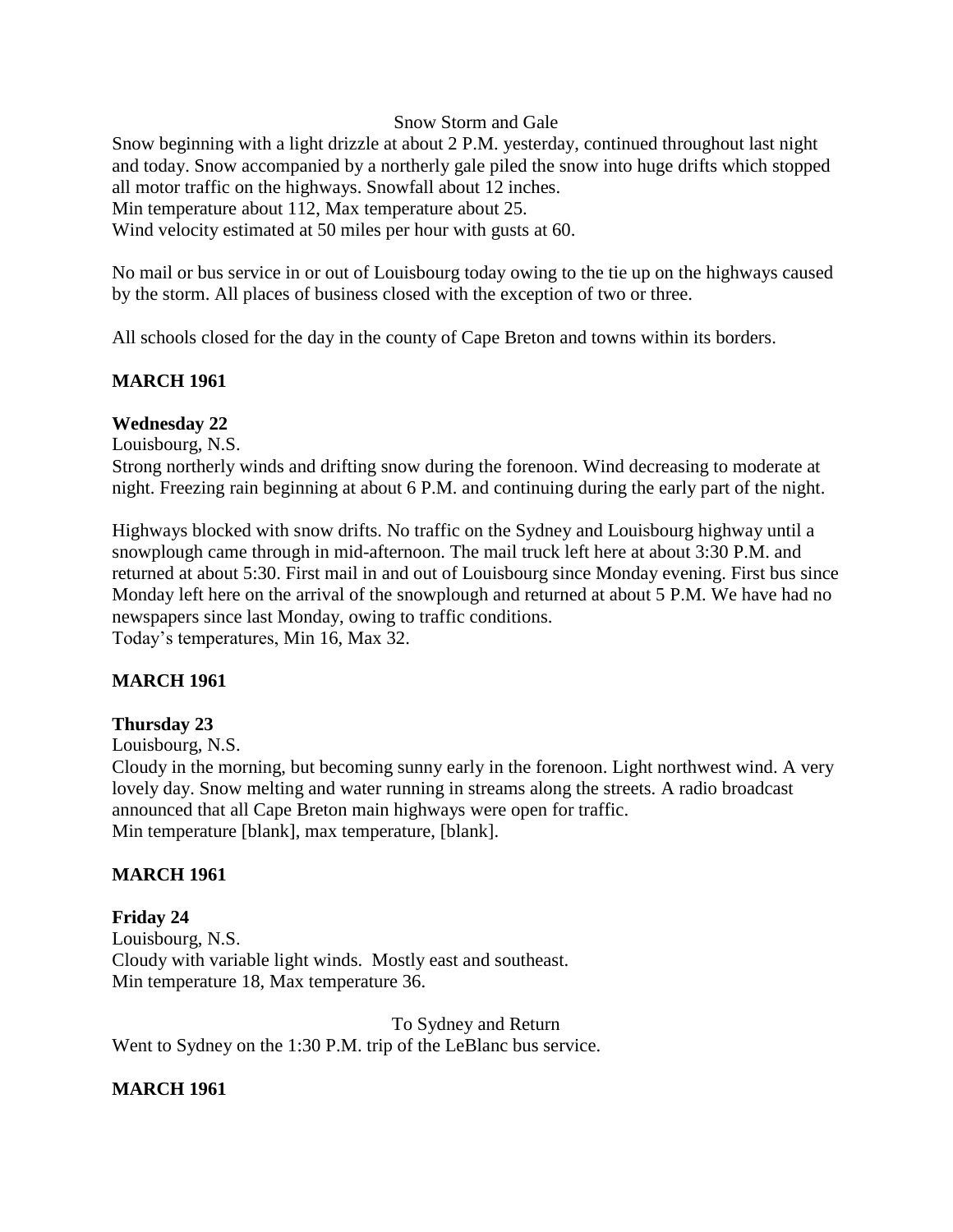Snow Storm and Gale

Snow beginning with a light drizzle at about 2 P.M. yesterday, continued throughout last night and today. Snow accompanied by a northerly gale piled the snow into huge drifts which stopped all motor traffic on the highways. Snowfall about 12 inches.
Min temperature about 112, Max temperature about 25.
Wind velocity estimated at 50 miles per hour with gusts at 60.

No mail or bus service in or out of Louisbourg today owing to the tie up on the highways caused by the storm. All places of business closed with the exception of two or three.

All schools closed for the day in the county of Cape Breton and towns within its borders.

**MARCH 1961**

**Wednesday 22**
Louisbourg, N.S.
Strong northerly winds and drifting snow during the forenoon. Wind decreasing to moderate at night. Freezing rain beginning at about 6 P.M. and continuing during the early part of the night.

Highways blocked with snow drifts. No traffic on the Sydney and Louisbourg highway until a snowplough came through in mid-afternoon. The mail truck left here at about 3:30 P.M. and returned at about 5:30. First mail in and out of Louisbourg since Monday evening. First bus since Monday left here on the arrival of the snowplough and returned at about 5 P.M. We have had no newspapers since last Monday, owing to traffic conditions.
Today's temperatures, Min 16, Max 32.

**MARCH 1961**

**Thursday 23**
Louisbourg, N.S.
Cloudy in the morning, but becoming sunny early in the forenoon. Light northwest wind. A very lovely day. Snow melting and water running in streams along the streets. A radio broadcast announced that all Cape Breton main highways were open for traffic.
Min temperature [blank], max temperature, [blank].

**MARCH 1961**

**Friday 24**
Louisbourg, N.S.
Cloudy with variable light winds. Mostly east and southeast.
Min temperature 18, Max temperature 36.

To Sydney and Return

Went to Sydney on the 1:30 P.M. trip of the LeBlanc bus service.

**MARCH 1961**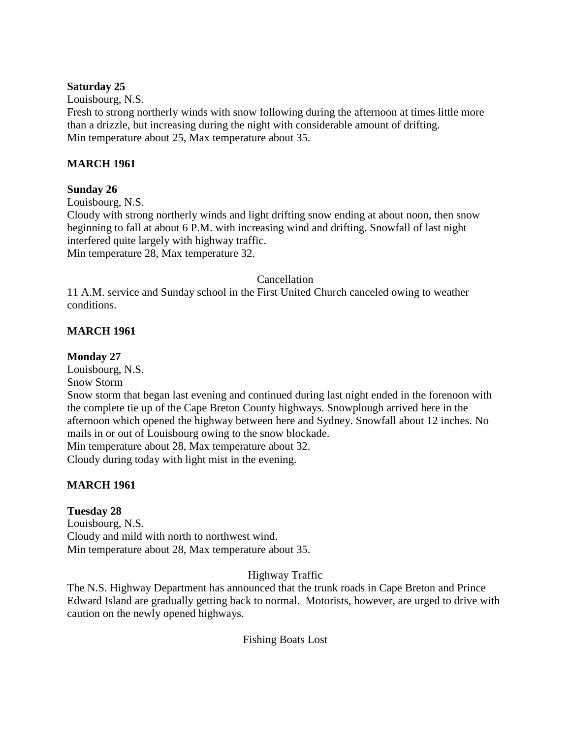**Saturday 25**
Louisbourg, N.S.
Fresh to strong northerly winds with snow following during the afternoon at times little more than a drizzle, but increasing during the night with considerable amount of drifting.
Min temperature about 25, Max temperature about 35.

**MARCH 1961**

**Sunday 26**
Louisbourg, N.S.
Cloudy with strong northerly winds and light drifting snow ending at about noon, then snow beginning to fall at about 6 P.M. with increasing wind and drifting. Snowfall of last night interfered quite largely with highway traffic.
Min temperature 28, Max temperature 32.

Cancellation

11 A.M. service and Sunday school in the First United Church canceled owing to weather conditions.

**MARCH 1961**

**Monday 27**
Louisbourg, N.S.
Snow Storm
Snow storm that began last evening and continued during last night ended in the forenoon with the complete tie up of the Cape Breton County highways. Snowplough arrived here in the afternoon which opened the highway between here and Sydney. Snowfall about 12 inches. No mails in or out of Louisbourg owing to the snow blockade.
Min temperature about 28, Max temperature about 32.
Cloudy during today with light mist in the evening.

**MARCH 1961**

**Tuesday 28**
Louisbourg, N.S.
Cloudy and mild with north to northwest wind.
Min temperature about 28, Max temperature about 35.

Highway Traffic

The N.S. Highway Department has announced that the trunk roads in Cape Breton and Prince Edward Island are gradually getting back to normal. Motorists, however, are urged to drive with caution on the newly opened highways.

Fishing Boats Lost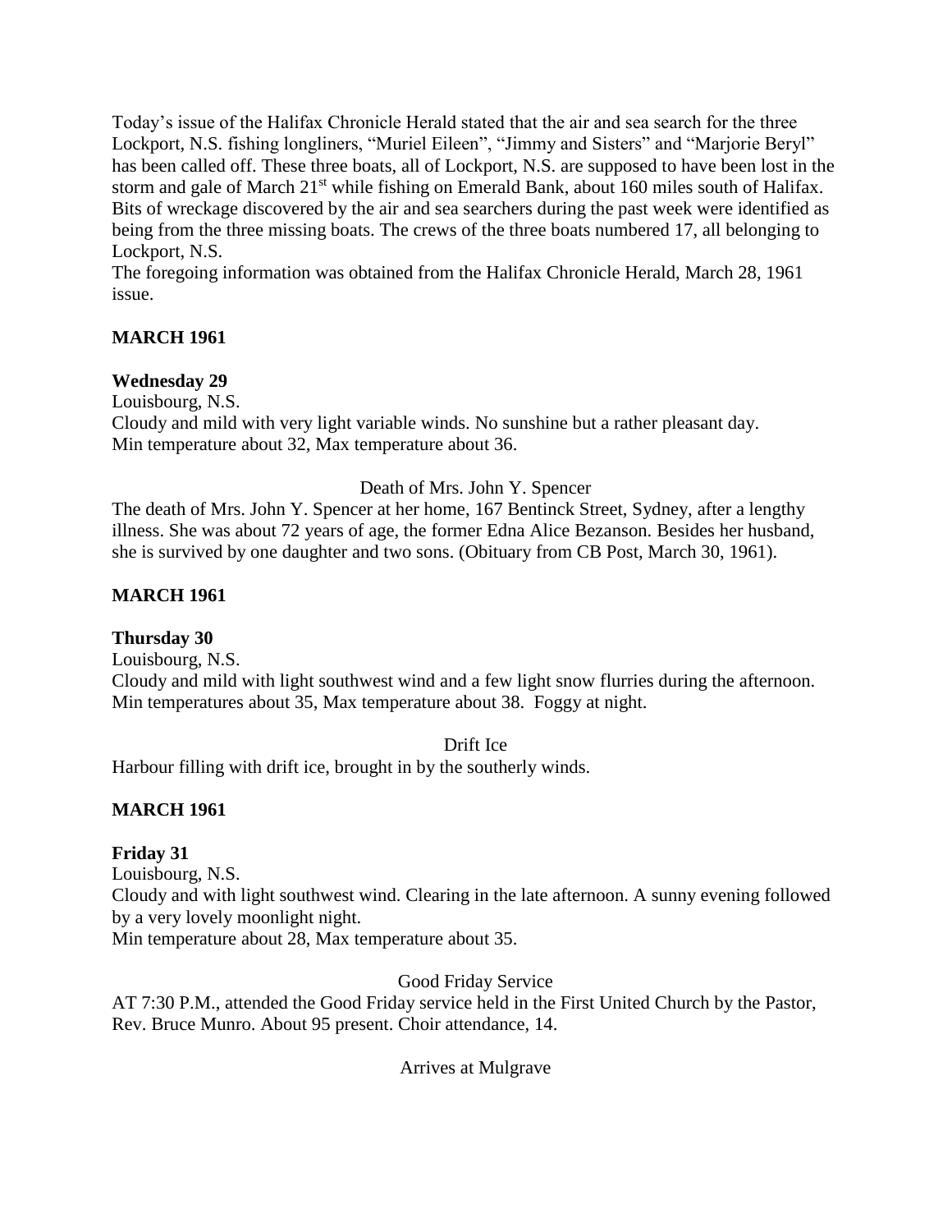Today's issue of the Halifax Chronicle Herald stated that the air and sea search for the three Lockport, N.S. fishing longliners, "Muriel Eileen", "Jimmy and Sisters" and "Marjorie Beryl" has been called off. These three boats, all of Lockport, N.S. are supposed to have been lost in the storm and gale of March 21st while fishing on Emerald Bank, about 160 miles south of Halifax. Bits of wreckage discovered by the air and sea searchers during the past week were identified as being from the three missing boats. The crews of the three boats numbered 17, all belonging to Lockport, N.S.

The foregoing information was obtained from the Halifax Chronicle Herald, March 28, 1961 issue.

**MARCH 1961**

**Wednesday 29**

Louisbourg, N.S.

Cloudy and mild with very light variable winds. No sunshine but a rather pleasant day.

Min temperature about 32, Max temperature about 36.

Death of Mrs. John Y. Spencer

The death of Mrs. John Y. Spencer at her home, 167 Bentinck Street, Sydney, after a lengthy illness. She was about 72 years of age, the former Edna Alice Bezanson. Besides her husband, she is survived by one daughter and two sons. (Obituary from CB Post, March 30, 1961).

**MARCH 1961**

**Thursday 30**

Louisbourg, N.S.

Cloudy and mild with light southwest wind and a few light snow flurries during the afternoon.

Min temperatures about 35, Max temperature about 38. Foggy at night.

Drift Ice

Harbour filling with drift ice, brought in by the southerly winds.

**MARCH 1961**

**Friday 31**

Louisbourg, N.S.

Cloudy and with light southwest wind. Clearing in the late afternoon. A sunny evening followed by a very lovely moonlight night.

Min temperature about 28, Max temperature about 35.

Good Friday Service

AT 7:30 P.M., attended the Good Friday service held in the First United Church by the Pastor, Rev. Bruce Munro. About 95 present. Choir attendance, 14.

Arrives at Mulgrave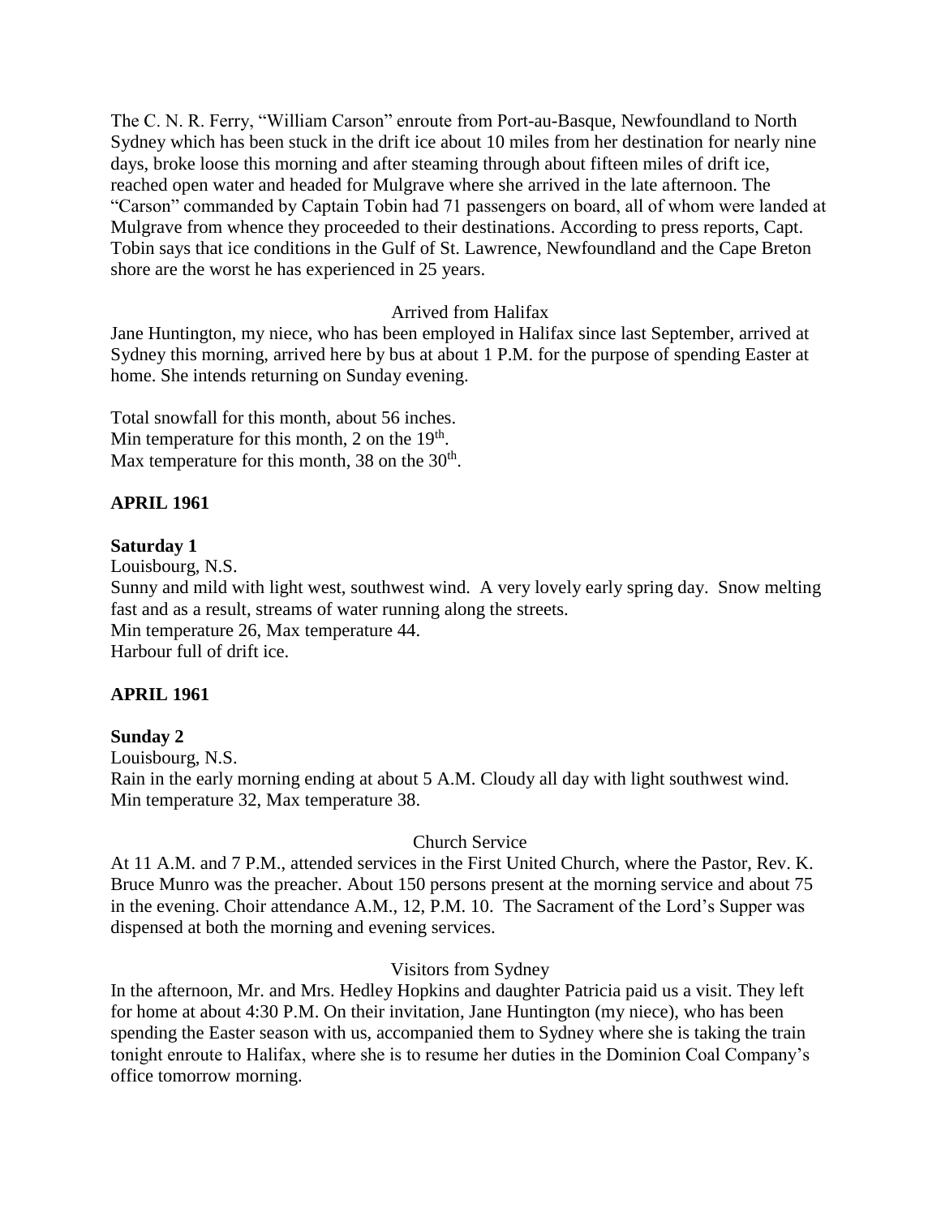The C. N. R. Ferry, "William Carson" enroute from Port-au-Basque, Newfoundland to North Sydney which has been stuck in the drift ice about 10 miles from her destination for nearly nine days, broke loose this morning and after steaming through about fifteen miles of drift ice, reached open water and headed for Mulgrave where she arrived in the late afternoon. The "Carson" commanded by Captain Tobin had 71 passengers on board, all of whom were landed at Mulgrave from whence they proceeded to their destinations. According to press reports, Capt. Tobin says that ice conditions in the Gulf of St. Lawrence, Newfoundland and the Cape Breton shore are the worst he has experienced in 25 years.

Arrived from Halifax

Jane Huntington, my niece, who has been employed in Halifax since last September, arrived at Sydney this morning, arrived here by bus at about 1 P.M. for the purpose of spending Easter at home. She intends returning on Sunday evening.

Total snowfall for this month, about 56 inches.
Min temperature for this month, 2 on the 19th.
Max temperature for this month, 38 on the 30th.

**APRIL 1961**

**Saturday 1**

Louisbourg, N.S.
Sunny and mild with light west, southwest wind. A very lovely early spring day. Snow melting fast and as a result, streams of water running along the streets.
Min temperature 26, Max temperature 44.
Harbour full of drift ice.

**APRIL 1961**

**Sunday 2**

Louisbourg, N.S.
Rain in the early morning ending at about 5 A.M. Cloudy all day with light southwest wind.
Min temperature 32, Max temperature 38.

Church Service

At 11 A.M. and 7 P.M., attended services in the First United Church, where the Pastor, Rev. K. Bruce Munro was the preacher. About 150 persons present at the morning service and about 75 in the evening. Choir attendance A.M., 12, P.M. 10. The Sacrament of the Lord's Supper was dispensed at both the morning and evening services.

Visitors from Sydney

In the afternoon, Mr. and Mrs. Hedley Hopkins and daughter Patricia paid us a visit. They left for home at about 4:30 P.M. On their invitation, Jane Huntington (my niece), who has been spending the Easter season with us, accompanied them to Sydney where she is taking the train tonight enroute to Halifax, where she is to resume her duties in the Dominion Coal Company's office tomorrow morning.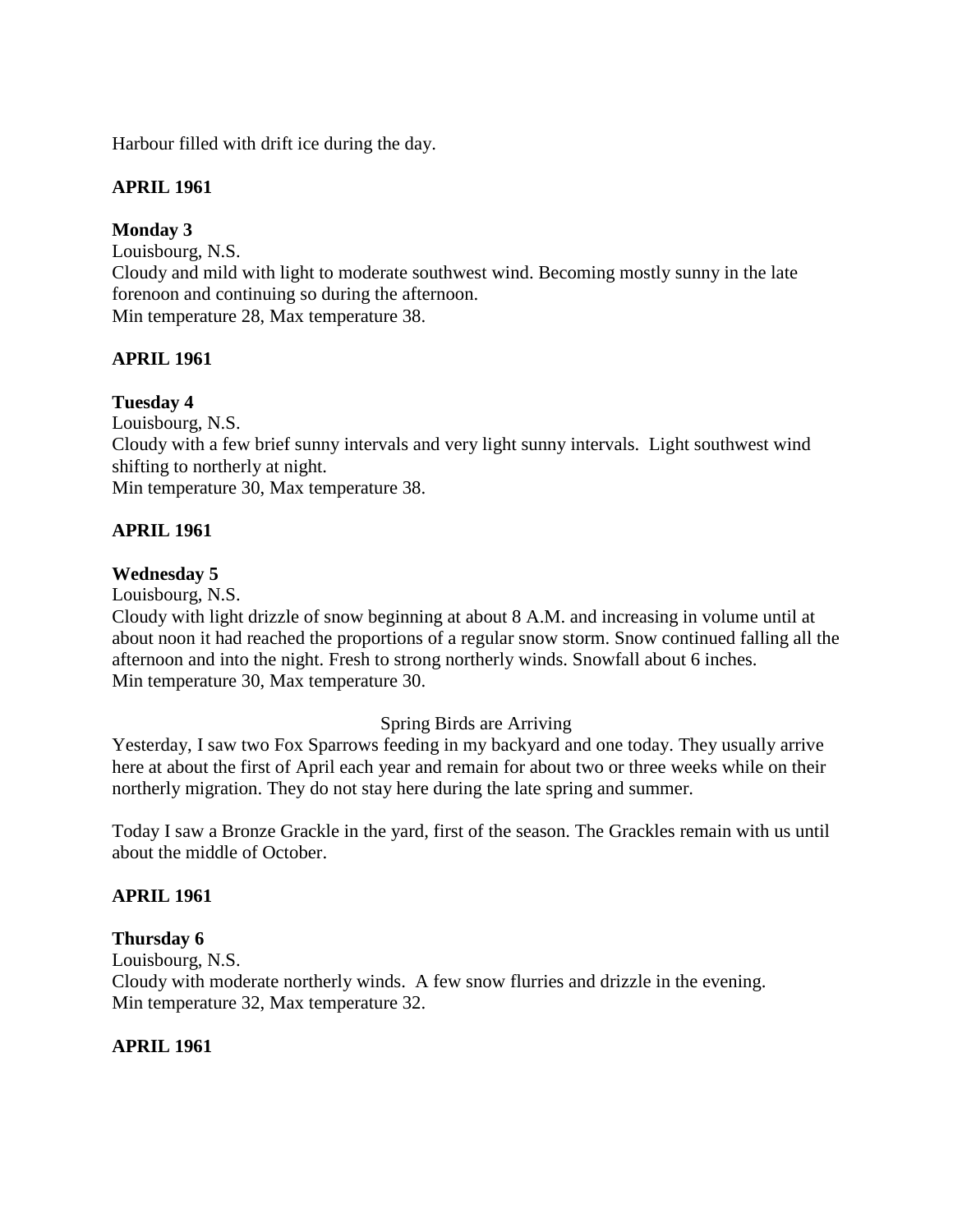Harbour filled with drift ice during the day.

**APRIL 1961**

**Monday 3**
Louisbourg, N.S.
Cloudy and mild with light to moderate southwest wind. Becoming mostly sunny in the late forenoon and continuing so during the afternoon.
Min temperature 28, Max temperature 38.

**APRIL 1961**

**Tuesday 4**
Louisbourg, N.S.
Cloudy with a few brief sunny intervals and very light sunny intervals. Light southwest wind shifting to northerly at night.
Min temperature 30, Max temperature 38.

**APRIL 1961**

**Wednesday 5**
Louisbourg, N.S.
Cloudy with light drizzle of snow beginning at about 8 A.M. and increasing in volume until at about noon it had reached the proportions of a regular snow storm. Snow continued falling all the afternoon and into the night. Fresh to strong northerly winds. Snowfall about 6 inches.
Min temperature 30, Max temperature 30.

Spring Birds are Arriving

Yesterday, I saw two Fox Sparrows feeding in my backyard and one today. They usually arrive here at about the first of April each year and remain for about two or three weeks while on their northerly migration. They do not stay here during the late spring and summer.

Today I saw a Bronze Grackle in the yard, first of the season. The Grackles remain with us until about the middle of October.

**APRIL 1961**

**Thursday 6**
Louisbourg, N.S.
Cloudy with moderate northerly winds. A few snow flurries and drizzle in the evening.
Min temperature 32, Max temperature 32.

**APRIL 1961**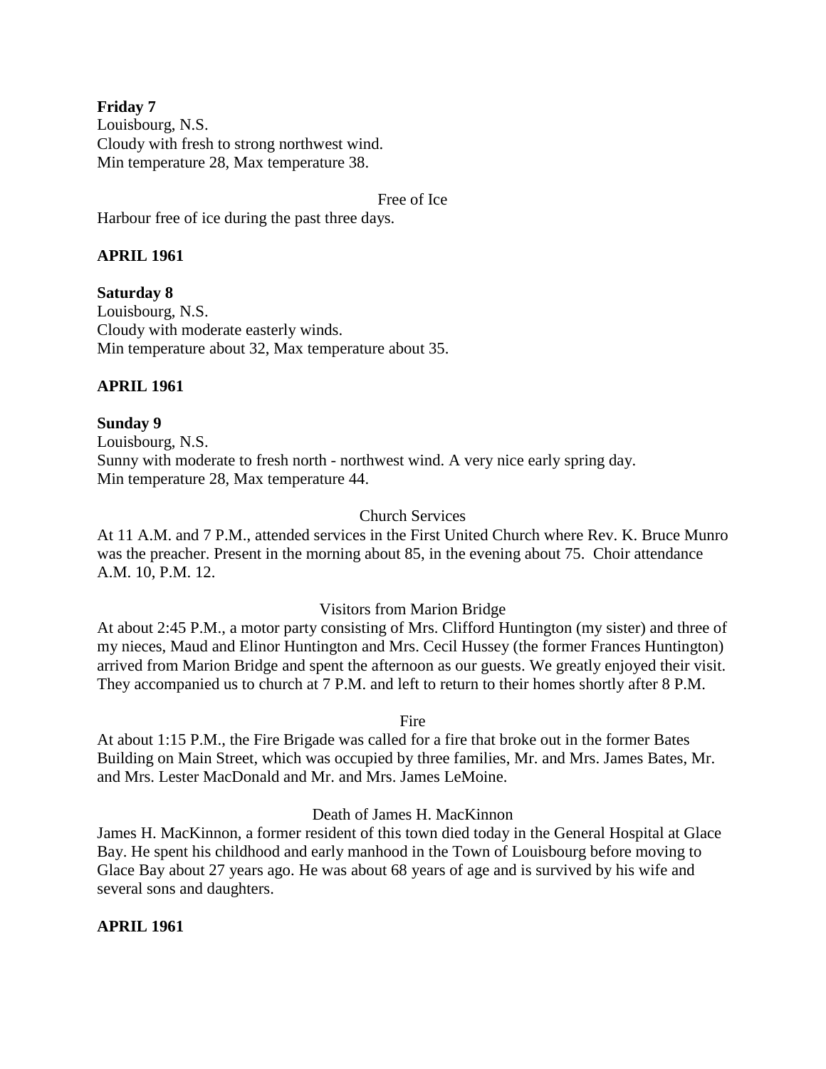**Friday 7**
Louisbourg, N.S.
Cloudy with fresh to strong northwest wind.
Min temperature 28, Max temperature 38.

Free of Ice

Harbour free of ice during the past three days.

**APRIL 1961**

**Saturday 8**
Louisbourg, N.S.
Cloudy with moderate easterly winds.
Min temperature about 32, Max temperature about 35.

**APRIL 1961**

**Sunday 9**
Louisbourg, N.S.
Sunny with moderate to fresh north - northwest wind. A very nice early spring day.
Min temperature 28, Max temperature 44.

Church Services

At 11 A.M. and 7 P.M., attended services in the First United Church where Rev. K. Bruce Munro was the preacher. Present in the morning about 85, in the evening about 75. Choir attendance A.M. 10, P.M. 12.

Visitors from Marion Bridge

At about 2:45 P.M., a motor party consisting of Mrs. Clifford Huntington (my sister) and three of my nieces, Maud and Elinor Huntington and Mrs. Cecil Hussey (the former Frances Huntington) arrived from Marion Bridge and spent the afternoon as our guests. We greatly enjoyed their visit. They accompanied us to church at 7 P.M. and left to return to their homes shortly after 8 P.M.

Fire

At about 1:15 P.M., the Fire Brigade was called for a fire that broke out in the former Bates Building on Main Street, which was occupied by three families, Mr. and Mrs. James Bates, Mr. and Mrs. Lester MacDonald and Mr. and Mrs. James LeMoine.

Death of James H. MacKinnon

James H. MacKinnon, a former resident of this town died today in the General Hospital at Glace Bay. He spent his childhood and early manhood in the Town of Louisbourg before moving to Glace Bay about 27 years ago. He was about 68 years of age and is survived by his wife and several sons and daughters.

**APRIL 1961**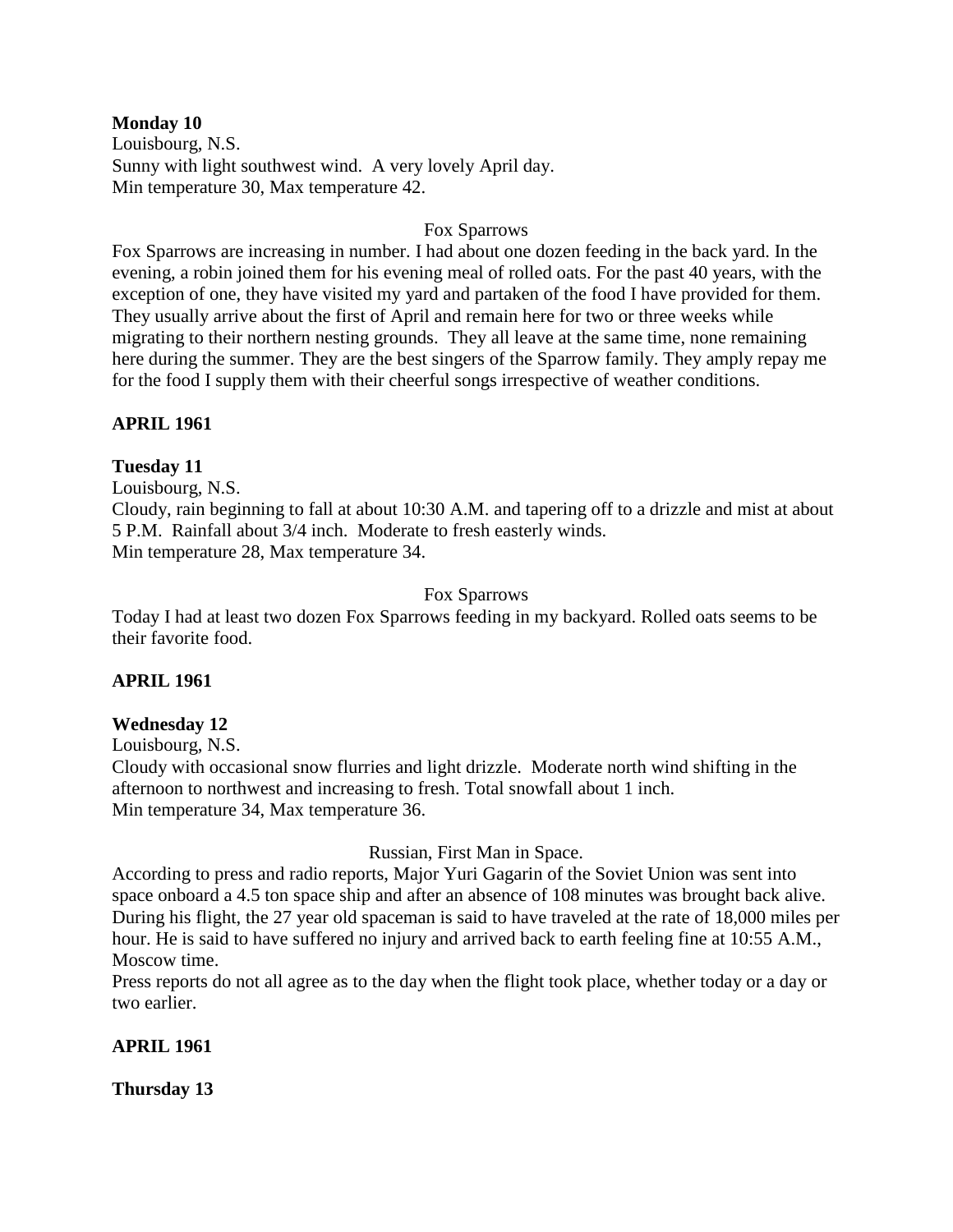**Monday 10**
Louisbourg, N.S.
Sunny with light southwest wind. A very lovely April day.
Min temperature 30, Max temperature 42.

Fox Sparrows

Fox Sparrows are increasing in number. I had about one dozen feeding in the back yard. In the evening, a robin joined them for his evening meal of rolled oats. For the past 40 years, with the exception of one, they have visited my yard and partaken of the food I have provided for them. They usually arrive about the first of April and remain here for two or three weeks while migrating to their northern nesting grounds. They all leave at the same time, none remaining here during the summer. They are the best singers of the Sparrow family. They amply repay me for the food I supply them with their cheerful songs irrespective of weather conditions.

**APRIL 1961**

**Tuesday 11**
Louisbourg, N.S.
Cloudy, rain beginning to fall at about 10:30 A.M. and tapering off to a drizzle and mist at about 5 P.M. Rainfall about 3/4 inch. Moderate to fresh easterly winds.
Min temperature 28, Max temperature 34.

Fox Sparrows

Today I had at least two dozen Fox Sparrows feeding in my backyard. Rolled oats seems to be their favorite food.

**APRIL 1961**

**Wednesday 12**
Louisbourg, N.S.
Cloudy with occasional snow flurries and light drizzle. Moderate north wind shifting in the afternoon to northwest and increasing to fresh. Total snowfall about 1 inch.
Min temperature 34, Max temperature 36.

Russian, First Man in Space.

According to press and radio reports, Major Yuri Gagarin of the Soviet Union was sent into space onboard a 4.5 ton space ship and after an absence of 108 minutes was brought back alive. During his flight, the 27 year old spaceman is said to have traveled at the rate of 18,000 miles per hour. He is said to have suffered no injury and arrived back to earth feeling fine at 10:55 A.M., Moscow time.
Press reports do not all agree as to the day when the flight took place, whether today or a day or two earlier.

**APRIL 1961**

**Thursday 13**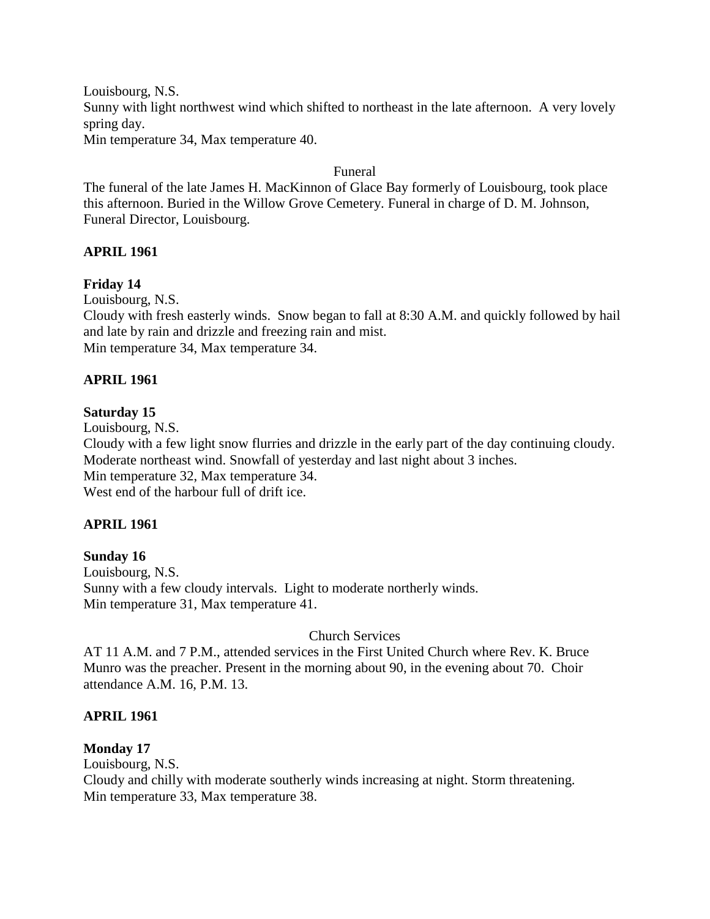Louisbourg, N.S.
Sunny with light northwest wind which shifted to northeast in the late afternoon. A very lovely spring day.
Min temperature 34, Max temperature 40.

Funeral

The funeral of the late James H. MacKinnon of Glace Bay formerly of Louisbourg, took place this afternoon. Buried in the Willow Grove Cemetery. Funeral in charge of D. M. Johnson, Funeral Director, Louisbourg.

**APRIL 1961**

**Friday 14**
Louisbourg, N.S.
Cloudy with fresh easterly winds. Snow began to fall at 8:30 A.M. and quickly followed by hail and late by rain and drizzle and freezing rain and mist.
Min temperature 34, Max temperature 34.

**APRIL 1961**

**Saturday 15**
Louisbourg, N.S.
Cloudy with a few light snow flurries and drizzle in the early part of the day continuing cloudy. Moderate northeast wind. Snowfall of yesterday and last night about 3 inches.
Min temperature 32, Max temperature 34.
West end of the harbour full of drift ice.

**APRIL 1961**

**Sunday 16**
Louisbourg, N.S.
Sunny with a few cloudy intervals. Light to moderate northerly winds.
Min temperature 31, Max temperature 41.

Church Services

AT 11 A.M. and 7 P.M., attended services in the First United Church where Rev. K. Bruce Munro was the preacher. Present in the morning about 90, in the evening about 70. Choir attendance A.M. 16, P.M. 13.

**APRIL 1961**

**Monday 17**
Louisbourg, N.S.
Cloudy and chilly with moderate southerly winds increasing at night. Storm threatening.
Min temperature 33, Max temperature 38.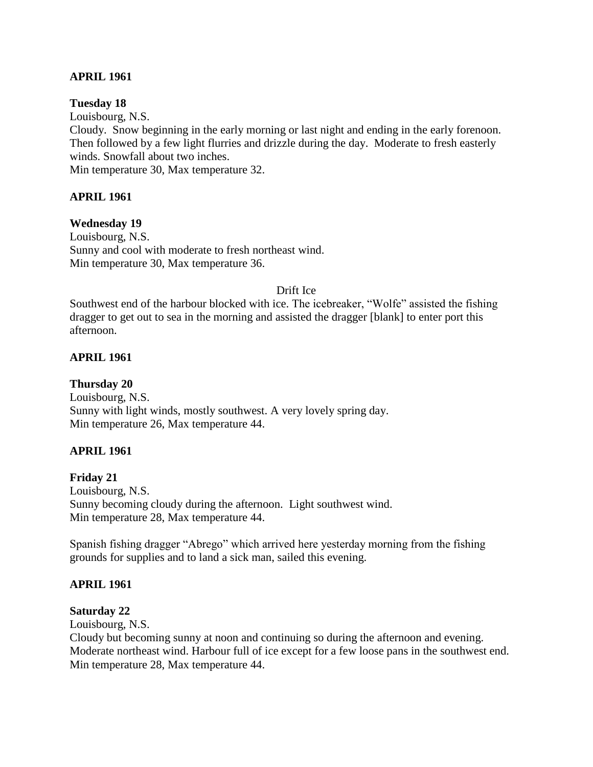**APRIL 1961**

**Tuesday 18**

Louisbourg, N.S.

Cloudy. Snow beginning in the early morning or last night and ending in the early forenoon. Then followed by a few light flurries and drizzle during the day. Moderate to fresh easterly winds. Snowfall about two inches.

Min temperature 30, Max temperature 32.

**APRIL 1961**

**Wednesday 19**

Louisbourg, N.S.

Sunny and cool with moderate to fresh northeast wind.

Min temperature 30, Max temperature 36.

Drift Ice

Southwest end of the harbour blocked with ice. The icebreaker, "Wolfe" assisted the fishing dragger to get out to sea in the morning and assisted the dragger [blank] to enter port this afternoon.

**APRIL 1961**

**Thursday 20**

Louisbourg, N.S.

Sunny with light winds, mostly southwest. A very lovely spring day.

Min temperature 26, Max temperature 44.

**APRIL 1961**

**Friday 21**

Louisbourg, N.S.

Sunny becoming cloudy during the afternoon. Light southwest wind.

Min temperature 28, Max temperature 44.

Spanish fishing dragger "Abrego" which arrived here yesterday morning from the fishing grounds for supplies and to land a sick man, sailed this evening.

**APRIL 1961**

**Saturday 22**

Louisbourg, N.S.

Cloudy but becoming sunny at noon and continuing so during the afternoon and evening. Moderate northeast wind. Harbour full of ice except for a few loose pans in the southwest end.

Min temperature 28, Max temperature 44.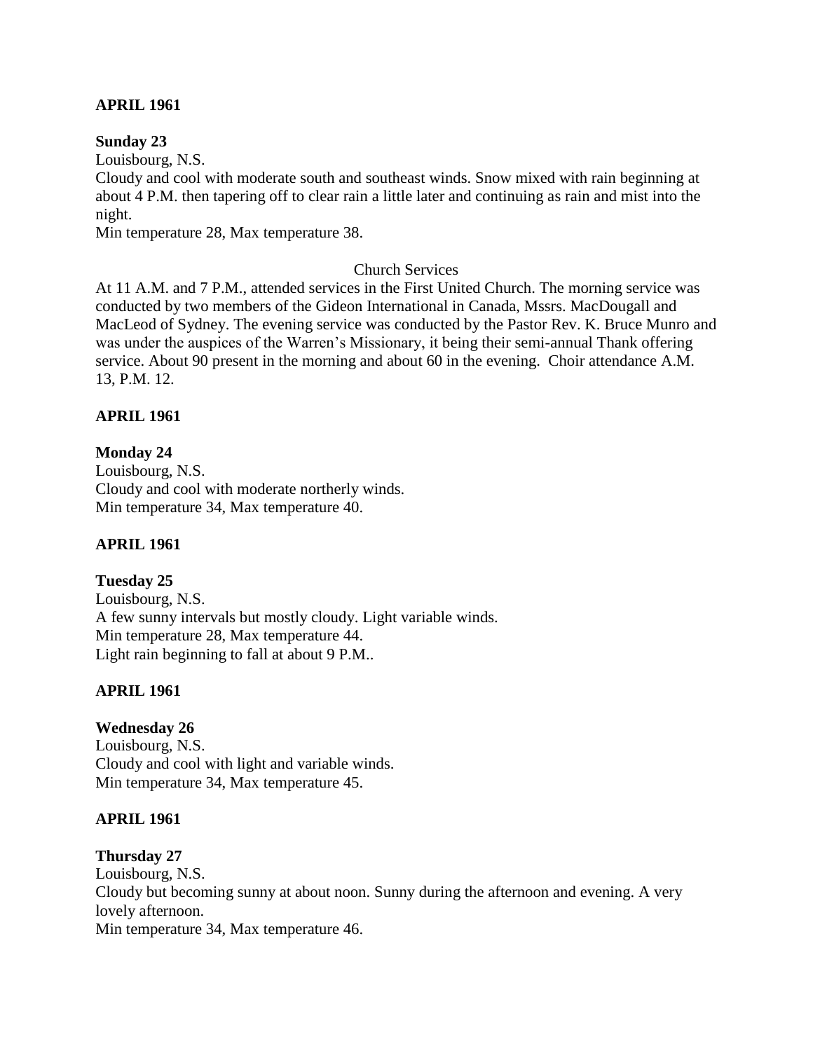**APRIL 1961**

**Sunday 23**

Louisbourg, N.S.

Cloudy and cool with moderate south and southeast winds. Snow mixed with rain beginning at about 4 P.M. then tapering off to clear rain a little later and continuing as rain and mist into the night.

Min temperature 28, Max temperature 38.

Church Services

At 11 A.M. and 7 P.M., attended services in the First United Church. The morning service was conducted by two members of the Gideon International in Canada, Mssrs. MacDougall and MacLeod of Sydney. The evening service was conducted by the Pastor Rev. K. Bruce Munro and was under the auspices of the Warren's Missionary, it being their semi-annual Thank offering service. About 90 present in the morning and about 60 in the evening. Choir attendance A.M. 13, P.M. 12.

**APRIL 1961**

**Monday 24**

Louisbourg, N.S.

Cloudy and cool with moderate northerly winds.

Min temperature 34, Max temperature 40.

**APRIL 1961**

**Tuesday 25**

Louisbourg, N.S.

A few sunny intervals but mostly cloudy. Light variable winds.

Min temperature 28, Max temperature 44.

Light rain beginning to fall at about 9 P.M..

**APRIL 1961**

**Wednesday 26**

Louisbourg, N.S.

Cloudy and cool with light and variable winds.

Min temperature 34, Max temperature 45.

**APRIL 1961**

**Thursday 27**

Louisbourg, N.S.

Cloudy but becoming sunny at about noon. Sunny during the afternoon and evening. A very lovely afternoon.

Min temperature 34, Max temperature 46.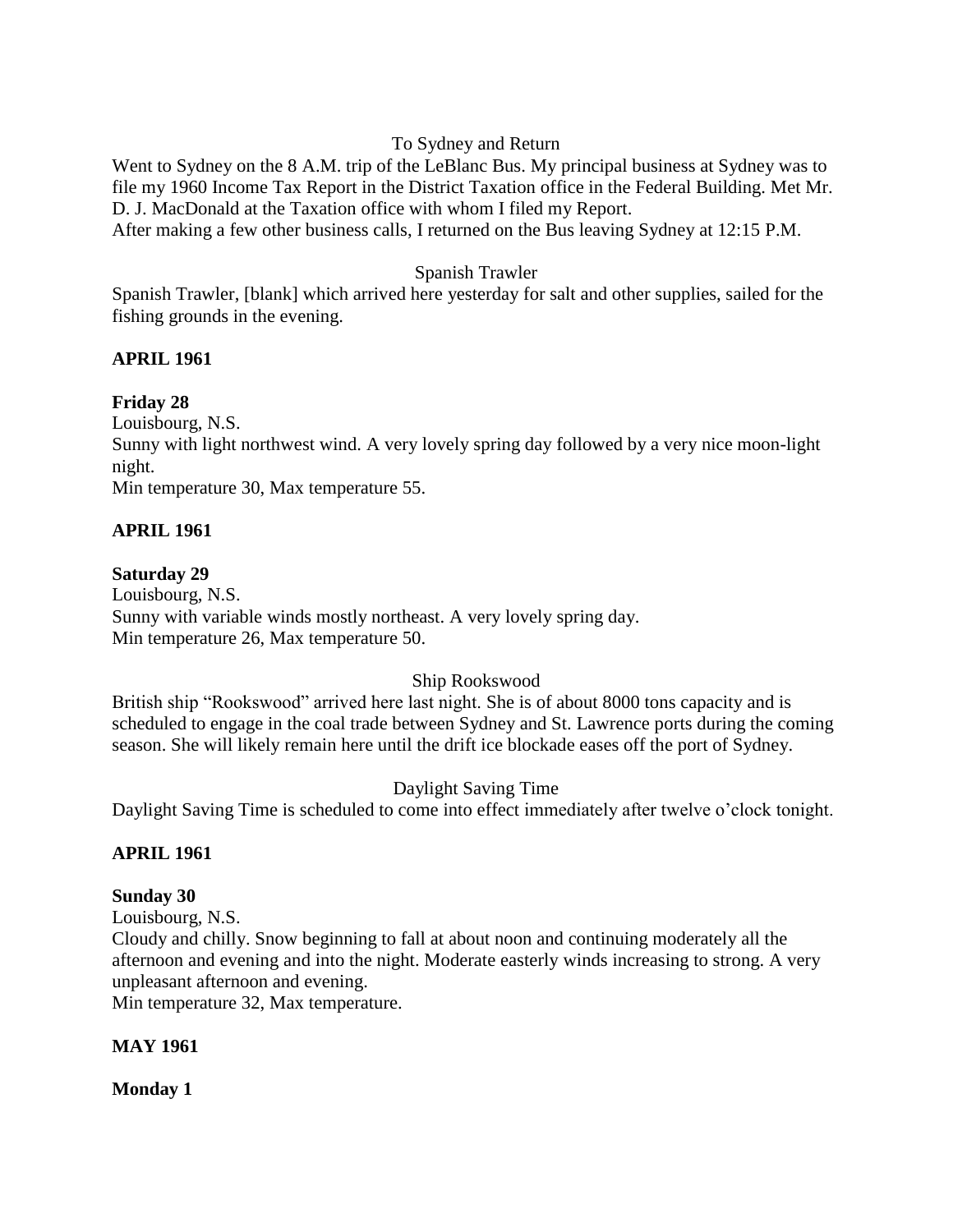To Sydney and Return

Went to Sydney on the 8 A.M. trip of the LeBlanc Bus. My principal business at Sydney was to file my 1960 Income Tax Report in the District Taxation office in the Federal Building. Met Mr. D. J. MacDonald at the Taxation office with whom I filed my Report.
After making a few other business calls, I returned on the Bus leaving Sydney at 12:15 P.M.

Spanish Trawler

Spanish Trawler, [blank] which arrived here yesterday for salt and other supplies, sailed for the fishing grounds in the evening.

**APRIL 1961**

**Friday 28**

Louisbourg, N.S.
Sunny with light northwest wind. A very lovely spring day followed by a very nice moon-light night.
Min temperature 30, Max temperature 55.

**APRIL 1961**

**Saturday 29**

Louisbourg, N.S.
Sunny with variable winds mostly northeast. A very lovely spring day.
Min temperature 26, Max temperature 50.

Ship Rookswood

British ship "Rookswood" arrived here last night. She is of about 8000 tons capacity and is scheduled to engage in the coal trade between Sydney and St. Lawrence ports during the coming season. She will likely remain here until the drift ice blockade eases off the port of Sydney.

Daylight Saving Time

Daylight Saving Time is scheduled to come into effect immediately after twelve o'clock tonight.

**APRIL 1961**

**Sunday 30**

Louisbourg, N.S.
Cloudy and chilly. Snow beginning to fall at about noon and continuing moderately all the afternoon and evening and into the night. Moderate easterly winds increasing to strong. A very unpleasant afternoon and evening.
Min temperature 32, Max temperature.

**MAY 1961**

**Monday 1**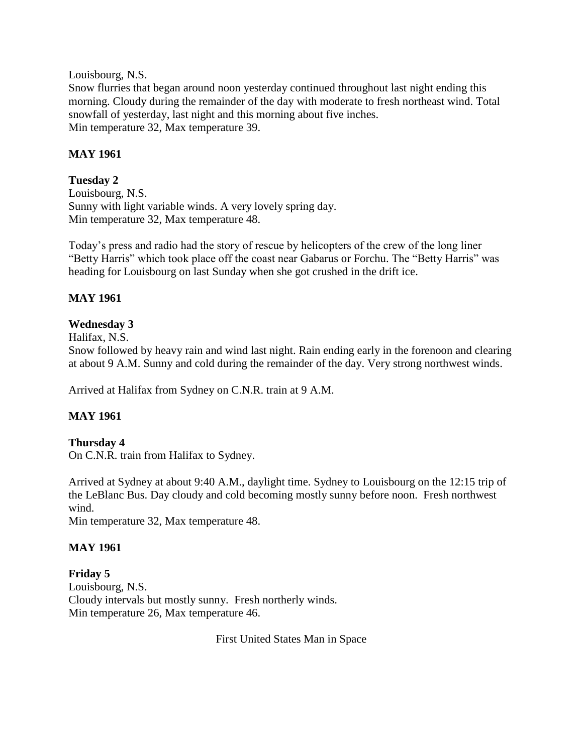Louisbourg, N.S.
Snow flurries that began around noon yesterday continued throughout last night ending this morning. Cloudy during the remainder of the day with moderate to fresh northeast wind. Total snowfall of yesterday, last night and this morning about five inches.
Min temperature 32, Max temperature 39.

**MAY 1961**

**Tuesday 2**
Louisbourg, N.S.
Sunny with light variable winds. A very lovely spring day.
Min temperature 32, Max temperature 48.

Today's press and radio had the story of rescue by helicopters of the crew of the long liner "Betty Harris" which took place off the coast near Gabarus or Forchu. The "Betty Harris" was heading for Louisbourg on last Sunday when she got crushed in the drift ice.

**MAY 1961**

**Wednesday 3**
Halifax, N.S.
Snow followed by heavy rain and wind last night. Rain ending early in the forenoon and clearing at about 9 A.M. Sunny and cold during the remainder of the day. Very strong northwest winds.

Arrived at Halifax from Sydney on C.N.R. train at 9 A.M.

**MAY 1961**

**Thursday 4**
On C.N.R. train from Halifax to Sydney.

Arrived at Sydney at about 9:40 A.M., daylight time. Sydney to Louisbourg on the 12:15 trip of the LeBlanc Bus. Day cloudy and cold becoming mostly sunny before noon. Fresh northwest wind.
Min temperature 32, Max temperature 48.

**MAY 1961**

**Friday 5**
Louisbourg, N.S.
Cloudy intervals but mostly sunny. Fresh northerly winds.
Min temperature 26, Max temperature 46.

First United States Man in Space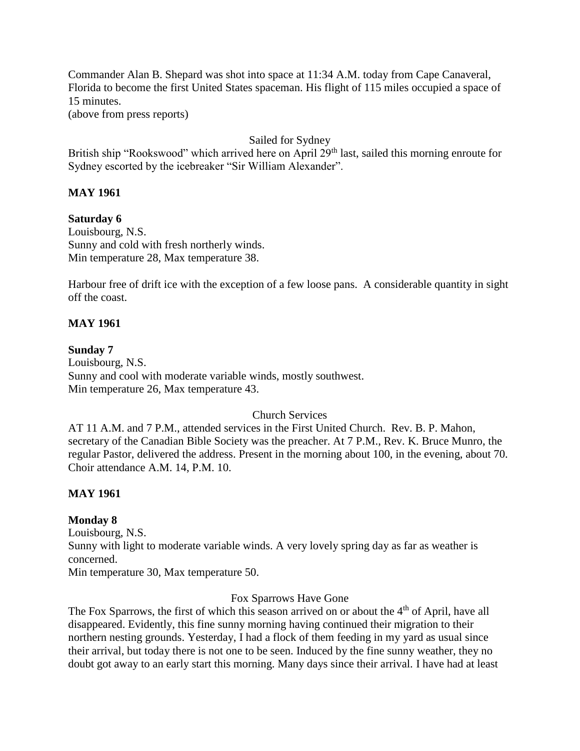Commander Alan B. Shepard was shot into space at 11:34 A.M. today from Cape Canaveral, Florida to become the first United States spaceman. His flight of 115 miles occupied a space of 15 minutes.
(above from press reports)

Sailed for Sydney

British ship "Rookswood" which arrived here on April 29th last, sailed this morning enroute for Sydney escorted by the icebreaker "Sir William Alexander".

**MAY 1961**

**Saturday 6**

Louisbourg, N.S.
Sunny and cold with fresh northerly winds.
Min temperature 28, Max temperature 38.

Harbour free of drift ice with the exception of a few loose pans. A considerable quantity in sight off the coast.

**MAY 1961**

**Sunday 7**

Louisbourg, N.S.
Sunny and cool with moderate variable winds, mostly southwest.
Min temperature 26, Max temperature 43.

Church Services

AT 11 A.M. and 7 P.M., attended services in the First United Church. Rev. B. P. Mahon, secretary of the Canadian Bible Society was the preacher. At 7 P.M., Rev. K. Bruce Munro, the regular Pastor, delivered the address. Present in the morning about 100, in the evening, about 70. Choir attendance A.M. 14, P.M. 10.

**MAY 1961**

**Monday 8**

Louisbourg, N.S.
Sunny with light to moderate variable winds. A very lovely spring day as far as weather is concerned.
Min temperature 30, Max temperature 50.

Fox Sparrows Have Gone

The Fox Sparrows, the first of which this season arrived on or about the 4th of April, have all disappeared. Evidently, this fine sunny morning having continued their migration to their northern nesting grounds. Yesterday, I had a flock of them feeding in my yard as usual since their arrival, but today there is not one to be seen. Induced by the fine sunny weather, they no doubt got away to an early start this morning. Many days since their arrival. I have had at least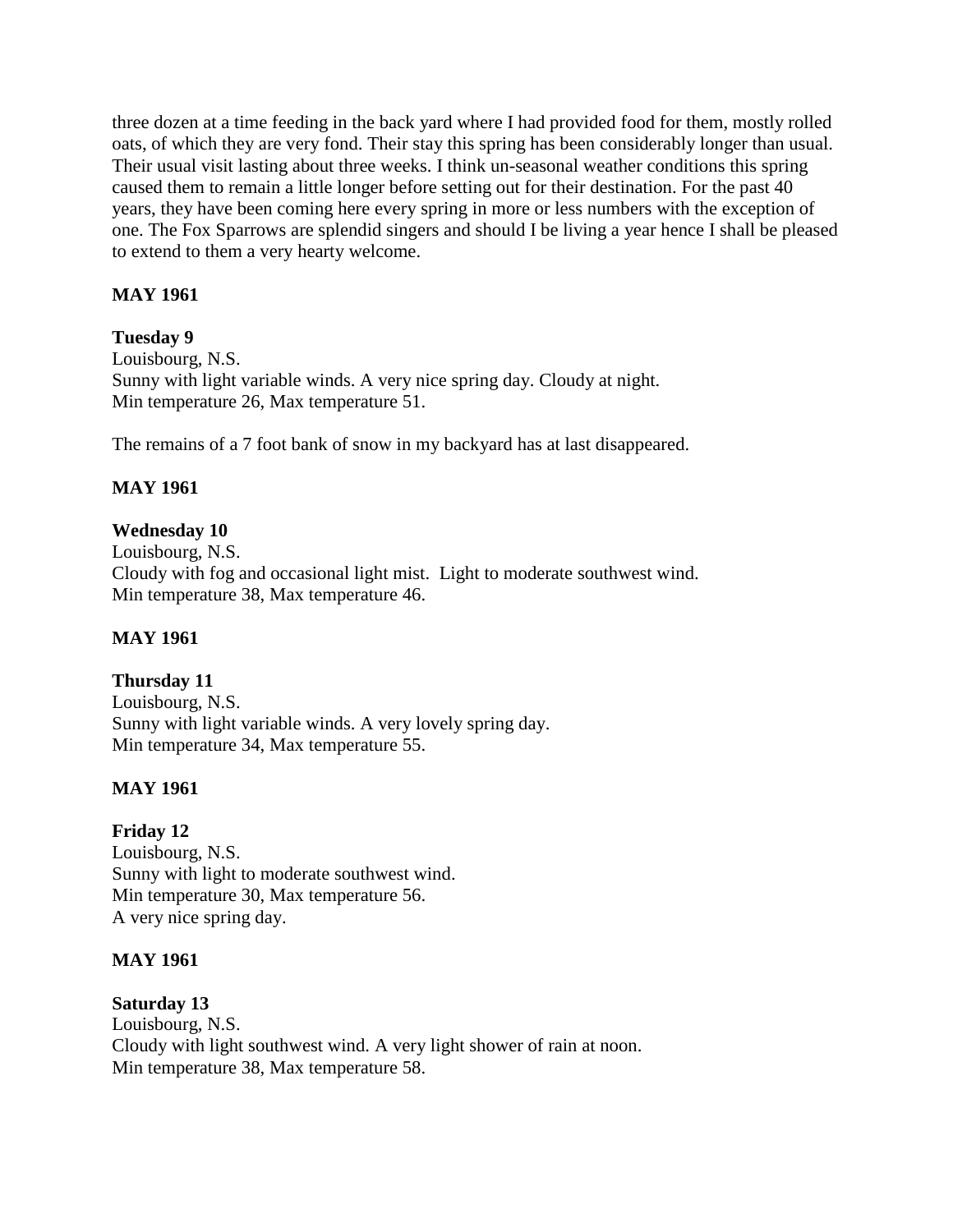three dozen at a time feeding in the back yard where I had provided food for them, mostly rolled oats, of which they are very fond. Their stay this spring has been considerably longer than usual. Their usual visit lasting about three weeks. I think un-seasonal weather conditions this spring caused them to remain a little longer before setting out for their destination. For the past 40 years, they have been coming here every spring in more or less numbers with the exception of one. The Fox Sparrows are splendid singers and should I be living a year hence I shall be pleased to extend to them a very hearty welcome.

**MAY 1961**

**Tuesday 9**
Louisbourg, N.S.
Sunny with light variable winds. A very nice spring day. Cloudy at night.
Min temperature 26, Max temperature 51.

The remains of a 7 foot bank of snow in my backyard has at last disappeared.

**MAY 1961**

**Wednesday 10**
Louisbourg, N.S.
Cloudy with fog and occasional light mist. Light to moderate southwest wind.
Min temperature 38, Max temperature 46.

**MAY 1961**

**Thursday 11**
Louisbourg, N.S.
Sunny with light variable winds. A very lovely spring day.
Min temperature 34, Max temperature 55.

**MAY 1961**

**Friday 12**
Louisbourg, N.S.
Sunny with light to moderate southwest wind.
Min temperature 30, Max temperature 56.
A very nice spring day.

**MAY 1961**

**Saturday 13**
Louisbourg, N.S.
Cloudy with light southwest wind. A very light shower of rain at noon.
Min temperature 38, Max temperature 58.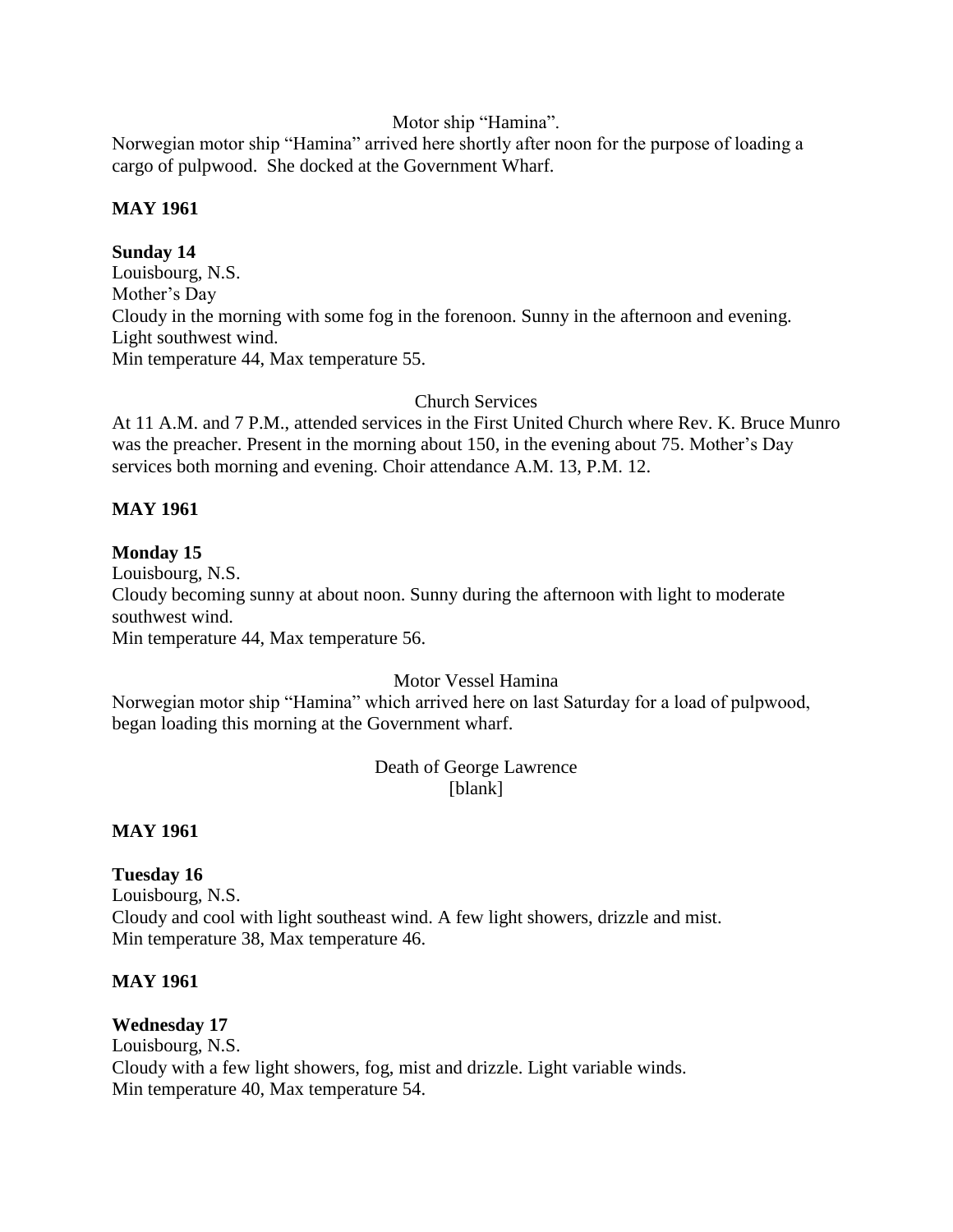Motor ship "Hamina".

Norwegian motor ship "Hamina" arrived here shortly after noon for the purpose of loading a cargo of pulpwood. She docked at the Government Wharf.

**MAY 1961**

**Sunday 14**

Louisbourg, N.S.
Mother's Day
Cloudy in the morning with some fog in the forenoon. Sunny in the afternoon and evening. Light southwest wind.
Min temperature 44, Max temperature 55.

Church Services

At 11 A.M. and 7 P.M., attended services in the First United Church where Rev. K. Bruce Munro was the preacher. Present in the morning about 150, in the evening about 75. Mother's Day services both morning and evening. Choir attendance A.M. 13, P.M. 12.

**MAY 1961**

**Monday 15**

Louisbourg, N.S.
Cloudy becoming sunny at about noon. Sunny during the afternoon with light to moderate southwest wind.
Min temperature 44, Max temperature 56.

Motor Vessel Hamina

Norwegian motor ship "Hamina" which arrived here on last Saturday for a load of pulpwood, began loading this morning at the Government wharf.

Death of George Lawrence
[blank]

**MAY 1961**

**Tuesday 16**

Louisbourg, N.S.
Cloudy and cool with light southeast wind. A few light showers, drizzle and mist.
Min temperature 38, Max temperature 46.

**MAY 1961**

**Wednesday 17**

Louisbourg, N.S.
Cloudy with a few light showers, fog, mist and drizzle. Light variable winds.
Min temperature 40, Max temperature 54.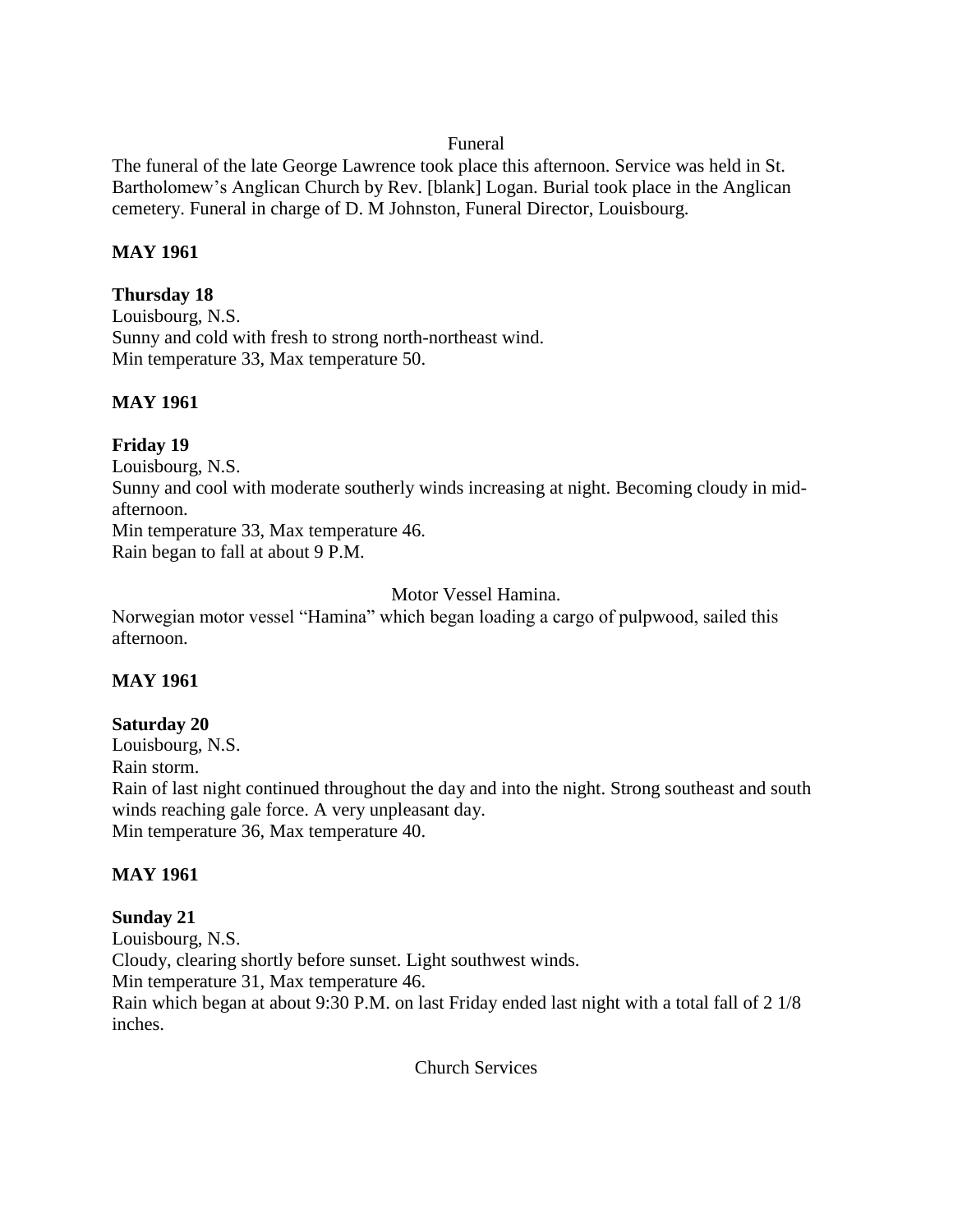Funeral

The funeral of the late George Lawrence took place this afternoon. Service was held in St. Bartholomew's Anglican Church by Rev. [blank] Logan. Burial took place in the Anglican cemetery. Funeral in charge of D. M Johnston, Funeral Director, Louisbourg.

**MAY 1961**

**Thursday 18**

Louisbourg, N.S.
Sunny and cold with fresh to strong north-northeast wind.
Min temperature 33, Max temperature 50.

**MAY 1961**

**Friday 19**

Louisbourg, N.S.
Sunny and cool with moderate southerly winds increasing at night. Becoming cloudy in mid-afternoon.
Min temperature 33, Max temperature 46.
Rain began to fall at about 9 P.M.

Motor Vessel Hamina.

Norwegian motor vessel "Hamina" which began loading a cargo of pulpwood, sailed this afternoon.

**MAY 1961**

**Saturday 20**

Louisbourg, N.S.
Rain storm.
Rain of last night continued throughout the day and into the night. Strong southeast and south winds reaching gale force. A very unpleasant day.
Min temperature 36, Max temperature 40.

**MAY 1961**

**Sunday 21**

Louisbourg, N.S.
Cloudy, clearing shortly before sunset. Light southwest winds.
Min temperature 31, Max temperature 46.
Rain which began at about 9:30 P.M. on last Friday ended last night with a total fall of 2 1/8 inches.

Church Services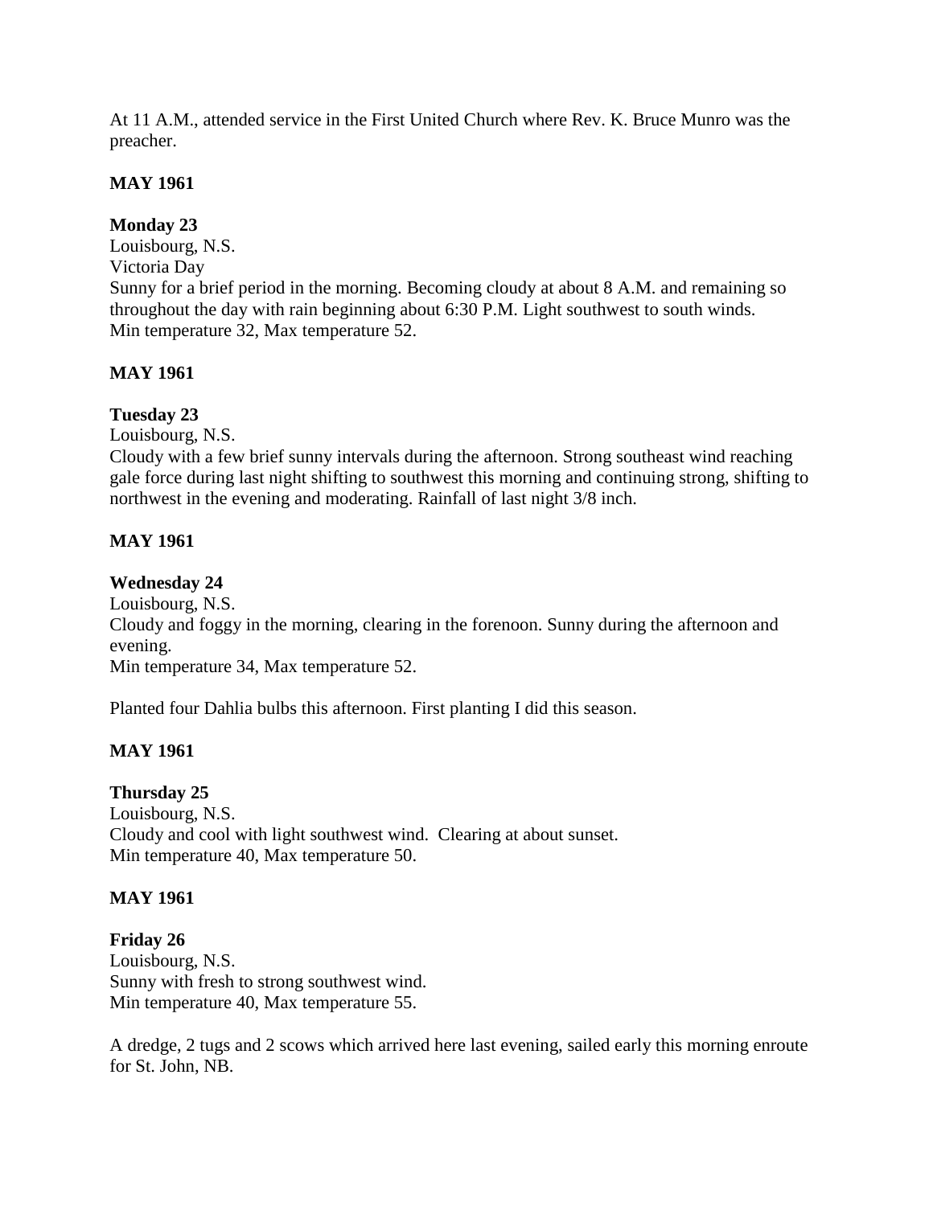At 11 A.M., attended service in the First United Church where Rev. K. Bruce Munro was the preacher.

**MAY 1961**

**Monday 23**
Louisbourg, N.S.
Victoria Day
Sunny for a brief period in the morning. Becoming cloudy at about 8 A.M. and remaining so throughout the day with rain beginning about 6:30 P.M. Light southwest to south winds.
Min temperature 32, Max temperature 52.

**MAY 1961**

**Tuesday 23**
Louisbourg, N.S.
Cloudy with a few brief sunny intervals during the afternoon. Strong southeast wind reaching gale force during last night shifting to southwest this morning and continuing strong, shifting to northwest in the evening and moderating. Rainfall of last night 3/8 inch.

**MAY 1961**

**Wednesday 24**
Louisbourg, N.S.
Cloudy and foggy in the morning, clearing in the forenoon. Sunny during the afternoon and evening.
Min temperature 34, Max temperature 52.

Planted four Dahlia bulbs this afternoon. First planting I did this season.

**MAY 1961**

**Thursday 25**
Louisbourg, N.S.
Cloudy and cool with light southwest wind. Clearing at about sunset.
Min temperature 40, Max temperature 50.

**MAY 1961**

**Friday 26**
Louisbourg, N.S.
Sunny with fresh to strong southwest wind.
Min temperature 40, Max temperature 55.

A dredge, 2 tugs and 2 scows which arrived here last evening, sailed early this morning enroute for St. John, NB.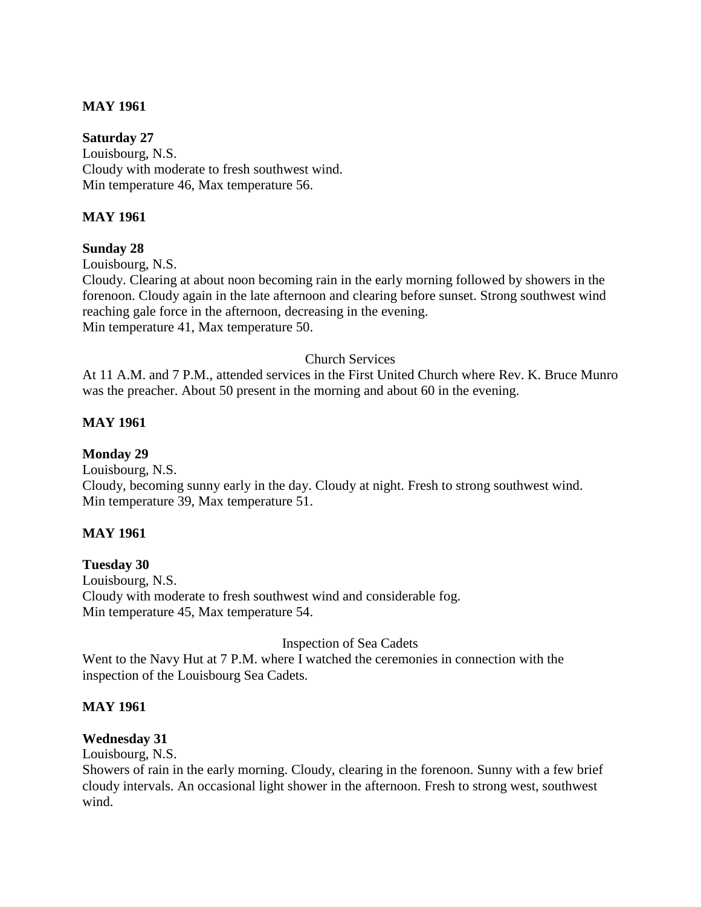**MAY 1961**

**Saturday 27**
Louisbourg, N.S.
Cloudy with moderate to fresh southwest wind.
Min temperature 46, Max temperature 56.

**MAY 1961**

**Sunday 28**
Louisbourg, N.S.
Cloudy. Clearing at about noon becoming rain in the early morning followed by showers in the forenoon. Cloudy again in the late afternoon and clearing before sunset. Strong southwest wind reaching gale force in the afternoon, decreasing in the evening.
Min temperature 41, Max temperature 50.

Church Services

At 11 A.M. and 7 P.M., attended services in the First United Church where Rev. K. Bruce Munro was the preacher. About 50 present in the morning and about 60 in the evening.

**MAY 1961**

**Monday 29**
Louisbourg, N.S.
Cloudy, becoming sunny early in the day. Cloudy at night. Fresh to strong southwest wind.
Min temperature 39, Max temperature 51.

**MAY 1961**

**Tuesday 30**
Louisbourg, N.S.
Cloudy with moderate to fresh southwest wind and considerable fog.
Min temperature 45, Max temperature 54.

Inspection of Sea Cadets

Went to the Navy Hut at 7 P.M. where I watched the ceremonies in connection with the inspection of the Louisbourg Sea Cadets.

**MAY 1961**

**Wednesday 31**
Louisbourg, N.S.
Showers of rain in the early morning. Cloudy, clearing in the forenoon. Sunny with a few brief cloudy intervals. An occasional light shower in the afternoon. Fresh to strong west, southwest wind.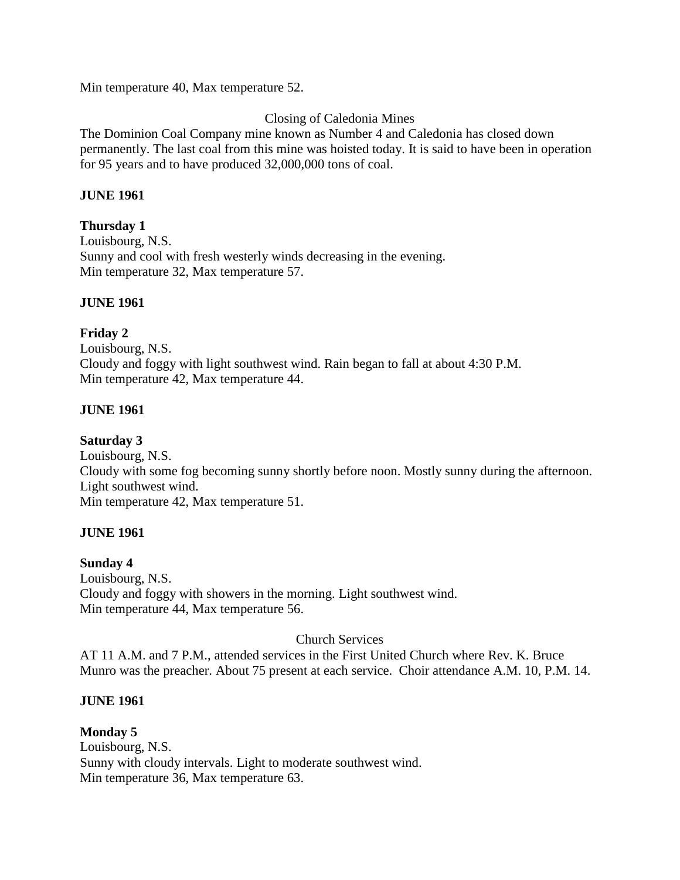Min temperature 40, Max temperature 52.

Closing of Caledonia Mines

The Dominion Coal Company mine known as Number 4 and Caledonia has closed down permanently. The last coal from this mine was hoisted today. It is said to have been in operation for 95 years and to have produced 32,000,000 tons of coal.

**JUNE 1961**

**Thursday 1**
Louisbourg, N.S.
Sunny and cool with fresh westerly winds decreasing in the evening.
Min temperature 32, Max temperature 57.

**JUNE 1961**

**Friday 2**
Louisbourg, N.S.
Cloudy and foggy with light southwest wind. Rain began to fall at about 4:30 P.M.
Min temperature 42, Max temperature 44.

**JUNE 1961**

**Saturday 3**
Louisbourg, N.S.
Cloudy with some fog becoming sunny shortly before noon. Mostly sunny during the afternoon.
Light southwest wind.
Min temperature 42, Max temperature 51.

**JUNE 1961**

**Sunday 4**
Louisbourg, N.S.
Cloudy and foggy with showers in the morning. Light southwest wind.
Min temperature 44, Max temperature 56.

Church Services

AT 11 A.M. and 7 P.M., attended services in the First United Church where Rev. K. Bruce Munro was the preacher. About 75 present at each service. Choir attendance A.M. 10, P.M. 14.

**JUNE 1961**

**Monday 5**
Louisbourg, N.S.
Sunny with cloudy intervals. Light to moderate southwest wind.
Min temperature 36, Max temperature 63.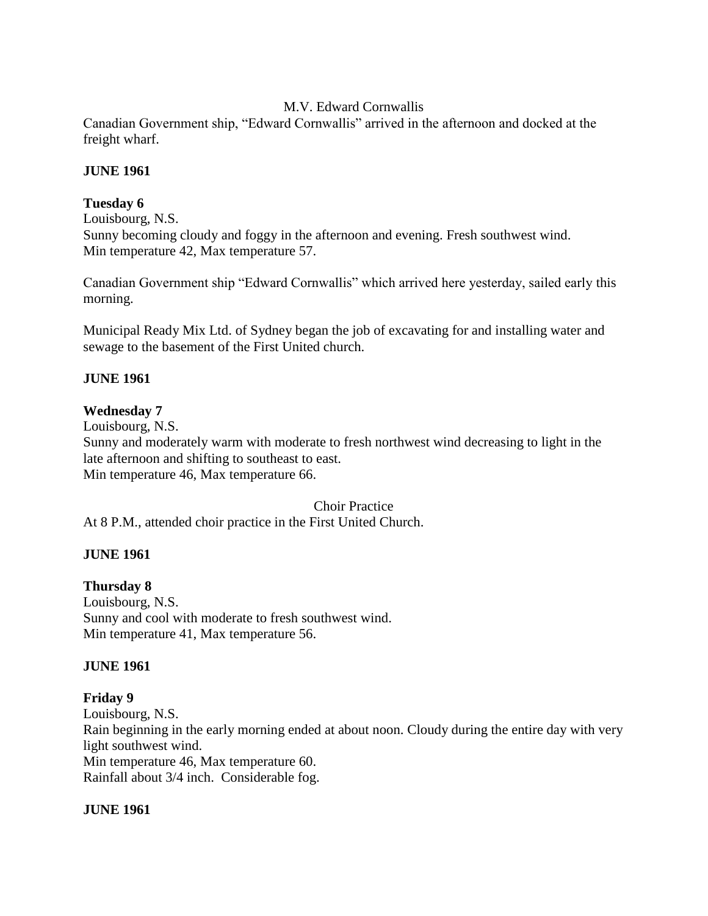M.V. Edward Cornwallis

Canadian Government ship, "Edward Cornwallis" arrived in the afternoon and docked at the freight wharf.

**JUNE 1961**

**Tuesday 6**

Louisbourg, N.S.
Sunny becoming cloudy and foggy in the afternoon and evening. Fresh southwest wind.
Min temperature 42, Max temperature 57.

Canadian Government ship "Edward Cornwallis" which arrived here yesterday, sailed early this morning.

Municipal Ready Mix Ltd. of Sydney began the job of excavating for and installing water and sewage to the basement of the First United church.

**JUNE 1961**

**Wednesday 7**

Louisbourg, N.S.
Sunny and moderately warm with moderate to fresh northwest wind decreasing to light in the late afternoon and shifting to southeast to east.
Min temperature 46, Max temperature 66.

Choir Practice

At 8 P.M., attended choir practice in the First United Church.

**JUNE 1961**

**Thursday 8**

Louisbourg, N.S.
Sunny and cool with moderate to fresh southwest wind.
Min temperature 41, Max temperature 56.

**JUNE 1961**

**Friday 9**

Louisbourg, N.S.
Rain beginning in the early morning ended at about noon. Cloudy during the entire day with very light southwest wind.
Min temperature 46, Max temperature 60.
Rainfall about 3/4 inch. Considerable fog.

**JUNE 1961**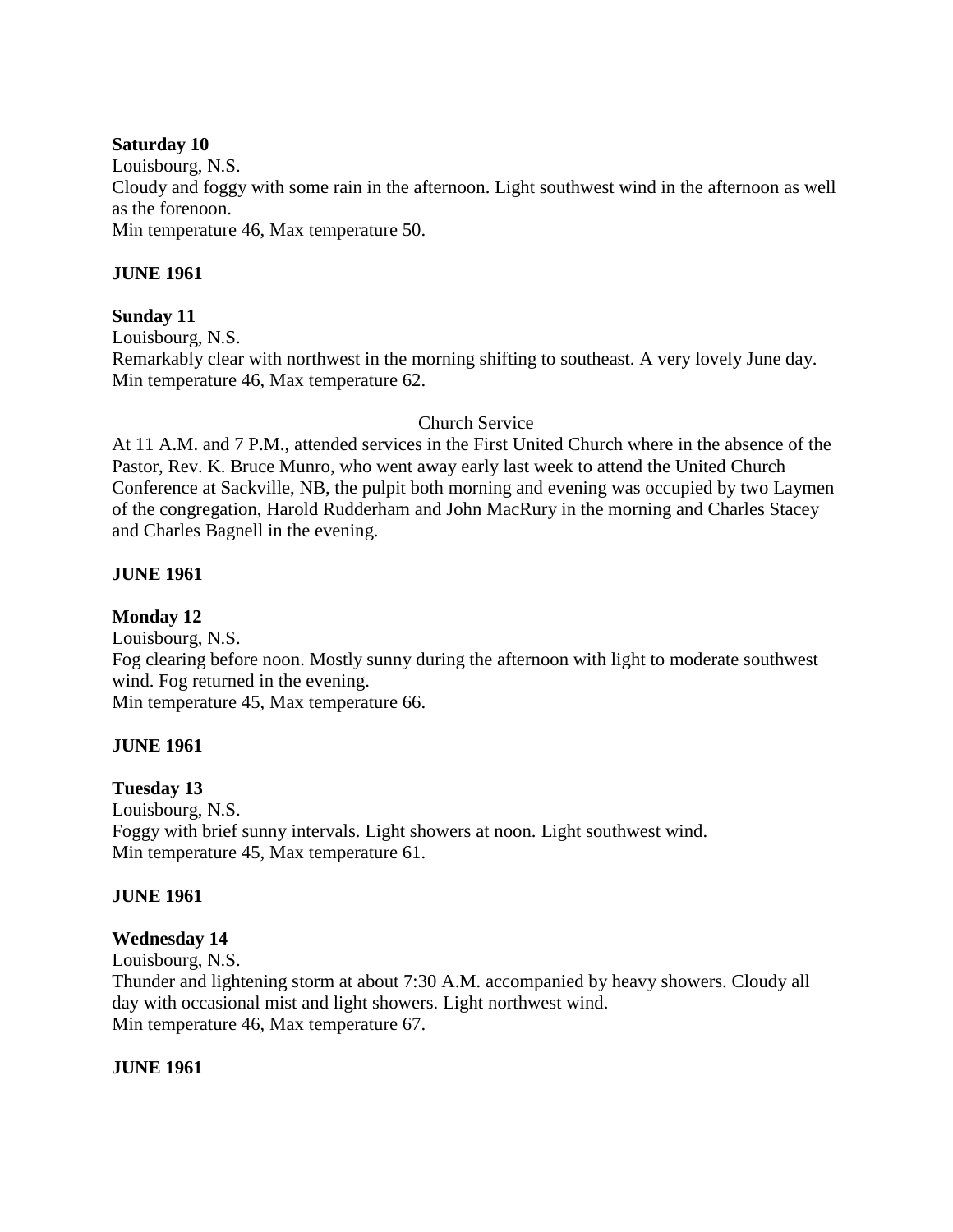**Saturday 10**

Louisbourg, N.S.

Cloudy and foggy with some rain in the afternoon. Light southwest wind in the afternoon as well as the forenoon.

Min temperature 46, Max temperature 50.

**JUNE 1961**

**Sunday 11**

Louisbourg, N.S.

Remarkably clear with northwest in the morning shifting to southeast. A very lovely June day.

Min temperature 46, Max temperature 62.

Church Service

At 11 A.M. and 7 P.M., attended services in the First United Church where in the absence of the Pastor, Rev. K. Bruce Munro, who went away early last week to attend the United Church Conference at Sackville, NB, the pulpit both morning and evening was occupied by two Laymen of the congregation, Harold Rudderham and John MacRury in the morning and Charles Stacey and Charles Bagnell in the evening.

**JUNE 1961**

**Monday 12**

Louisbourg, N.S.

Fog clearing before noon. Mostly sunny during the afternoon with light to moderate southwest wind. Fog returned in the evening.

Min temperature 45, Max temperature 66.

**JUNE 1961**

**Tuesday 13**

Louisbourg, N.S.

Foggy with brief sunny intervals. Light showers at noon. Light southwest wind.

Min temperature 45, Max temperature 61.

**JUNE 1961**

**Wednesday 14**

Louisbourg, N.S.

Thunder and lightening storm at about 7:30 A.M. accompanied by heavy showers. Cloudy all day with occasional mist and light showers. Light northwest wind.

Min temperature 46, Max temperature 67.

**JUNE 1961**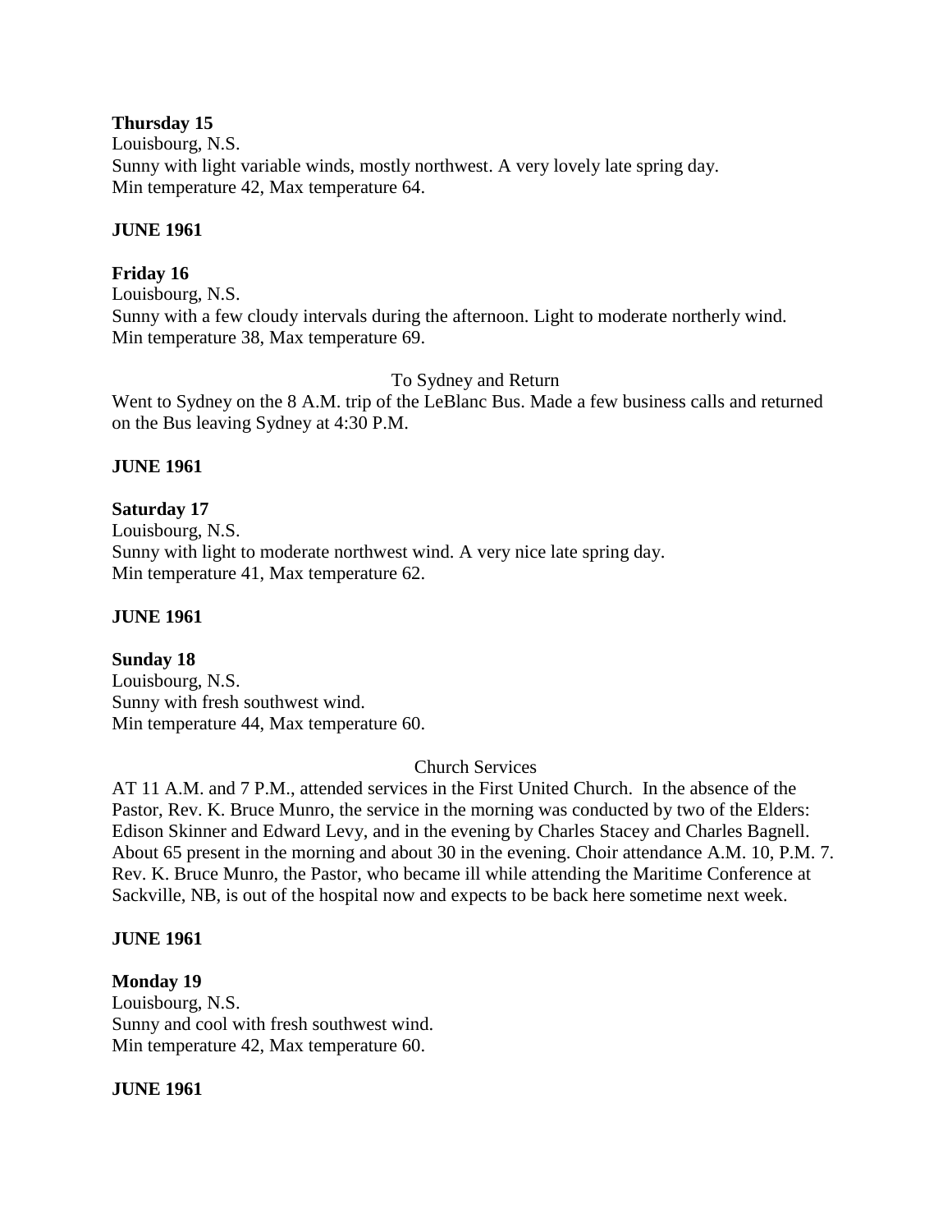**Thursday 15**
Louisbourg, N.S.
Sunny with light variable winds, mostly northwest. A very lovely late spring day.
Min temperature 42, Max temperature 64.

**JUNE 1961**

**Friday 16**
Louisbourg, N.S.
Sunny with a few cloudy intervals during the afternoon. Light to moderate northerly wind.
Min temperature 38, Max temperature 69.

To Sydney and Return

Went to Sydney on the 8 A.M. trip of the LeBlanc Bus. Made a few business calls and returned on the Bus leaving Sydney at 4:30 P.M.

**JUNE 1961**

**Saturday 17**
Louisbourg, N.S.
Sunny with light to moderate northwest wind. A very nice late spring day.
Min temperature 41, Max temperature 62.

**JUNE 1961**

**Sunday 18**
Louisbourg, N.S.
Sunny with fresh southwest wind.
Min temperature 44, Max temperature 60.

Church Services

AT 11 A.M. and 7 P.M., attended services in the First United Church. In the absence of the Pastor, Rev. K. Bruce Munro, the service in the morning was conducted by two of the Elders: Edison Skinner and Edward Levy, and in the evening by Charles Stacey and Charles Bagnell. About 65 present in the morning and about 30 in the evening. Choir attendance A.M. 10, P.M. 7. Rev. K. Bruce Munro, the Pastor, who became ill while attending the Maritime Conference at Sackville, NB, is out of the hospital now and expects to be back here sometime next week.

**JUNE 1961**

**Monday 19**
Louisbourg, N.S.
Sunny and cool with fresh southwest wind.
Min temperature 42, Max temperature 60.

**JUNE 1961**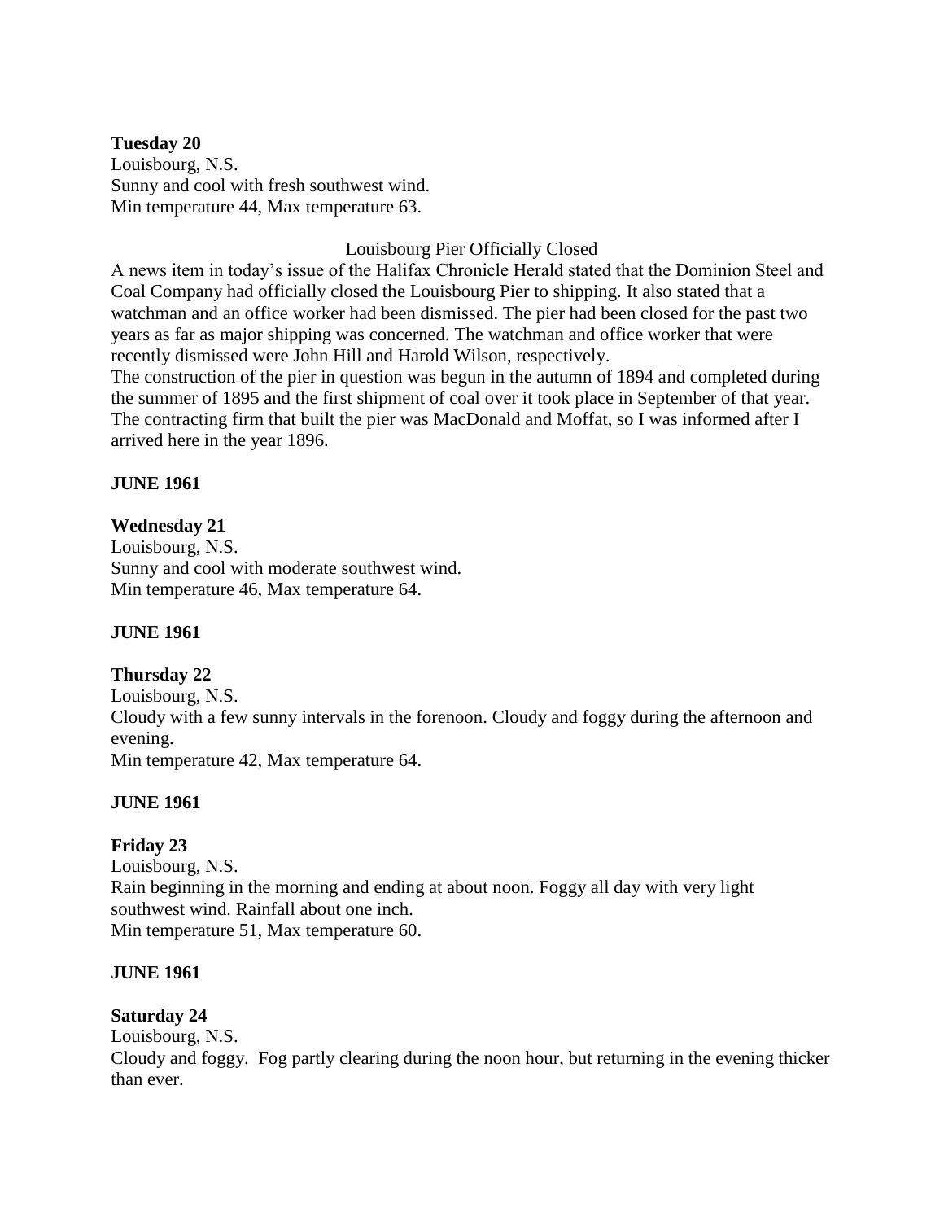**Tuesday 20**
Louisbourg, N.S.
Sunny and cool with fresh southwest wind.
Min temperature 44, Max temperature 63.

Louisbourg Pier Officially Closed

A news item in today's issue of the Halifax Chronicle Herald stated that the Dominion Steel and Coal Company had officially closed the Louisbourg Pier to shipping. It also stated that a watchman and an office worker had been dismissed. The pier had been closed for the past two years as far as major shipping was concerned. The watchman and office worker that were recently dismissed were John Hill and Harold Wilson, respectively.
The construction of the pier in question was begun in the autumn of 1894 and completed during the summer of 1895 and the first shipment of coal over it took place in September of that year. The contracting firm that built the pier was MacDonald and Moffat, so I was informed after I arrived here in the year 1896.

**JUNE 1961**

**Wednesday 21**
Louisbourg, N.S.
Sunny and cool with moderate southwest wind.
Min temperature 46, Max temperature 64.

**JUNE 1961**

**Thursday 22**
Louisbourg, N.S.
Cloudy with a few sunny intervals in the forenoon. Cloudy and foggy during the afternoon and evening.
Min temperature 42, Max temperature 64.

**JUNE 1961**

**Friday 23**
Louisbourg, N.S.
Rain beginning in the morning and ending at about noon. Foggy all day with very light southwest wind. Rainfall about one inch.
Min temperature 51, Max temperature 60.

**JUNE 1961**

**Saturday 24**
Louisbourg, N.S.
Cloudy and foggy. Fog partly clearing during the noon hour, but returning in the evening thicker than ever.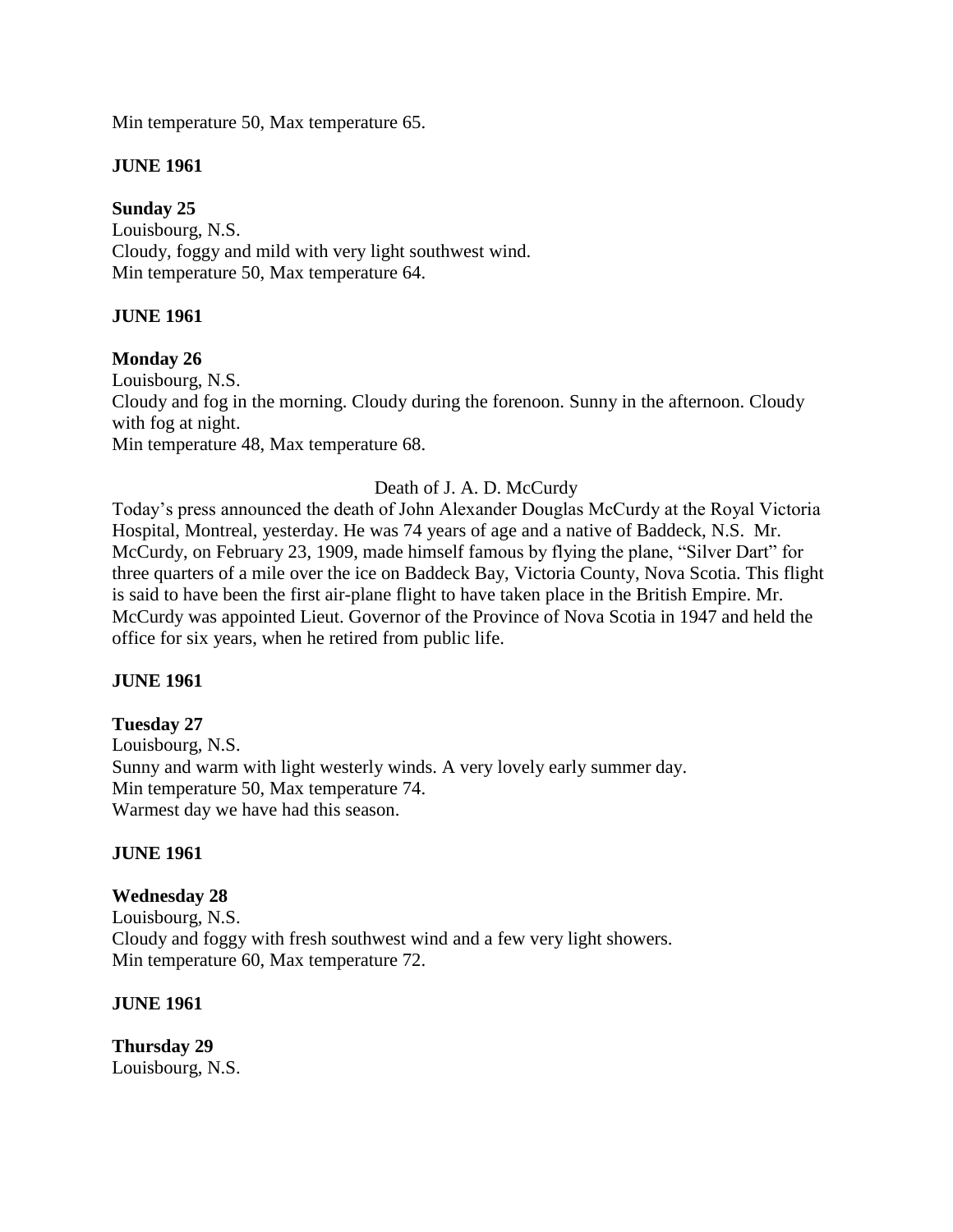Min temperature 50, Max temperature 65.

**JUNE 1961**

**Sunday 25**
Louisbourg, N.S.
Cloudy, foggy and mild with very light southwest wind.
Min temperature 50, Max temperature 64.

**JUNE 1961**

**Monday 26**
Louisbourg, N.S.
Cloudy and fog in the morning. Cloudy during the forenoon. Sunny in the afternoon. Cloudy with fog at night.
Min temperature 48, Max temperature 68.

Death of J. A. D. McCurdy

Today's press announced the death of John Alexander Douglas McCurdy at the Royal Victoria Hospital, Montreal, yesterday. He was 74 years of age and a native of Baddeck, N.S. Mr. McCurdy, on February 23, 1909, made himself famous by flying the plane, "Silver Dart" for three quarters of a mile over the ice on Baddeck Bay, Victoria County, Nova Scotia. This flight is said to have been the first air-plane flight to have taken place in the British Empire. Mr. McCurdy was appointed Lieut. Governor of the Province of Nova Scotia in 1947 and held the office for six years, when he retired from public life.

**JUNE 1961**

**Tuesday 27**
Louisbourg, N.S.
Sunny and warm with light westerly winds. A very lovely early summer day.
Min temperature 50, Max temperature 74.
Warmest day we have had this season.

**JUNE 1961**

**Wednesday 28**
Louisbourg, N.S.
Cloudy and foggy with fresh southwest wind and a few very light showers.
Min temperature 60, Max temperature 72.

**JUNE 1961**

**Thursday 29**
Louisbourg, N.S.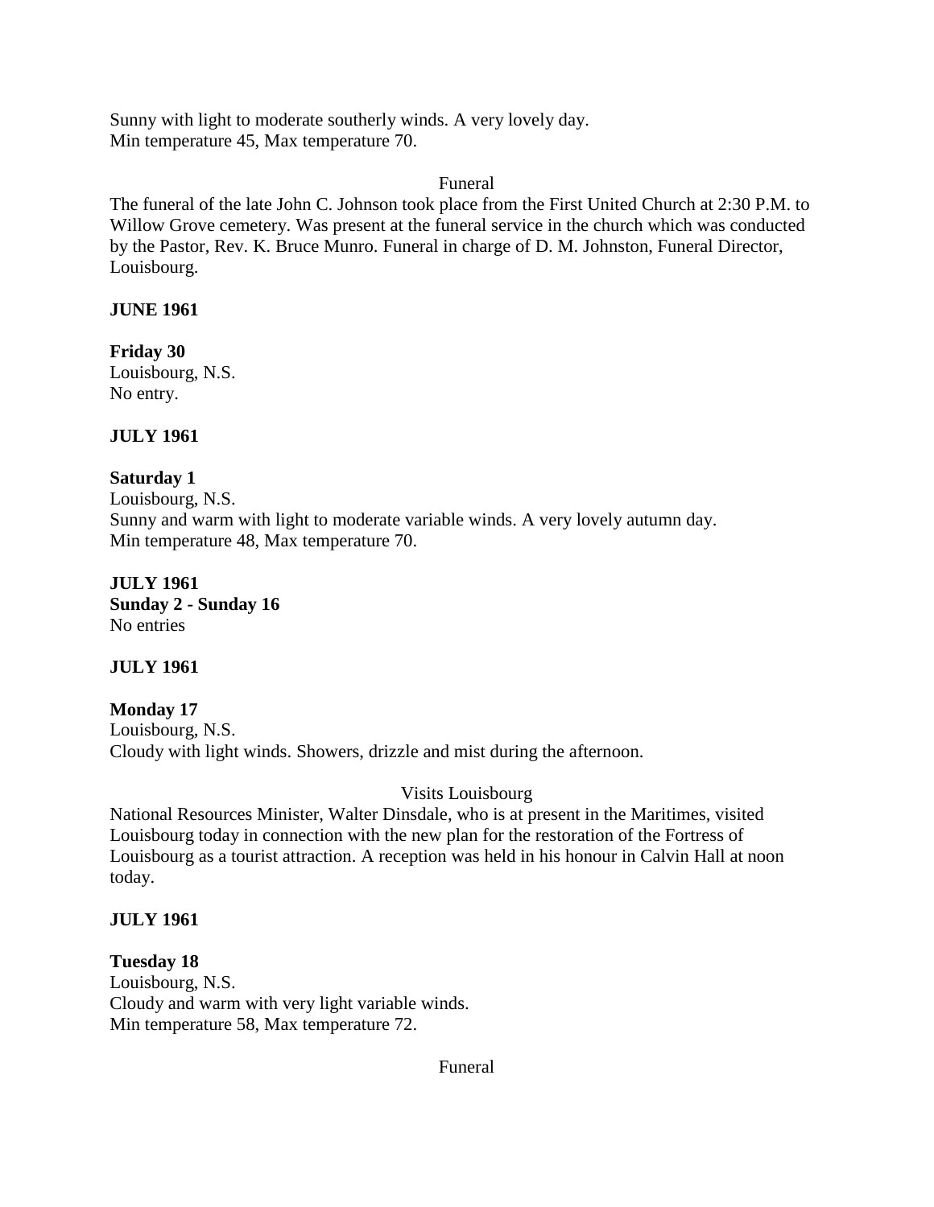Sunny with light to moderate southerly winds. A very lovely day.
Min temperature 45, Max temperature 70.

Funeral

The funeral of the late John C. Johnson took place from the First United Church at 2:30 P.M. to Willow Grove cemetery. Was present at the funeral service in the church which was conducted by the Pastor, Rev. K. Bruce Munro. Funeral in charge of D. M. Johnston, Funeral Director, Louisbourg.

**JUNE 1961**

**Friday 30**
Louisbourg, N.S.
No entry.

**JULY 1961**

**Saturday 1**
Louisbourg, N.S.
Sunny and warm with light to moderate variable winds. A very lovely autumn day.
Min temperature 48, Max temperature 70.

**JULY 1961**
**Sunday 2 - Sunday 16**
No entries

**JULY 1961**

**Monday 17**
Louisbourg, N.S.
Cloudy with light winds. Showers, drizzle and mist during the afternoon.

Visits Louisbourg

National Resources Minister, Walter Dinsdale, who is at present in the Maritimes, visited Louisbourg today in connection with the new plan for the restoration of the Fortress of Louisbourg as a tourist attraction. A reception was held in his honour in Calvin Hall at noon today.

**JULY 1961**

**Tuesday 18**
Louisbourg, N.S.
Cloudy and warm with very light variable winds.
Min temperature 58, Max temperature 72.

Funeral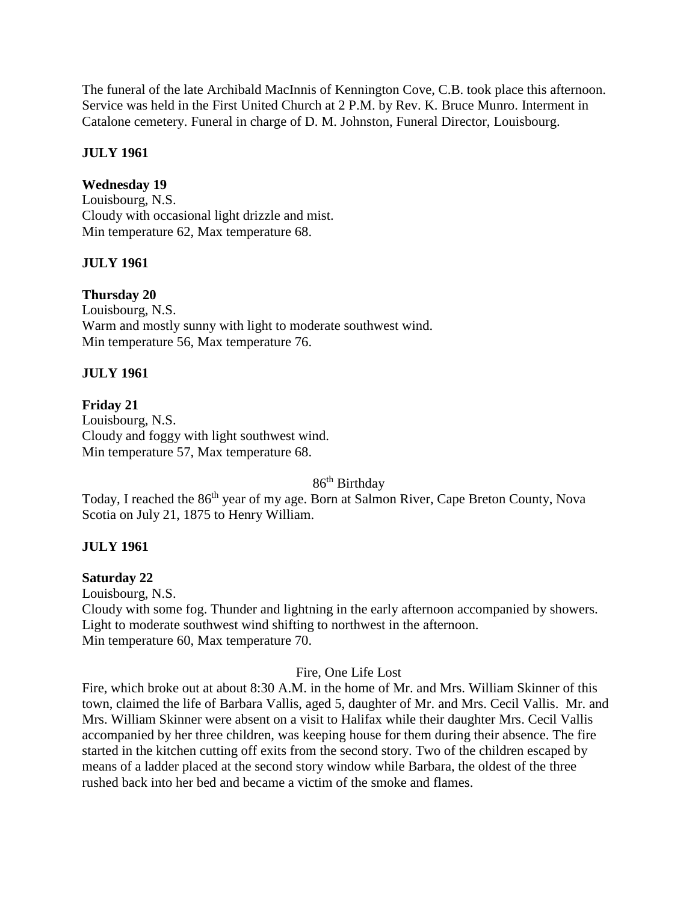The funeral of the late Archibald MacInnis of Kennington Cove, C.B. took place this afternoon. Service was held in the First United Church at 2 P.M. by Rev. K. Bruce Munro. Interment in Catalone cemetery. Funeral in charge of D. M. Johnston, Funeral Director, Louisbourg.

**JULY 1961**

**Wednesday 19**
Louisbourg, N.S.
Cloudy with occasional light drizzle and mist.
Min temperature 62, Max temperature 68.

**JULY 1961**

**Thursday 20**
Louisbourg, N.S.
Warm and mostly sunny with light to moderate southwest wind.
Min temperature 56, Max temperature 76.

**JULY 1961**

**Friday 21**
Louisbourg, N.S.
Cloudy and foggy with light southwest wind.
Min temperature 57, Max temperature 68.

86th Birthday

Today, I reached the 86th year of my age. Born at Salmon River, Cape Breton County, Nova Scotia on July 21, 1875 to Henry William.

**JULY 1961**

**Saturday 22**
Louisbourg, N.S.
Cloudy with some fog. Thunder and lightning in the early afternoon accompanied by showers. Light to moderate southwest wind shifting to northwest in the afternoon.
Min temperature 60, Max temperature 70.

Fire, One Life Lost

Fire, which broke out at about 8:30 A.M. in the home of Mr. and Mrs. William Skinner of this town, claimed the life of Barbara Vallis, aged 5, daughter of Mr. and Mrs. Cecil Vallis. Mr. and Mrs. William Skinner were absent on a visit to Halifax while their daughter Mrs. Cecil Vallis accompanied by her three children, was keeping house for them during their absence. The fire started in the kitchen cutting off exits from the second story. Two of the children escaped by means of a ladder placed at the second story window while Barbara, the oldest of the three rushed back into her bed and became a victim of the smoke and flames.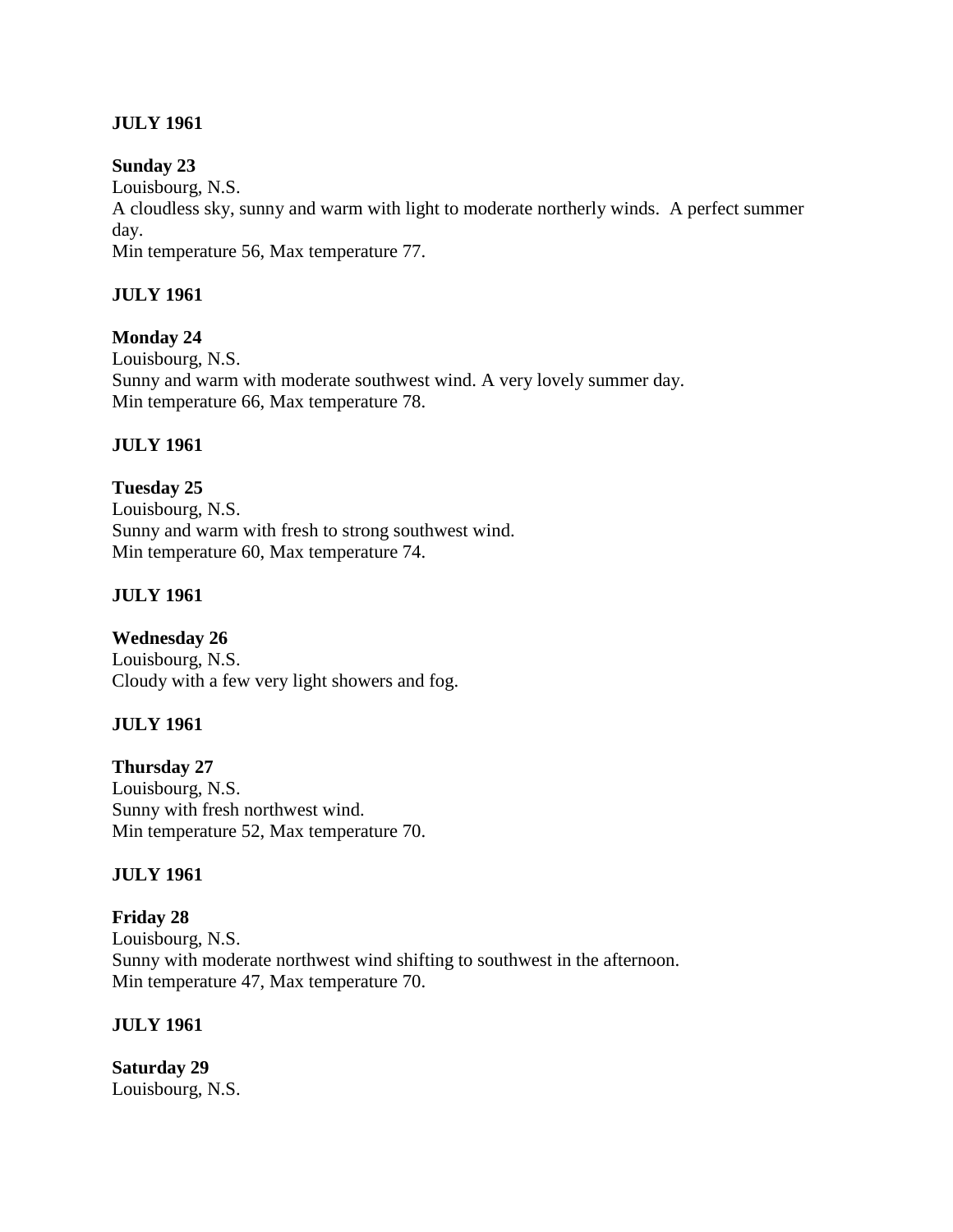**JULY 1961**

**Sunday 23**
Louisbourg, N.S.
A cloudless sky, sunny and warm with light to moderate northerly winds. A perfect summer day.
Min temperature 56, Max temperature 77.

**JULY 1961**

**Monday 24**
Louisbourg, N.S.
Sunny and warm with moderate southwest wind. A very lovely summer day.
Min temperature 66, Max temperature 78.

**JULY 1961**

**Tuesday 25**
Louisbourg, N.S.
Sunny and warm with fresh to strong southwest wind.
Min temperature 60, Max temperature 74.

**JULY 1961**

**Wednesday 26**
Louisbourg, N.S.
Cloudy with a few very light showers and fog.

**JULY 1961**

**Thursday 27**
Louisbourg, N.S.
Sunny with fresh northwest wind.
Min temperature 52, Max temperature 70.

**JULY 1961**

**Friday 28**
Louisbourg, N.S.
Sunny with moderate northwest wind shifting to southwest in the afternoon.
Min temperature 47, Max temperature 70.

**JULY 1961**

**Saturday 29**
Louisbourg, N.S.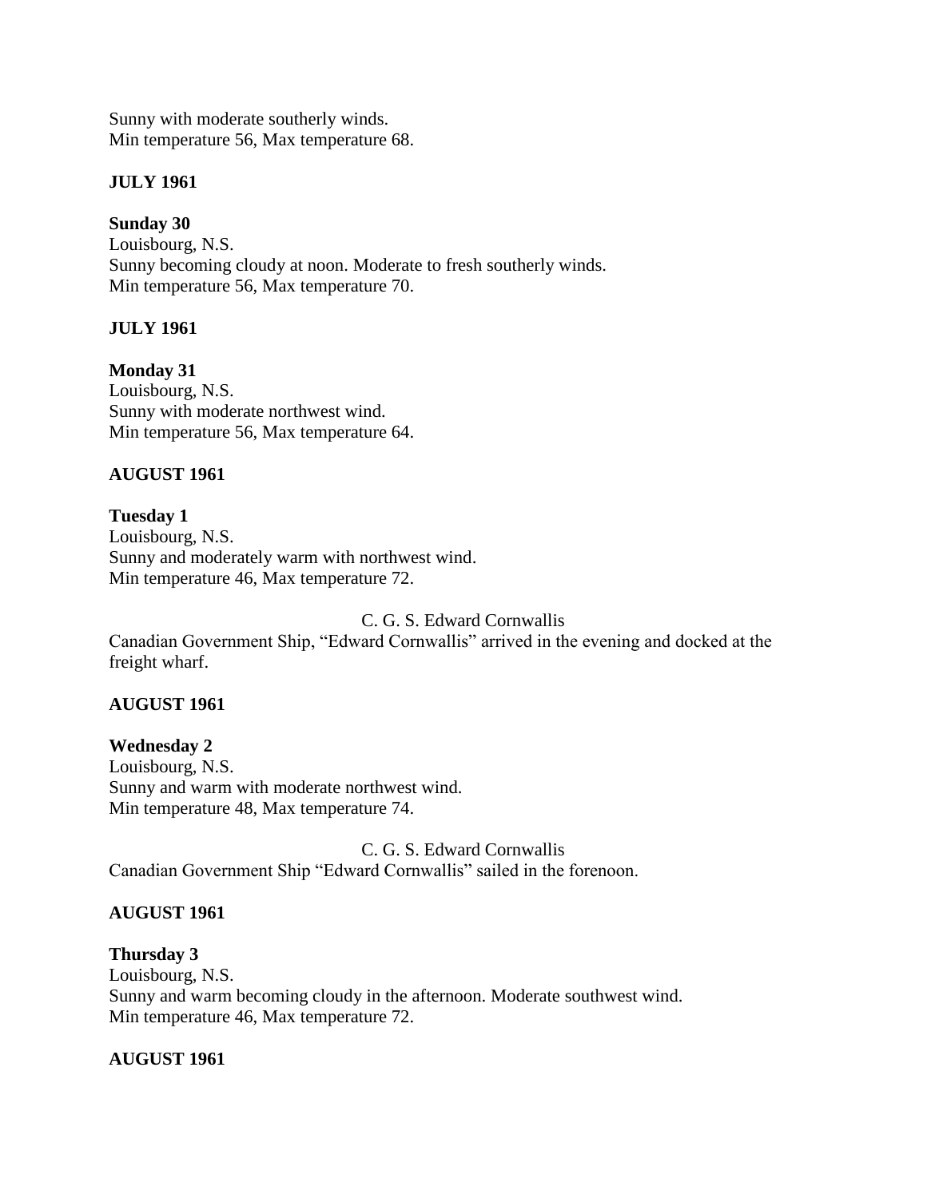Sunny with moderate southerly winds.
Min temperature 56, Max temperature 68.

**JULY 1961**

**Sunday 30**
Louisbourg, N.S.
Sunny becoming cloudy at noon. Moderate to fresh southerly winds.
Min temperature 56, Max temperature 70.

**JULY 1961**

**Monday 31**
Louisbourg, N.S.
Sunny with moderate northwest wind.
Min temperature 56, Max temperature 64.

**AUGUST 1961**

**Tuesday 1**
Louisbourg, N.S.
Sunny and moderately warm with northwest wind.
Min temperature 46, Max temperature 72.

C. G. S. Edward Cornwallis
Canadian Government Ship, "Edward Cornwallis" arrived in the evening and docked at the freight wharf.

**AUGUST 1961**

**Wednesday 2**
Louisbourg, N.S.
Sunny and warm with moderate northwest wind.
Min temperature 48, Max temperature 74.

C. G. S. Edward Cornwallis
Canadian Government Ship "Edward Cornwallis" sailed in the forenoon.

**AUGUST 1961**

**Thursday 3**
Louisbourg, N.S.
Sunny and warm becoming cloudy in the afternoon. Moderate southwest wind.
Min temperature 46, Max temperature 72.

**AUGUST 1961**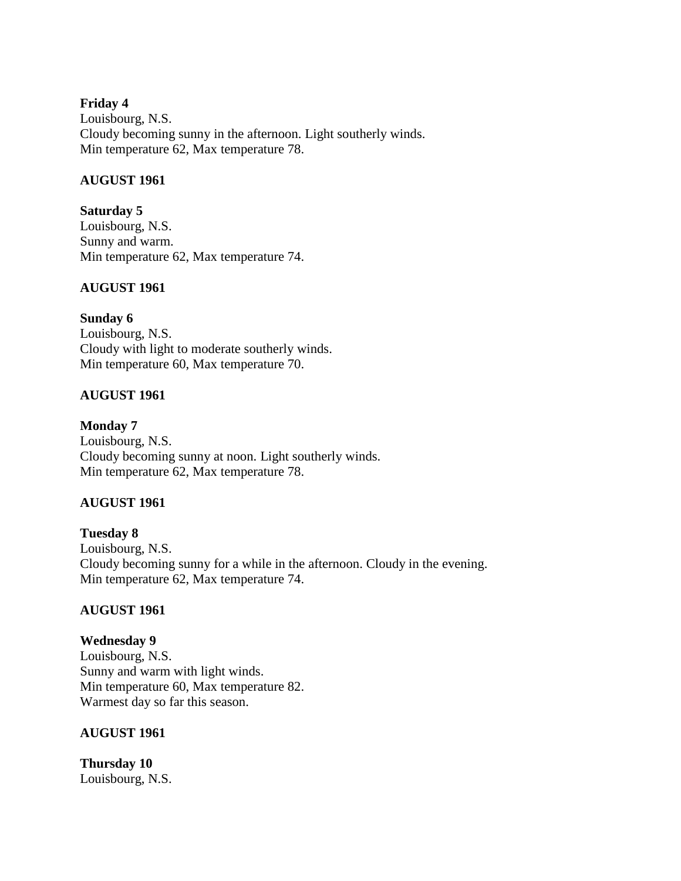**Friday 4**
Louisbourg, N.S.
Cloudy becoming sunny in the afternoon. Light southerly winds.
Min temperature 62, Max temperature 78.

**AUGUST 1961**

**Saturday 5**
Louisbourg, N.S.
Sunny and warm.
Min temperature 62, Max temperature 74.

**AUGUST 1961**

**Sunday 6**
Louisbourg, N.S.
Cloudy with light to moderate southerly winds.
Min temperature 60, Max temperature 70.

**AUGUST 1961**

**Monday 7**
Louisbourg, N.S.
Cloudy becoming sunny at noon. Light southerly winds.
Min temperature 62, Max temperature 78.

**AUGUST 1961**

**Tuesday 8**
Louisbourg, N.S.
Cloudy becoming sunny for a while in the afternoon. Cloudy in the evening.
Min temperature 62, Max temperature 74.

**AUGUST 1961**

**Wednesday 9**
Louisbourg, N.S.
Sunny and warm with light winds.
Min temperature 60, Max temperature 82.
Warmest day so far this season.

**AUGUST 1961**

**Thursday 10**
Louisbourg, N.S.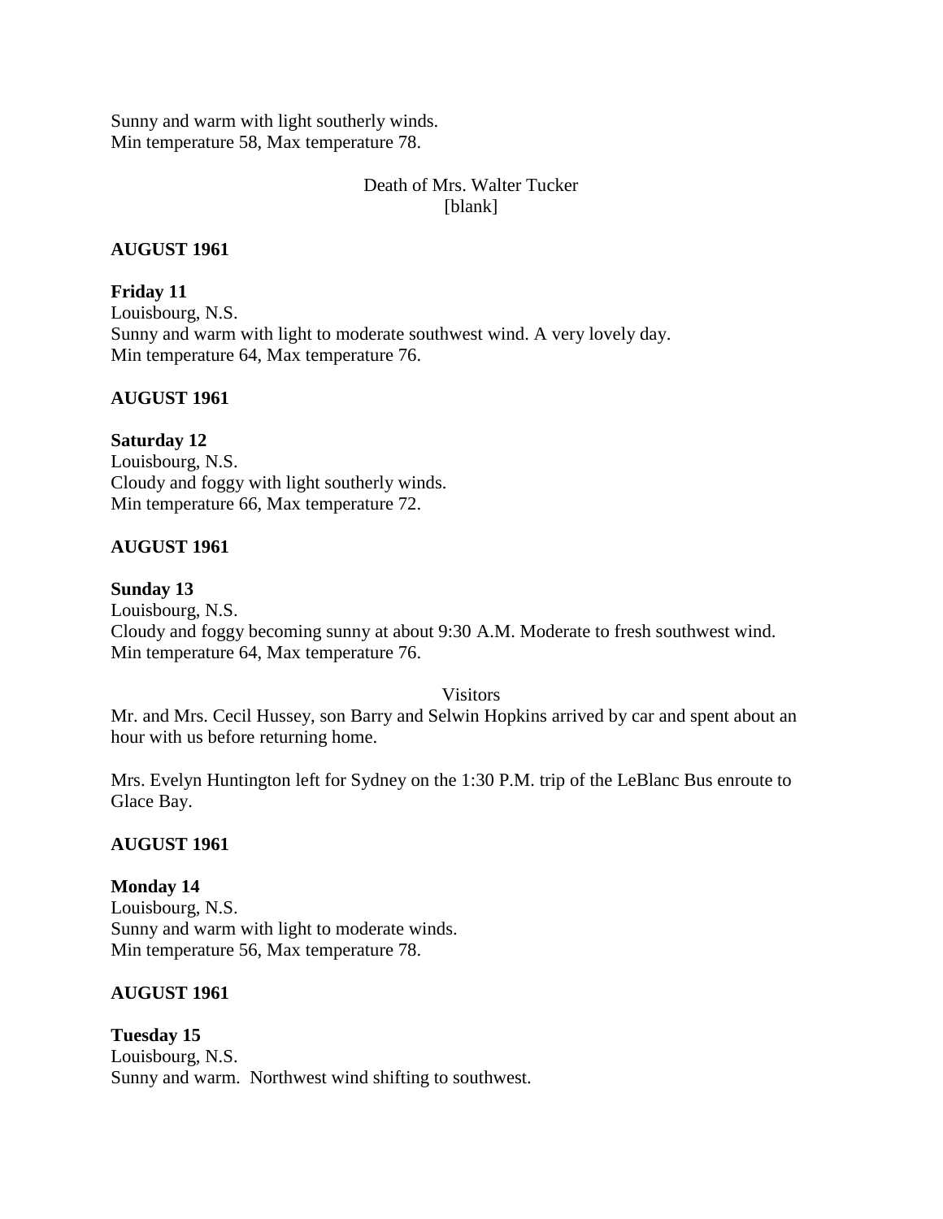Sunny and warm with light southerly winds.
Min temperature 58, Max temperature 78.

Death of Mrs. Walter Tucker
[blank]

**AUGUST 1961**

**Friday 11**
Louisbourg, N.S.
Sunny and warm with light to moderate southwest wind. A very lovely day.
Min temperature 64, Max temperature 76.

**AUGUST 1961**

**Saturday 12**
Louisbourg, N.S.
Cloudy and foggy with light southerly winds.
Min temperature 66, Max temperature 72.

**AUGUST 1961**

**Sunday 13**
Louisbourg, N.S.
Cloudy and foggy becoming sunny at about 9:30 A.M. Moderate to fresh southwest wind.
Min temperature 64, Max temperature 76.

Visitors

Mr. and Mrs. Cecil Hussey, son Barry and Selwin Hopkins arrived by car and spent about an hour with us before returning home.

Mrs. Evelyn Huntington left for Sydney on the 1:30 P.M. trip of the LeBlanc Bus enroute to Glace Bay.

**AUGUST 1961**

**Monday 14**
Louisbourg, N.S.
Sunny and warm with light to moderate winds.
Min temperature 56, Max temperature 78.

**AUGUST 1961**

**Tuesday 15**
Louisbourg, N.S.
Sunny and warm. Northwest wind shifting to southwest.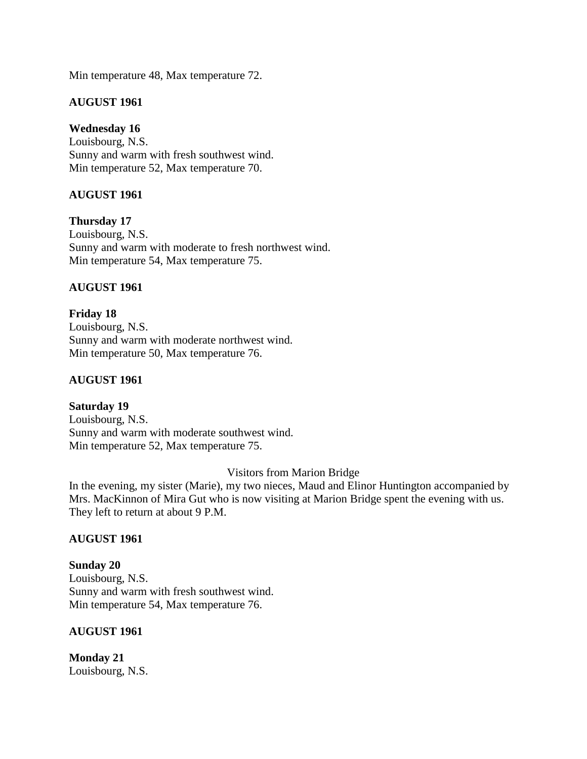Min temperature 48, Max temperature 72.

**AUGUST 1961**

**Wednesday 16**
Louisbourg, N.S.
Sunny and warm with fresh southwest wind.
Min temperature 52, Max temperature 70.

**AUGUST 1961**

**Thursday 17**
Louisbourg, N.S.
Sunny and warm with moderate to fresh northwest wind.
Min temperature 54, Max temperature 75.

**AUGUST 1961**

**Friday 18**
Louisbourg, N.S.
Sunny and warm with moderate northwest wind.
Min temperature 50, Max temperature 76.

**AUGUST 1961**

**Saturday 19**
Louisbourg, N.S.
Sunny and warm with moderate southwest wind.
Min temperature 52, Max temperature 75.

Visitors from Marion Bridge

In the evening, my sister (Marie), my two nieces, Maud and Elinor Huntington accompanied by Mrs. MacKinnon of Mira Gut who is now visiting at Marion Bridge spent the evening with us. They left to return at about 9 P.M.

**AUGUST 1961**

**Sunday 20**
Louisbourg, N.S.
Sunny and warm with fresh southwest wind.
Min temperature 54, Max temperature 76.

**AUGUST 1961**

**Monday 21**
Louisbourg, N.S.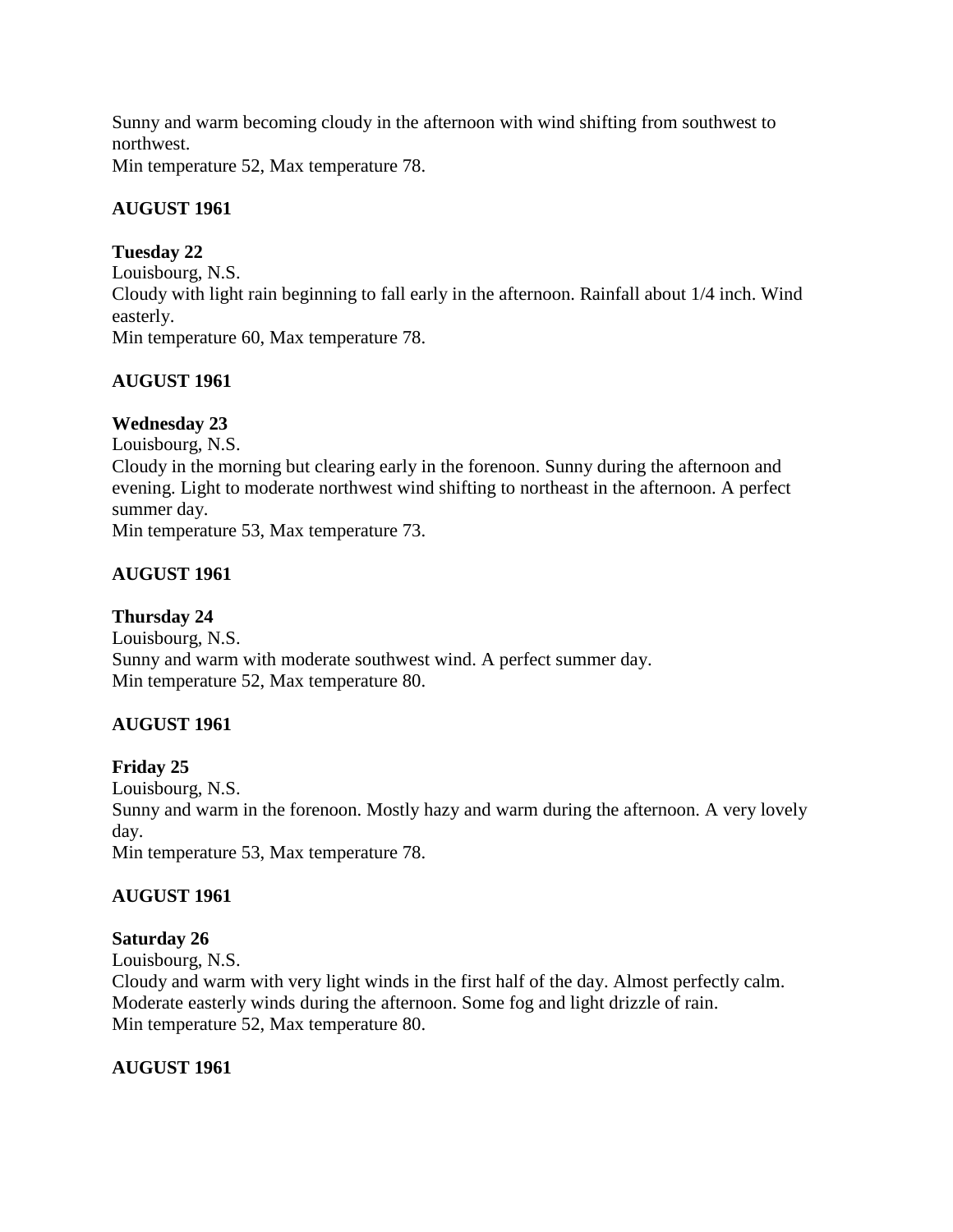Sunny and warm becoming cloudy in the afternoon with wind shifting from southwest to northwest.
Min temperature 52, Max temperature 78.

**AUGUST 1961**

**Tuesday 22**
Louisbourg, N.S.
Cloudy with light rain beginning to fall early in the afternoon. Rainfall about 1/4 inch. Wind easterly.
Min temperature 60, Max temperature 78.

**AUGUST 1961**

**Wednesday 23**
Louisbourg, N.S.
Cloudy in the morning but clearing early in the forenoon. Sunny during the afternoon and evening. Light to moderate northwest wind shifting to northeast in the afternoon. A perfect summer day.
Min temperature 53, Max temperature 73.

**AUGUST 1961**

**Thursday 24**
Louisbourg, N.S.
Sunny and warm with moderate southwest wind. A perfect summer day.
Min temperature 52, Max temperature 80.

**AUGUST 1961**

**Friday 25**
Louisbourg, N.S.
Sunny and warm in the forenoon. Mostly hazy and warm during the afternoon. A very lovely day.
Min temperature 53, Max temperature 78.

**AUGUST 1961**

**Saturday 26**
Louisbourg, N.S.
Cloudy and warm with very light winds in the first half of the day. Almost perfectly calm. Moderate easterly winds during the afternoon. Some fog and light drizzle of rain.
Min temperature 52, Max temperature 80.

**AUGUST 1961**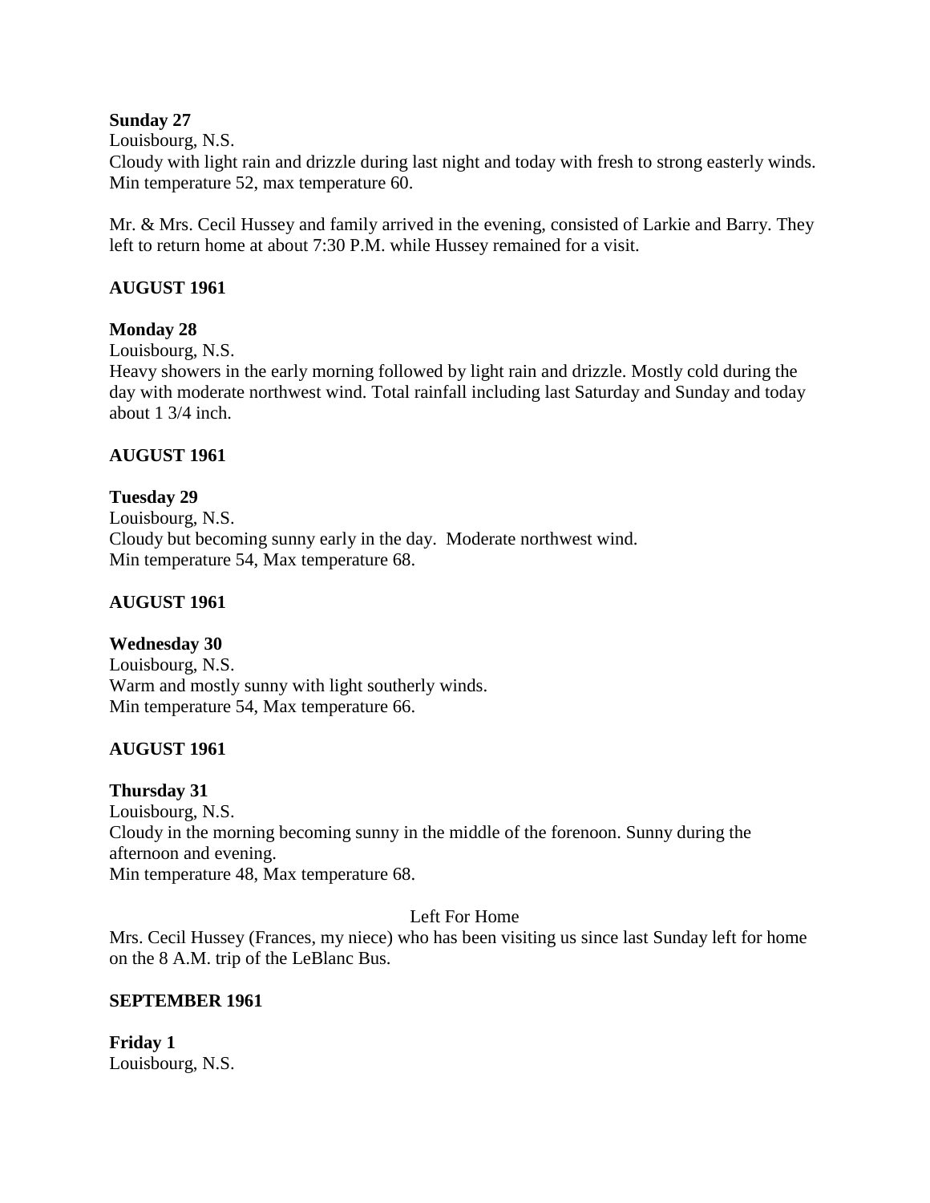**Sunday 27**
Louisbourg, N.S.
Cloudy with light rain and drizzle during last night and today with fresh to strong easterly winds. Min temperature 52, max temperature 60.

Mr. & Mrs. Cecil Hussey and family arrived in the evening, consisted of Larkie and Barry. They left to return home at about 7:30 P.M. while Hussey remained for a visit.

**AUGUST 1961**

**Monday 28**
Louisbourg, N.S.
Heavy showers in the early morning followed by light rain and drizzle. Mostly cold during the day with moderate northwest wind. Total rainfall including last Saturday and Sunday and today about 1 3/4 inch.

**AUGUST 1961**

**Tuesday 29**
Louisbourg, N.S.
Cloudy but becoming sunny early in the day. Moderate northwest wind.
Min temperature 54, Max temperature 68.

**AUGUST 1961**

**Wednesday 30**
Louisbourg, N.S.
Warm and mostly sunny with light southerly winds.
Min temperature 54, Max temperature 66.

**AUGUST 1961**

**Thursday 31**
Louisbourg, N.S.
Cloudy in the morning becoming sunny in the middle of the forenoon. Sunny during the afternoon and evening.
Min temperature 48, Max temperature 68.

Left For Home

Mrs. Cecil Hussey (Frances, my niece) who has been visiting us since last Sunday left for home on the 8 A.M. trip of the LeBlanc Bus.

**SEPTEMBER 1961**

**Friday 1**
Louisbourg, N.S.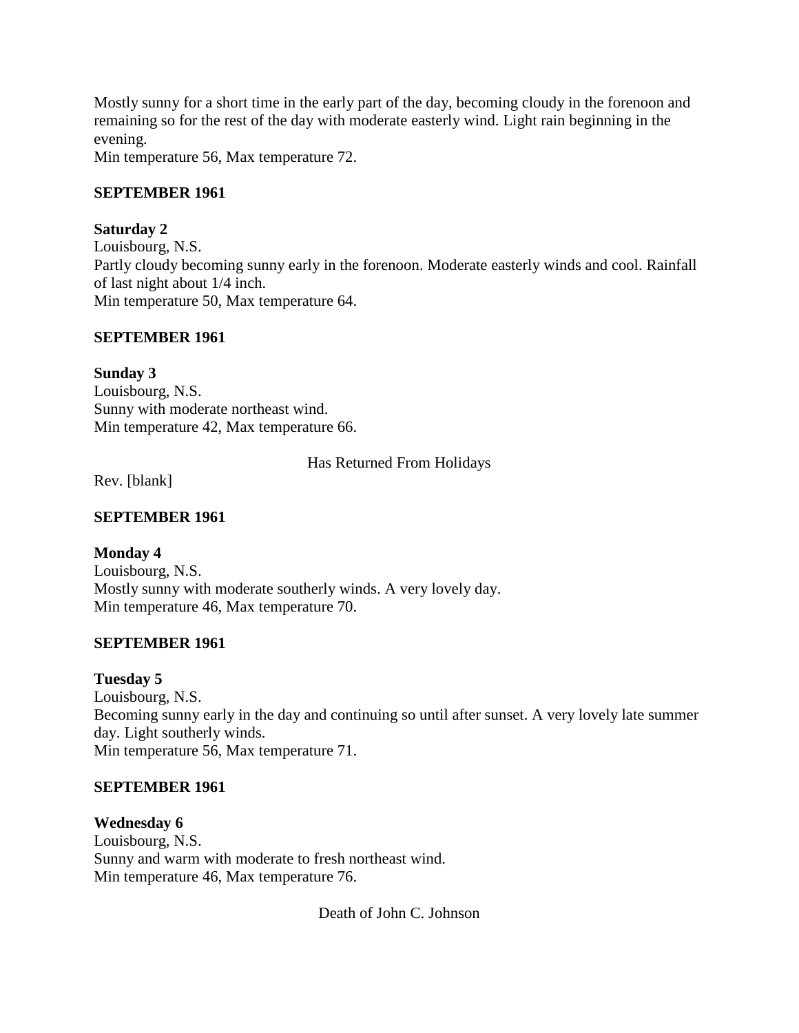Mostly sunny for a short time in the early part of the day, becoming cloudy in the forenoon and remaining so for the rest of the day with moderate easterly wind. Light rain beginning in the evening.
Min temperature 56, Max temperature 72.

**SEPTEMBER 1961**

**Saturday 2**
Louisbourg, N.S.
Partly cloudy becoming sunny early in the forenoon. Moderate easterly winds and cool. Rainfall of last night about 1/4 inch.
Min temperature 50, Max temperature 64.

**SEPTEMBER 1961**

**Sunday 3**
Louisbourg, N.S.
Sunny with moderate northeast wind.
Min temperature 42, Max temperature 66.

Has Returned From Holidays

Rev. [blank]

**SEPTEMBER 1961**

**Monday 4**
Louisbourg, N.S.
Mostly sunny with moderate southerly winds. A very lovely day.
Min temperature 46, Max temperature 70.

**SEPTEMBER 1961**

**Tuesday 5**
Louisbourg, N.S.
Becoming sunny early in the day and continuing so until after sunset. A very lovely late summer day. Light southerly winds.
Min temperature 56, Max temperature 71.

**SEPTEMBER 1961**

**Wednesday 6**
Louisbourg, N.S.
Sunny and warm with moderate to fresh northeast wind.
Min temperature 46, Max temperature 76.

Death of John C. Johnson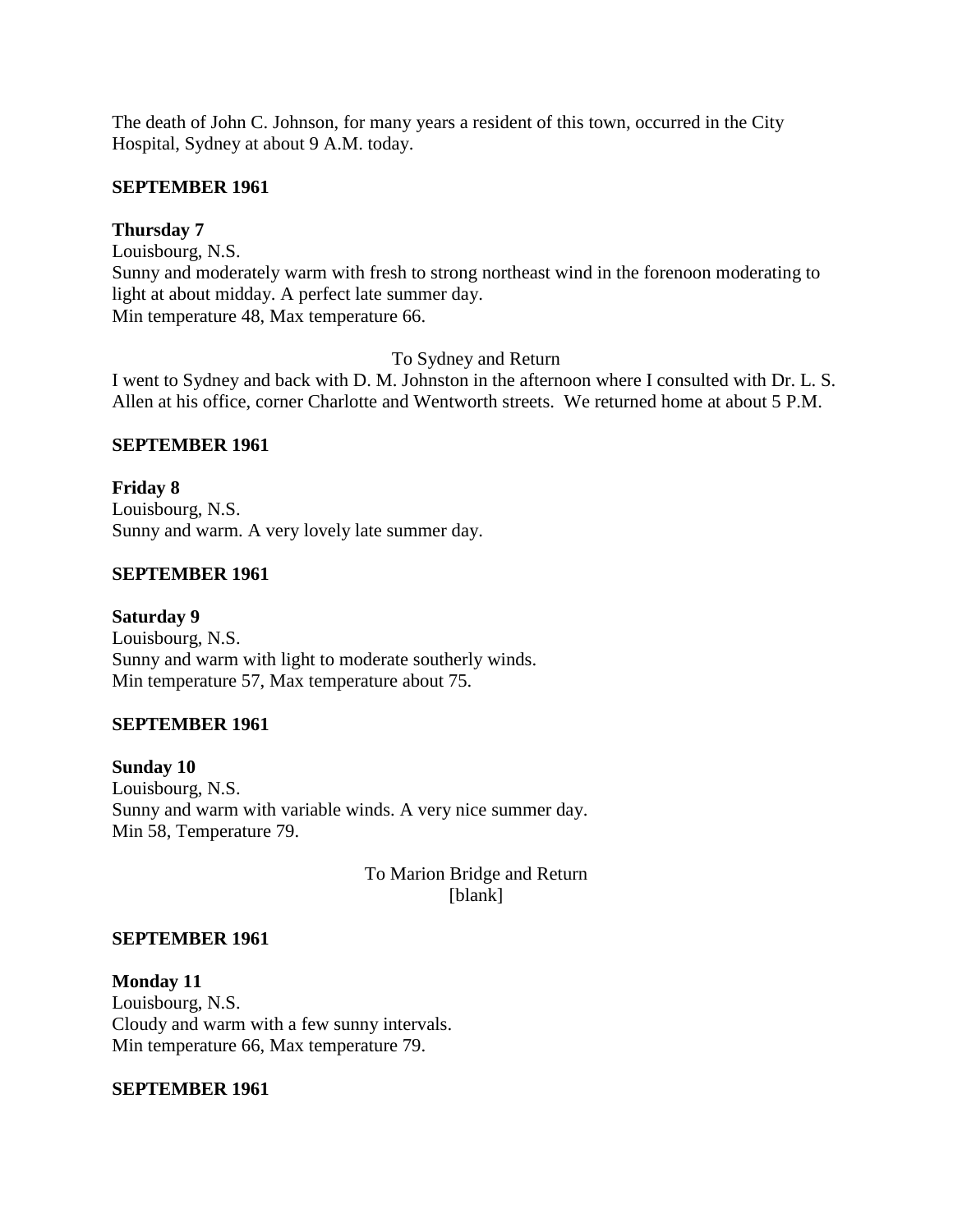The death of John C. Johnson, for many years a resident of this town, occurred in the City Hospital, Sydney at about 9 A.M. today.

**SEPTEMBER 1961**

**Thursday 7**
Louisbourg, N.S.
Sunny and moderately warm with fresh to strong northeast wind in the forenoon moderating to light at about midday. A perfect late summer day.
Min temperature 48, Max temperature 66.

To Sydney and Return

I went to Sydney and back with D. M. Johnston in the afternoon where I consulted with Dr. L. S. Allen at his office, corner Charlotte and Wentworth streets. We returned home at about 5 P.M.

**SEPTEMBER 1961**

**Friday 8**
Louisbourg, N.S.
Sunny and warm. A very lovely late summer day.

**SEPTEMBER 1961**

**Saturday 9**
Louisbourg, N.S.
Sunny and warm with light to moderate southerly winds.
Min temperature 57, Max temperature about 75.

**SEPTEMBER 1961**

**Sunday 10**
Louisbourg, N.S.
Sunny and warm with variable winds. A very nice summer day.
Min 58, Temperature 79.

To Marion Bridge and Return
[blank]

**SEPTEMBER 1961**

**Monday 11**
Louisbourg, N.S.
Cloudy and warm with a few sunny intervals.
Min temperature 66, Max temperature 79.

**SEPTEMBER 1961**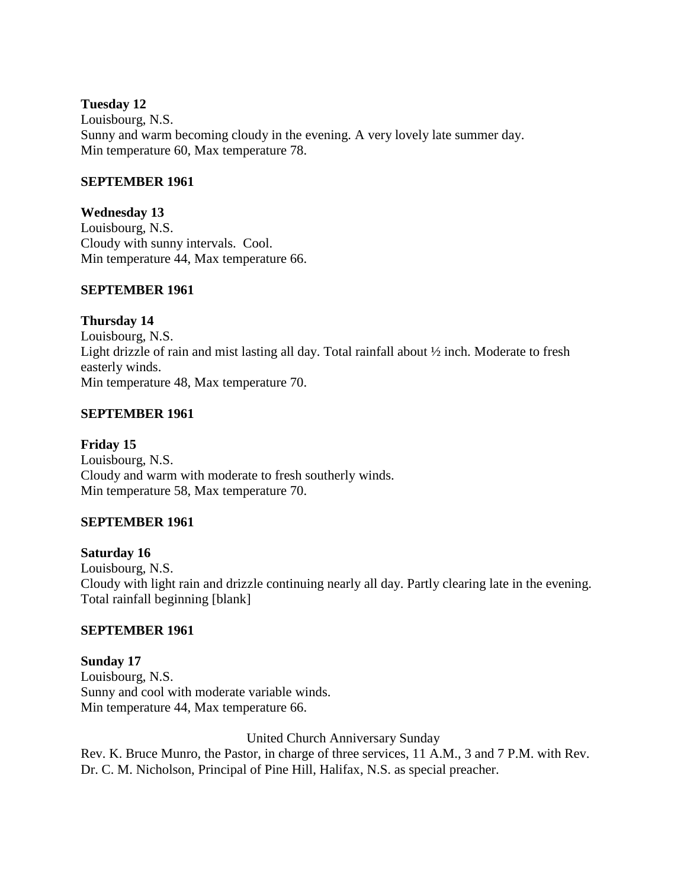**Tuesday 12**
Louisbourg, N.S.
Sunny and warm becoming cloudy in the evening. A very lovely late summer day.
Min temperature 60, Max temperature 78.

**SEPTEMBER 1961**

**Wednesday 13**
Louisbourg, N.S.
Cloudy with sunny intervals. Cool.
Min temperature 44, Max temperature 66.

**SEPTEMBER 1961**

**Thursday 14**
Louisbourg, N.S.
Light drizzle of rain and mist lasting all day. Total rainfall about ½ inch. Moderate to fresh easterly winds.
Min temperature 48, Max temperature 70.

**SEPTEMBER 1961**

**Friday 15**
Louisbourg, N.S.
Cloudy and warm with moderate to fresh southerly winds.
Min temperature 58, Max temperature 70.

**SEPTEMBER 1961**

**Saturday 16**
Louisbourg, N.S.
Cloudy with light rain and drizzle continuing nearly all day. Partly clearing late in the evening. Total rainfall beginning [blank]

**SEPTEMBER 1961**

**Sunday 17**
Louisbourg, N.S.
Sunny and cool with moderate variable winds.
Min temperature 44, Max temperature 66.

United Church Anniversary Sunday

Rev. K. Bruce Munro, the Pastor, in charge of three services, 11 A.M., 3 and 7 P.M. with Rev. Dr. C. M. Nicholson, Principal of Pine Hill, Halifax, N.S. as special preacher.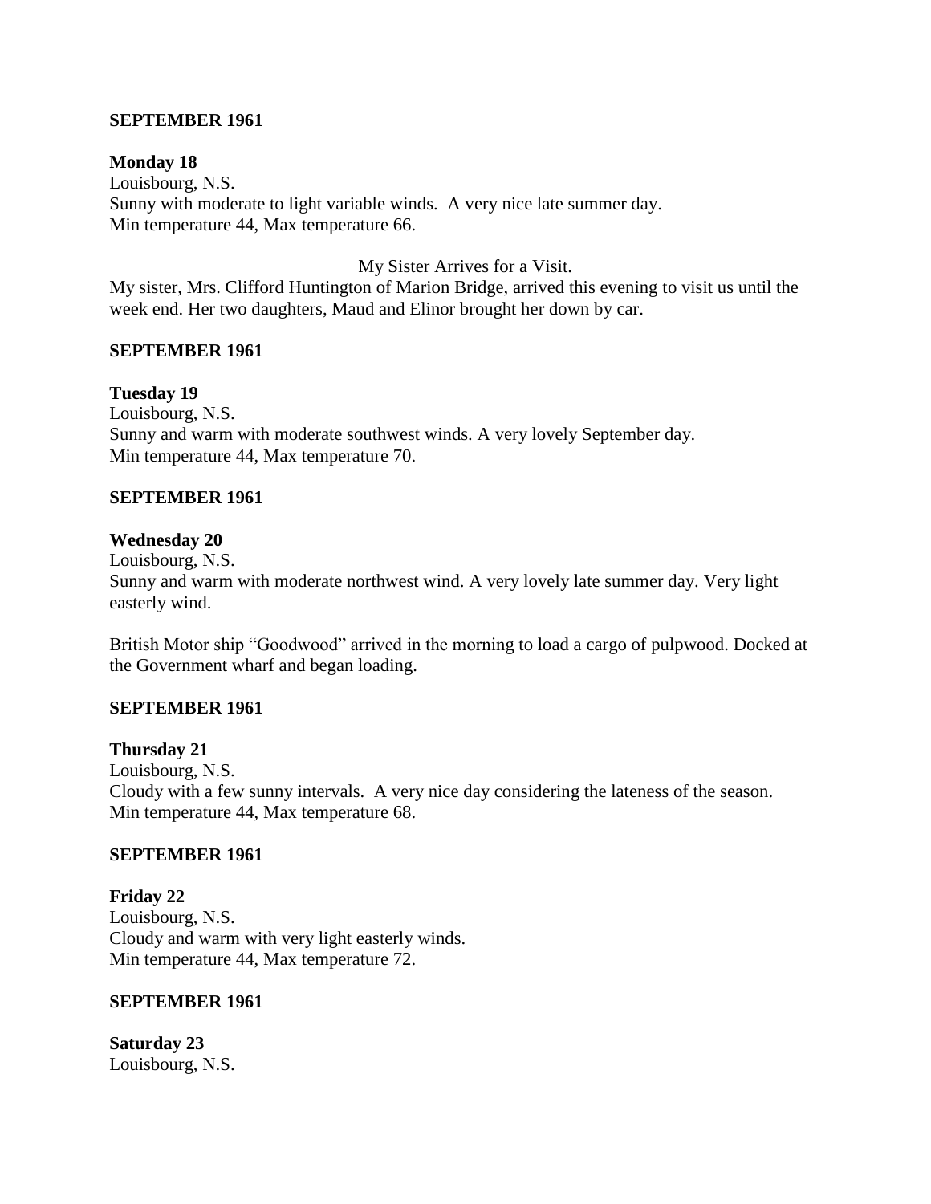**SEPTEMBER 1961**

**Monday 18**
Louisbourg, N.S.
Sunny with moderate to light variable winds. A very nice late summer day.
Min temperature 44, Max temperature 66.

My Sister Arrives for a Visit.

My sister, Mrs. Clifford Huntington of Marion Bridge, arrived this evening to visit us until the week end. Her two daughters, Maud and Elinor brought her down by car.

**SEPTEMBER 1961**

**Tuesday 19**
Louisbourg, N.S.
Sunny and warm with moderate southwest winds. A very lovely September day.
Min temperature 44, Max temperature 70.

**SEPTEMBER 1961**

**Wednesday 20**
Louisbourg, N.S.
Sunny and warm with moderate northwest wind. A very lovely late summer day. Very light easterly wind.

British Motor ship "Goodwood" arrived in the morning to load a cargo of pulpwood. Docked at the Government wharf and began loading.

**SEPTEMBER 1961**

**Thursday 21**
Louisbourg, N.S.
Cloudy with a few sunny intervals. A very nice day considering the lateness of the season.
Min temperature 44, Max temperature 68.

**SEPTEMBER 1961**

**Friday 22**
Louisbourg, N.S.
Cloudy and warm with very light easterly winds.
Min temperature 44, Max temperature 72.

**SEPTEMBER 1961**

**Saturday 23**
Louisbourg, N.S.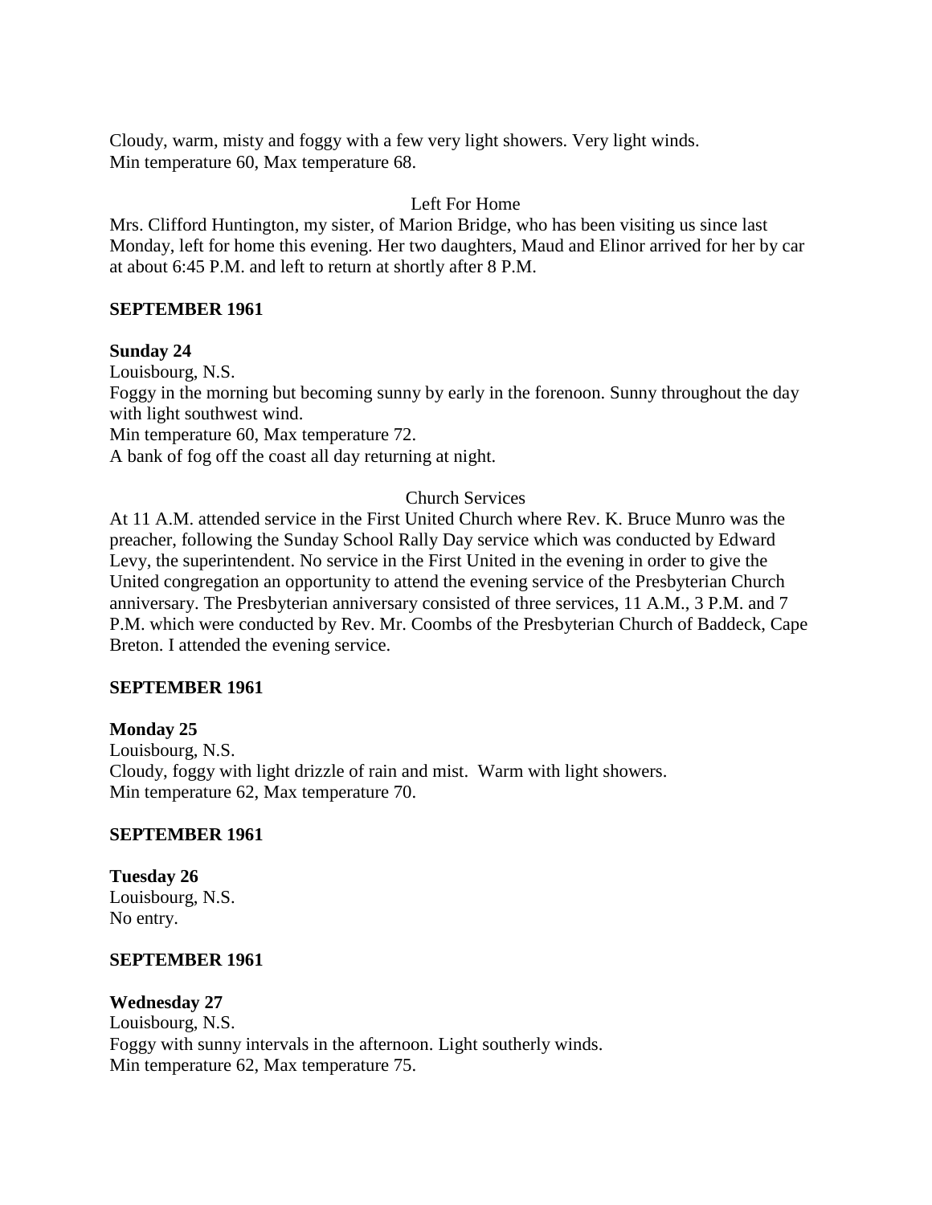Cloudy, warm, misty and foggy with a few very light showers. Very light winds.
Min temperature 60, Max temperature 68.

Left For Home

Mrs. Clifford Huntington, my sister, of Marion Bridge, who has been visiting us since last Monday, left for home this evening. Her two daughters, Maud and Elinor arrived for her by car at about 6:45 P.M. and left to return at shortly after 8 P.M.

**SEPTEMBER 1961**

**Sunday 24**
Louisbourg, N.S.
Foggy in the morning but becoming sunny by early in the forenoon. Sunny throughout the day with light southwest wind.
Min temperature 60, Max temperature 72.
A bank of fog off the coast all day returning at night.

Church Services

At 11 A.M. attended service in the First United Church where Rev. K. Bruce Munro was the preacher, following the Sunday School Rally Day service which was conducted by Edward Levy, the superintendent. No service in the First United in the evening in order to give the United congregation an opportunity to attend the evening service of the Presbyterian Church anniversary. The Presbyterian anniversary consisted of three services, 11 A.M., 3 P.M. and 7 P.M. which were conducted by Rev. Mr. Coombs of the Presbyterian Church of Baddeck, Cape Breton. I attended the evening service.

**SEPTEMBER 1961**

**Monday 25**
Louisbourg, N.S.
Cloudy, foggy with light drizzle of rain and mist. Warm with light showers.
Min temperature 62, Max temperature 70.

**SEPTEMBER 1961**

**Tuesday 26**
Louisbourg, N.S.
No entry.

**SEPTEMBER 1961**

**Wednesday 27**
Louisbourg, N.S.
Foggy with sunny intervals in the afternoon. Light southerly winds.
Min temperature 62, Max temperature 75.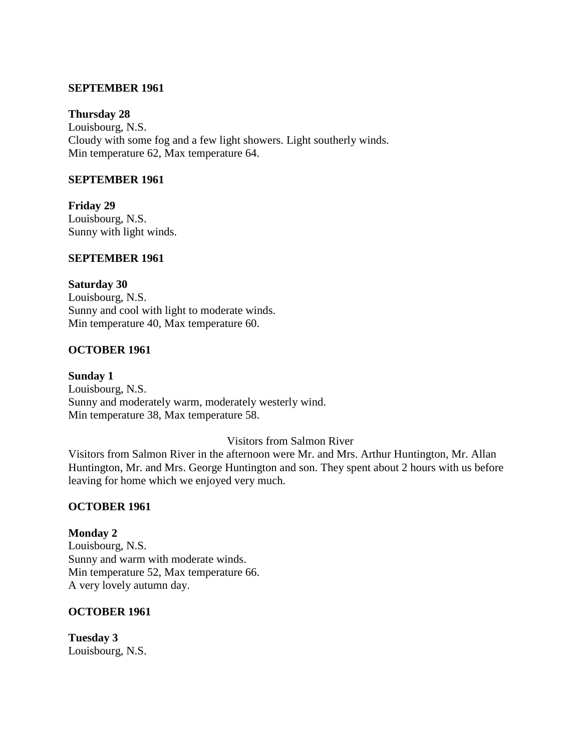**SEPTEMBER 1961**

**Thursday 28**
Louisbourg, N.S.
Cloudy with some fog and a few light showers. Light southerly winds.
Min temperature 62, Max temperature 64.

**SEPTEMBER 1961**

**Friday 29**
Louisbourg, N.S.
Sunny with light winds.

**SEPTEMBER 1961**

**Saturday 30**
Louisbourg, N.S.
Sunny and cool with light to moderate winds.
Min temperature 40, Max temperature 60.

**OCTOBER 1961**

**Sunday 1**
Louisbourg, N.S.
Sunny and moderately warm, moderately westerly wind.
Min temperature 38, Max temperature 58.

Visitors from Salmon River

Visitors from Salmon River in the afternoon were Mr. and Mrs. Arthur Huntington, Mr. Allan Huntington, Mr. and Mrs. George Huntington and son. They spent about 2 hours with us before leaving for home which we enjoyed very much.

**OCTOBER 1961**

**Monday 2**
Louisbourg, N.S.
Sunny and warm with moderate winds.
Min temperature 52, Max temperature 66.
A very lovely autumn day.

**OCTOBER 1961**

**Tuesday 3**
Louisbourg, N.S.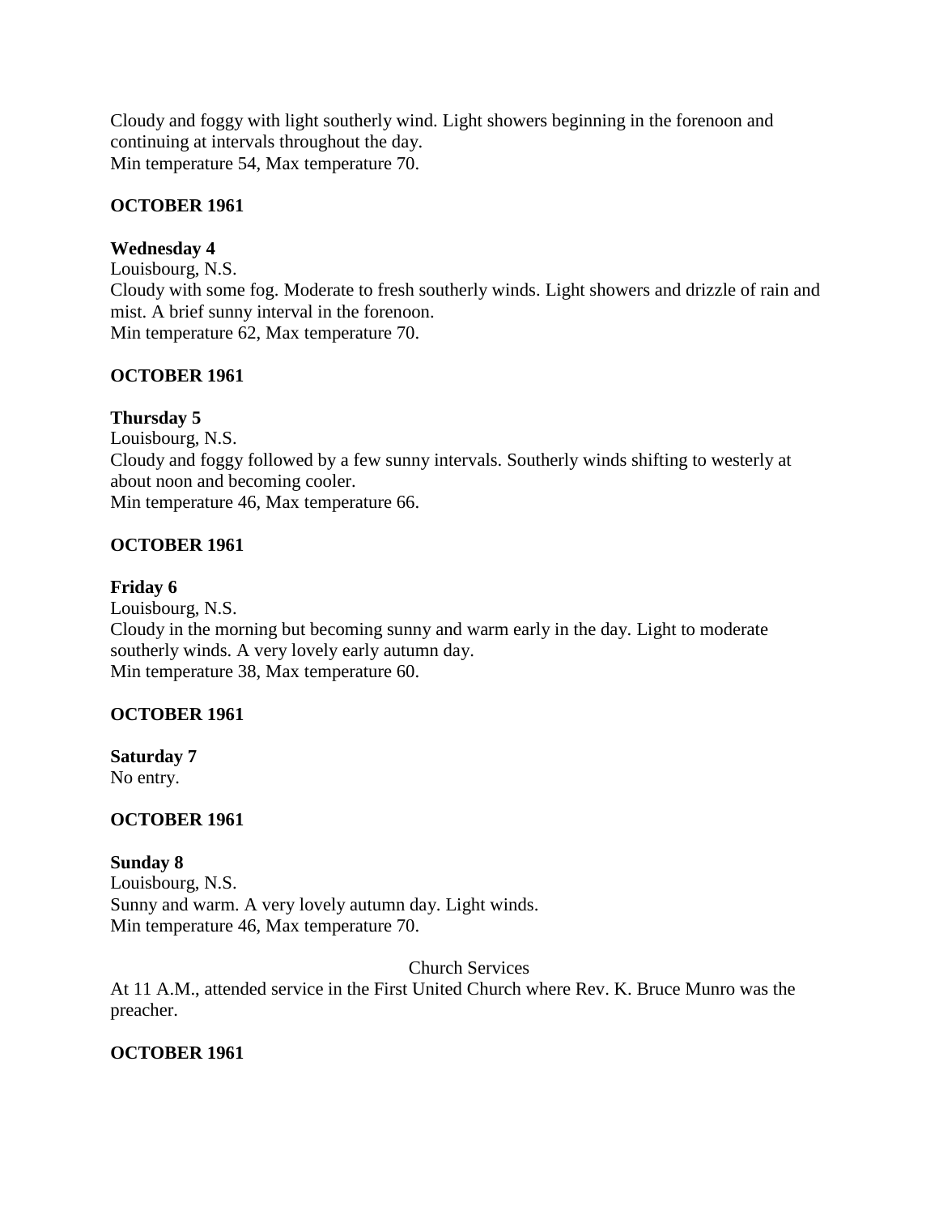Cloudy and foggy with light southerly wind. Light showers beginning in the forenoon and continuing at intervals throughout the day.
Min temperature 54, Max temperature 70.

**OCTOBER 1961**

**Wednesday 4**
Louisbourg, N.S.
Cloudy with some fog. Moderate to fresh southerly winds. Light showers and drizzle of rain and mist. A brief sunny interval in the forenoon.
Min temperature 62, Max temperature 70.

**OCTOBER 1961**

**Thursday 5**
Louisbourg, N.S.
Cloudy and foggy followed by a few sunny intervals. Southerly winds shifting to westerly at about noon and becoming cooler.
Min temperature 46, Max temperature 66.

**OCTOBER 1961**

**Friday 6**
Louisbourg, N.S.
Cloudy in the morning but becoming sunny and warm early in the day. Light to moderate southerly winds. A very lovely early autumn day.
Min temperature 38, Max temperature 60.

**OCTOBER 1961**

**Saturday 7**
No entry.

**OCTOBER 1961**

**Sunday 8**
Louisbourg, N.S.
Sunny and warm. A very lovely autumn day. Light winds.
Min temperature 46, Max temperature 70.

Church Services

At 11 A.M., attended service in the First United Church where Rev. K. Bruce Munro was the preacher.

**OCTOBER 1961**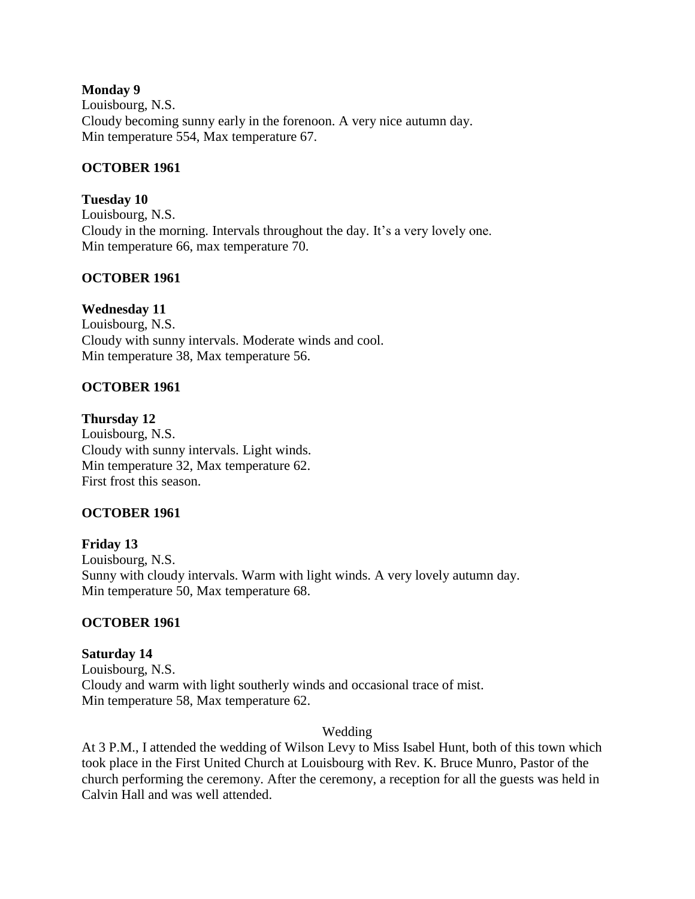**Monday 9**
Louisbourg, N.S.
Cloudy becoming sunny early in the forenoon. A very nice autumn day.
Min temperature 554, Max temperature 67.

**OCTOBER 1961**

**Tuesday 10**
Louisbourg, N.S.
Cloudy in the morning. Intervals throughout the day. It's a very lovely one.
Min temperature 66, max temperature 70.

**OCTOBER 1961**

**Wednesday 11**
Louisbourg, N.S.
Cloudy with sunny intervals. Moderate winds and cool.
Min temperature 38, Max temperature 56.

**OCTOBER 1961**

**Thursday 12**
Louisbourg, N.S.
Cloudy with sunny intervals. Light winds.
Min temperature 32, Max temperature 62.
First frost this season.

**OCTOBER 1961**

**Friday 13**
Louisbourg, N.S.
Sunny with cloudy intervals. Warm with light winds. A very lovely autumn day.
Min temperature 50, Max temperature 68.

**OCTOBER 1961**

**Saturday 14**
Louisbourg, N.S.
Cloudy and warm with light southerly winds and occasional trace of mist.
Min temperature 58, Max temperature 62.

Wedding

At 3 P.M., I attended the wedding of Wilson Levy to Miss Isabel Hunt, both of this town which took place in the First United Church at Louisbourg with Rev. K. Bruce Munro, Pastor of the church performing the ceremony. After the ceremony, a reception for all the guests was held in Calvin Hall and was well attended.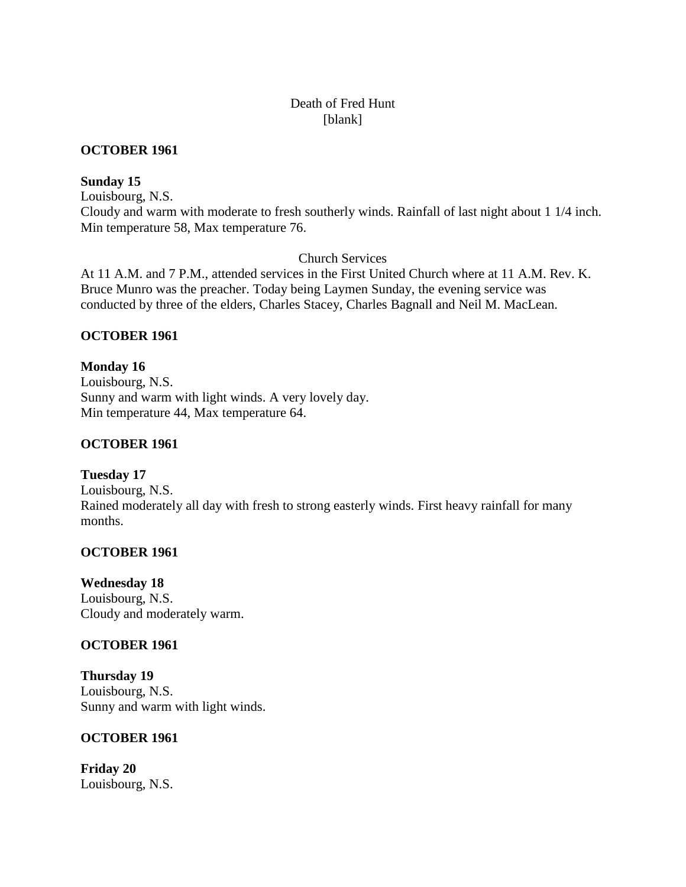Death of Fred Hunt
[blank]

**OCTOBER 1961**

**Sunday 15**
Louisbourg, N.S.
Cloudy and warm with moderate to fresh southerly winds. Rainfall of last night about 1 1/4 inch.
Min temperature 58, Max temperature 76.

Church Services

At 11 A.M. and 7 P.M., attended services in the First United Church where at 11 A.M. Rev. K. Bruce Munro was the preacher. Today being Laymen Sunday, the evening service was conducted by three of the elders, Charles Stacey, Charles Bagnall and Neil M. MacLean.

**OCTOBER 1961**

**Monday 16**
Louisbourg, N.S.
Sunny and warm with light winds. A very lovely day.
Min temperature 44, Max temperature 64.

**OCTOBER 1961**

**Tuesday 17**
Louisbourg, N.S.
Rained moderately all day with fresh to strong easterly winds. First heavy rainfall for many months.

**OCTOBER 1961**

**Wednesday 18**
Louisbourg, N.S.
Cloudy and moderately warm.

**OCTOBER 1961**

**Thursday 19**
Louisbourg, N.S.
Sunny and warm with light winds.

**OCTOBER 1961**

**Friday 20**
Louisbourg, N.S.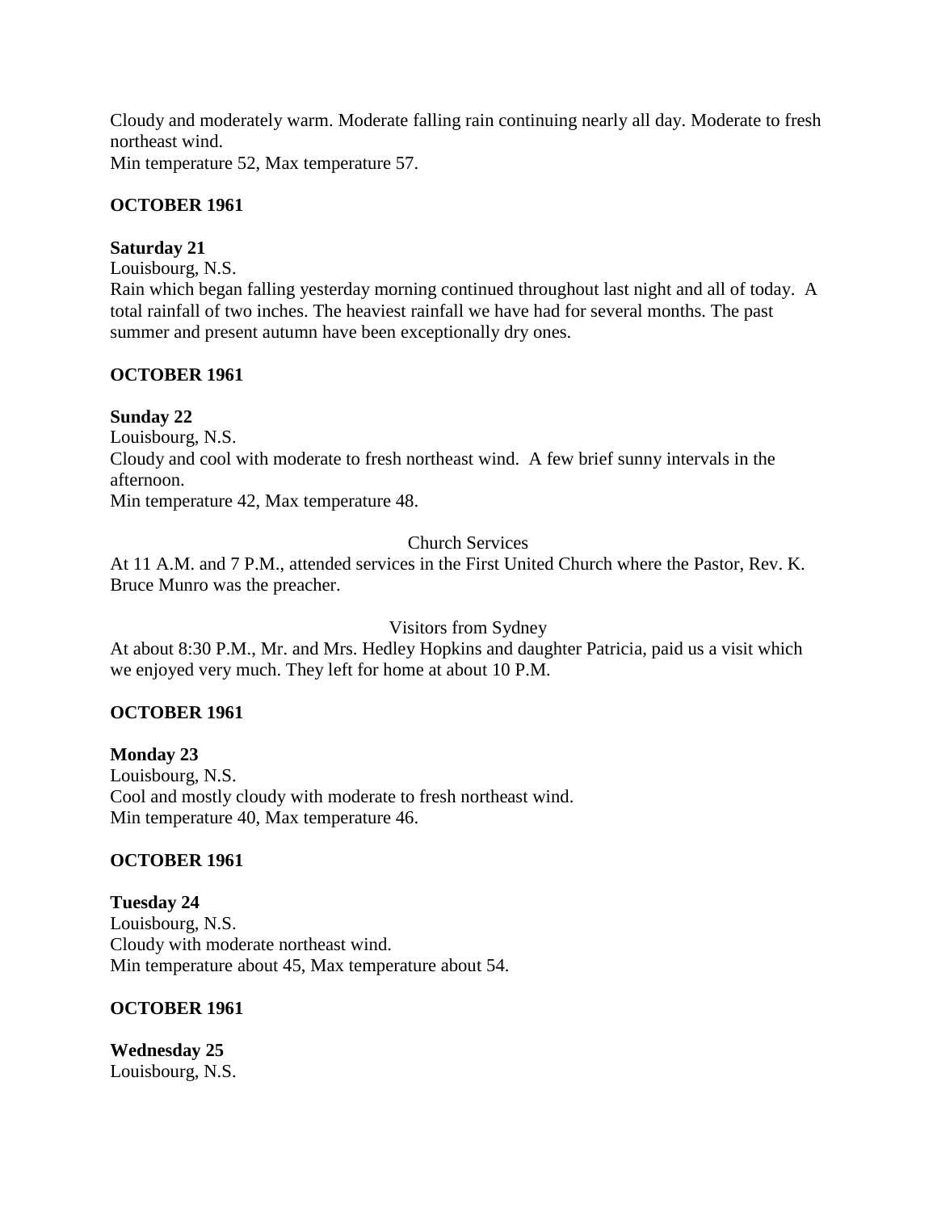Cloudy and moderately warm. Moderate falling rain continuing nearly all day. Moderate to fresh northeast wind.
Min temperature 52, Max temperature 57.

**OCTOBER 1961**

**Saturday 21**
Louisbourg, N.S.
Rain which began falling yesterday morning continued throughout last night and all of today. A total rainfall of two inches. The heaviest rainfall we have had for several months. The past summer and present autumn have been exceptionally dry ones.

**OCTOBER 1961**

**Sunday 22**
Louisbourg, N.S.
Cloudy and cool with moderate to fresh northeast wind. A few brief sunny intervals in the afternoon.
Min temperature 42, Max temperature 48.

Church Services

At 11 A.M. and 7 P.M., attended services in the First United Church where the Pastor, Rev. K. Bruce Munro was the preacher.

Visitors from Sydney

At about 8:30 P.M., Mr. and Mrs. Hedley Hopkins and daughter Patricia, paid us a visit which we enjoyed very much. They left for home at about 10 P.M.

**OCTOBER 1961**

**Monday 23**
Louisbourg, N.S.
Cool and mostly cloudy with moderate to fresh northeast wind.
Min temperature 40, Max temperature 46.

**OCTOBER 1961**

**Tuesday 24**
Louisbourg, N.S.
Cloudy with moderate northeast wind.
Min temperature about 45, Max temperature about 54.

**OCTOBER 1961**

**Wednesday 25**
Louisbourg, N.S.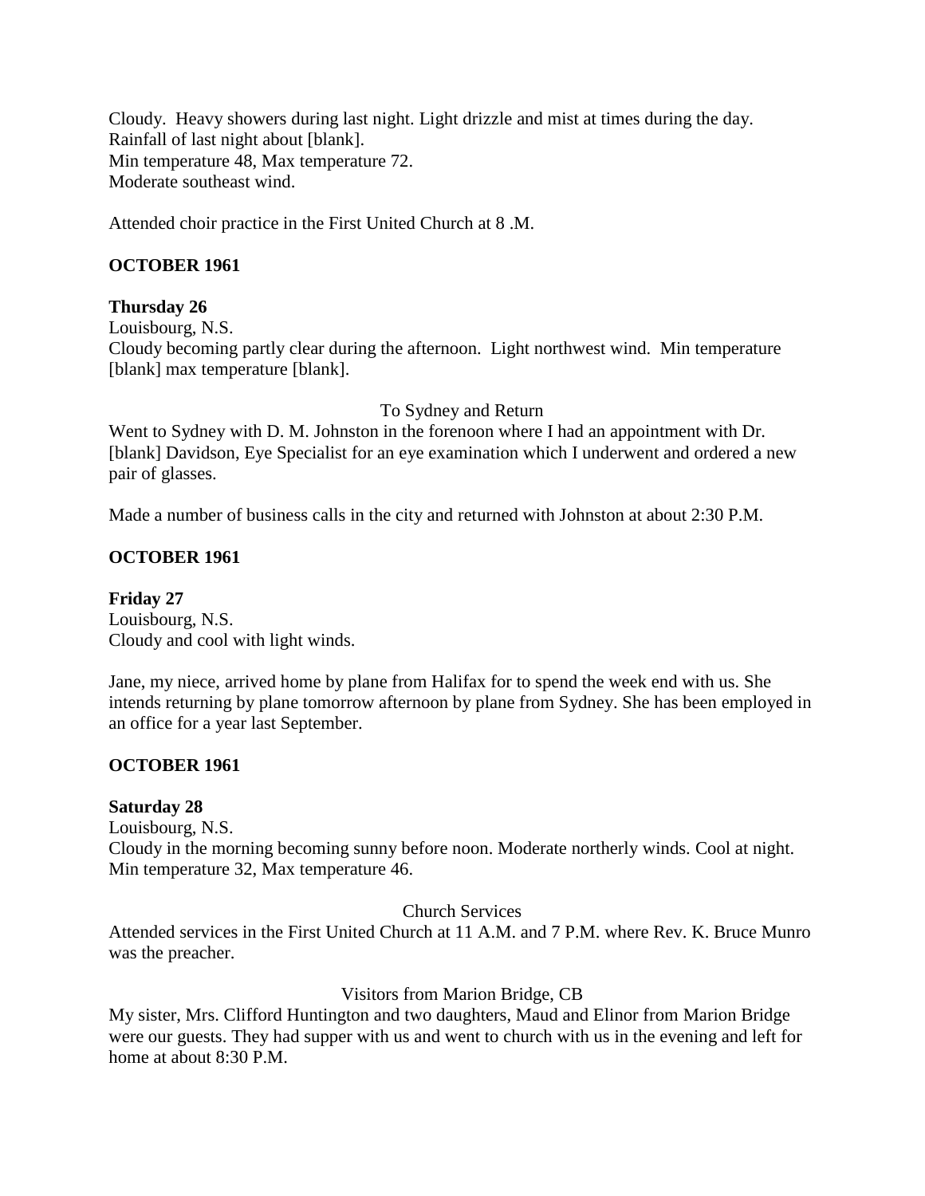Cloudy. Heavy showers during last night. Light drizzle and mist at times during the day.
Rainfall of last night about [blank].
Min temperature 48, Max temperature 72.
Moderate southeast wind.

Attended choir practice in the First United Church at 8 .M.

**OCTOBER 1961**

**Thursday 26**
Louisbourg, N.S.
Cloudy becoming partly clear during the afternoon. Light northwest wind. Min temperature [blank] max temperature [blank].

To Sydney and Return

Went to Sydney with D. M. Johnston in the forenoon where I had an appointment with Dr. [blank] Davidson, Eye Specialist for an eye examination which I underwent and ordered a new pair of glasses.

Made a number of business calls in the city and returned with Johnston at about 2:30 P.M.

**OCTOBER 1961**

**Friday 27**
Louisbourg, N.S.
Cloudy and cool with light winds.

Jane, my niece, arrived home by plane from Halifax for to spend the week end with us. She intends returning by plane tomorrow afternoon by plane from Sydney. She has been employed in an office for a year last September.

**OCTOBER 1961**

**Saturday 28**
Louisbourg, N.S.
Cloudy in the morning becoming sunny before noon. Moderate northerly winds. Cool at night.
Min temperature 32, Max temperature 46.

Church Services

Attended services in the First United Church at 11 A.M. and 7 P.M. where Rev. K. Bruce Munro was the preacher.

Visitors from Marion Bridge, CB

My sister, Mrs. Clifford Huntington and two daughters, Maud and Elinor from Marion Bridge were our guests. They had supper with us and went to church with us in the evening and left for home at about 8:30 P.M.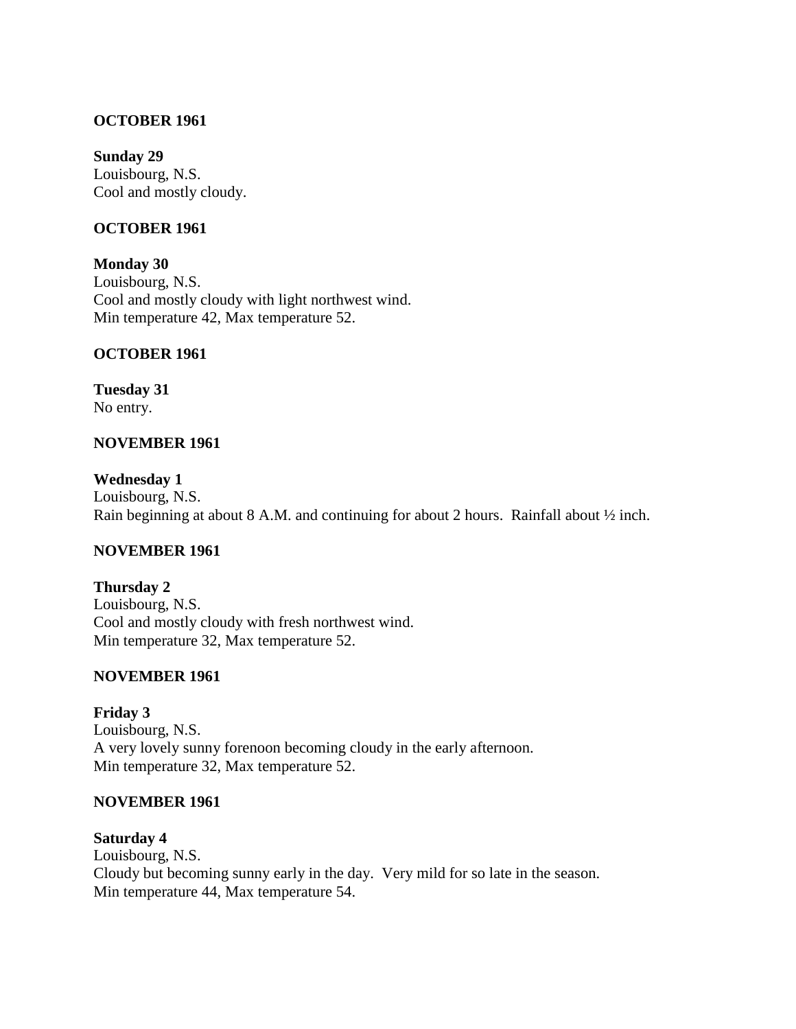**OCTOBER 1961**

**Sunday 29**
Louisbourg, N.S.
Cool and mostly cloudy.

**OCTOBER 1961**

**Monday 30**
Louisbourg, N.S.
Cool and mostly cloudy with light northwest wind.
Min temperature 42, Max temperature 52.

**OCTOBER 1961**

**Tuesday 31**
No entry.

**NOVEMBER 1961**

**Wednesday 1**
Louisbourg, N.S.
Rain beginning at about 8 A.M. and continuing for about 2 hours. Rainfall about ½ inch.

**NOVEMBER 1961**

**Thursday 2**
Louisbourg, N.S.
Cool and mostly cloudy with fresh northwest wind.
Min temperature 32, Max temperature 52.

**NOVEMBER 1961**

**Friday 3**
Louisbourg, N.S.
A very lovely sunny forenoon becoming cloudy in the early afternoon.
Min temperature 32, Max temperature 52.

**NOVEMBER 1961**

**Saturday 4**
Louisbourg, N.S.
Cloudy but becoming sunny early in the day. Very mild for so late in the season.
Min temperature 44, Max temperature 54.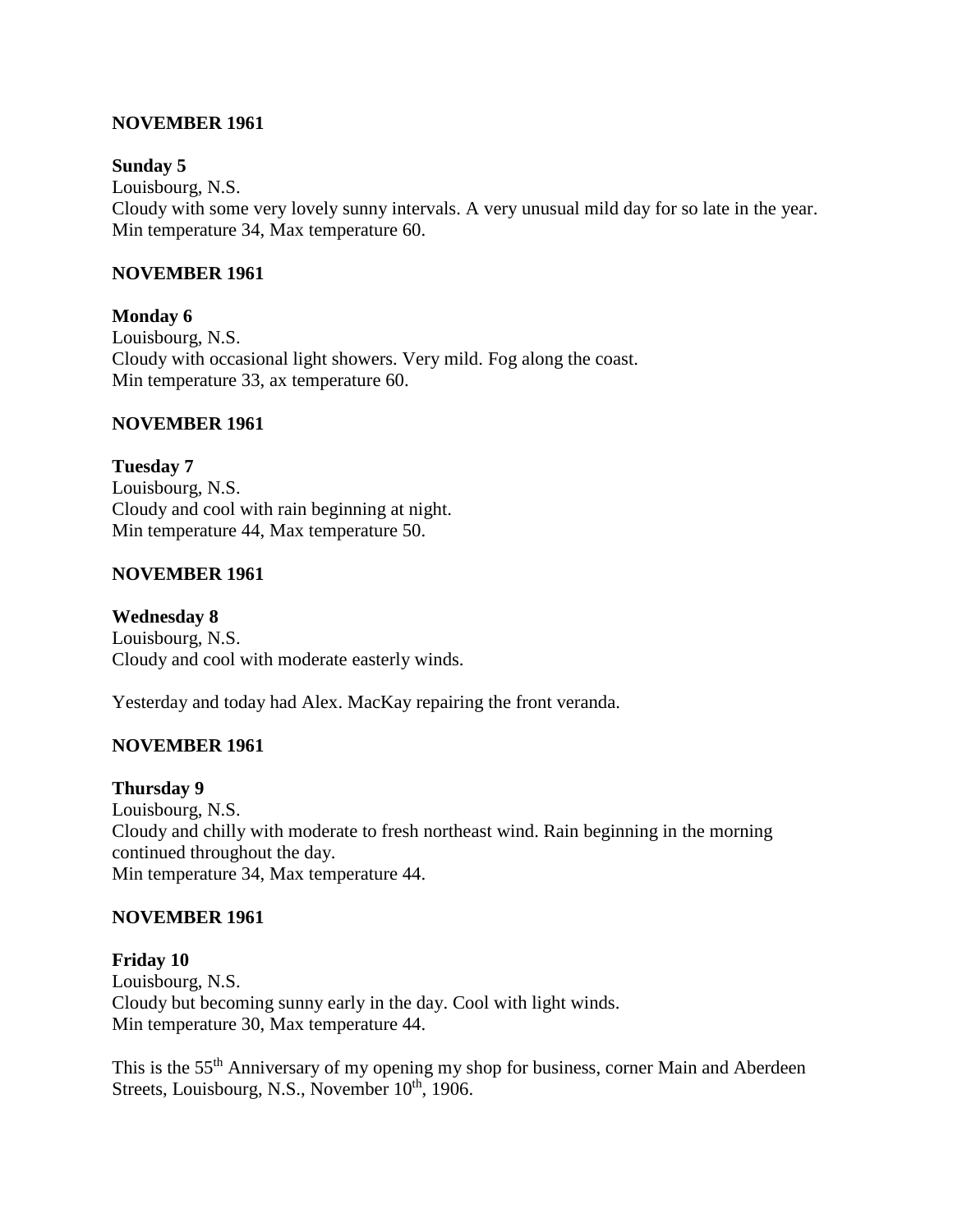**NOVEMBER 1961**

**Sunday 5**
Louisbourg, N.S.
Cloudy with some very lovely sunny intervals. A very unusual mild day for so late in the year.
Min temperature 34, Max temperature 60.

**NOVEMBER 1961**

**Monday 6**
Louisbourg, N.S.
Cloudy with occasional light showers. Very mild. Fog along the coast.
Min temperature 33, ax temperature 60.

**NOVEMBER 1961**

**Tuesday 7**
Louisbourg, N.S.
Cloudy and cool with rain beginning at night.
Min temperature 44, Max temperature 50.

**NOVEMBER 1961**

**Wednesday 8**
Louisbourg, N.S.
Cloudy and cool with moderate easterly winds.

Yesterday and today had Alex. MacKay repairing the front veranda.

**NOVEMBER 1961**

**Thursday 9**
Louisbourg, N.S.
Cloudy and chilly with moderate to fresh northeast wind. Rain beginning in the morning continued throughout the day.
Min temperature 34, Max temperature 44.

**NOVEMBER 1961**

**Friday 10**
Louisbourg, N.S.
Cloudy but becoming sunny early in the day. Cool with light winds.
Min temperature 30, Max temperature 44.

This is the 55th Anniversary of my opening my shop for business, corner Main and Aberdeen Streets, Louisbourg, N.S., November 10th, 1906.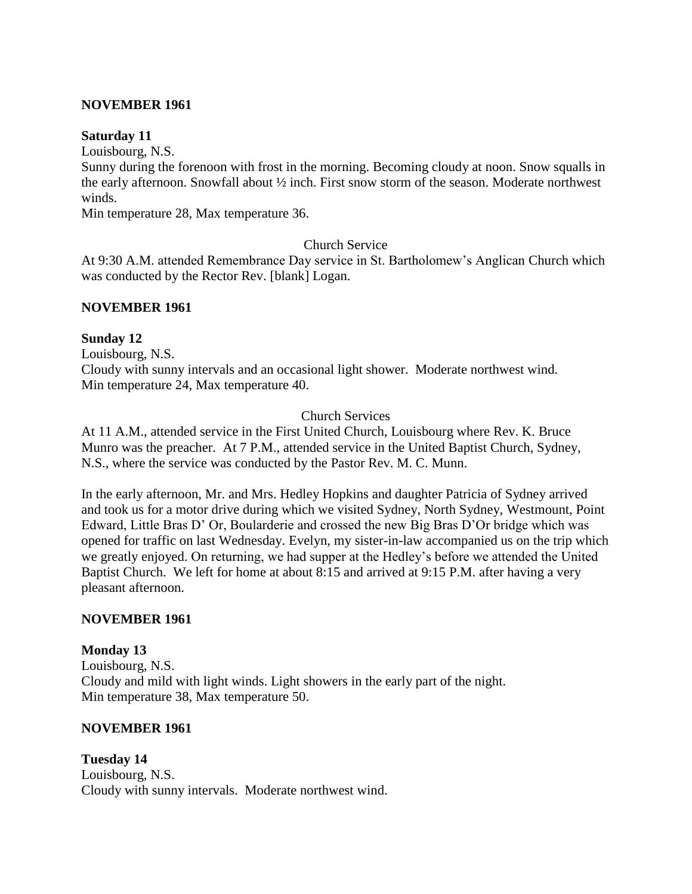**NOVEMBER 1961**

**Saturday 11**

Louisbourg, N.S.

Sunny during the forenoon with frost in the morning. Becoming cloudy at noon. Snow squalls in the early afternoon. Snowfall about ½ inch. First snow storm of the season. Moderate northwest winds.

Min temperature 28, Max temperature 36.

Church Service

At 9:30 A.M. attended Remembrance Day service in St. Bartholomew's Anglican Church which was conducted by the Rector Rev. [blank] Logan.

**NOVEMBER 1961**

**Sunday 12**

Louisbourg, N.S.

Cloudy with sunny intervals and an occasional light shower. Moderate northwest wind.

Min temperature 24, Max temperature 40.

Church Services

At 11 A.M., attended service in the First United Church, Louisbourg where Rev. K. Bruce Munro was the preacher. At 7 P.M., attended service in the United Baptist Church, Sydney, N.S., where the service was conducted by the Pastor Rev. M. C. Munn.

In the early afternoon, Mr. and Mrs. Hedley Hopkins and daughter Patricia of Sydney arrived and took us for a motor drive during which we visited Sydney, North Sydney, Westmount, Point Edward, Little Bras D' Or, Boularderie and crossed the new Big Bras D'Or bridge which was opened for traffic on last Wednesday. Evelyn, my sister-in-law accompanied us on the trip which we greatly enjoyed. On returning, we had supper at the Hedley's before we attended the United Baptist Church. We left for home at about 8:15 and arrived at 9:15 P.M. after having a very pleasant afternoon.

**NOVEMBER 1961**

**Monday 13**

Louisbourg, N.S.

Cloudy and mild with light winds. Light showers in the early part of the night.

Min temperature 38, Max temperature 50.

**NOVEMBER 1961**

**Tuesday 14**

Louisbourg, N.S.

Cloudy with sunny intervals. Moderate northwest wind.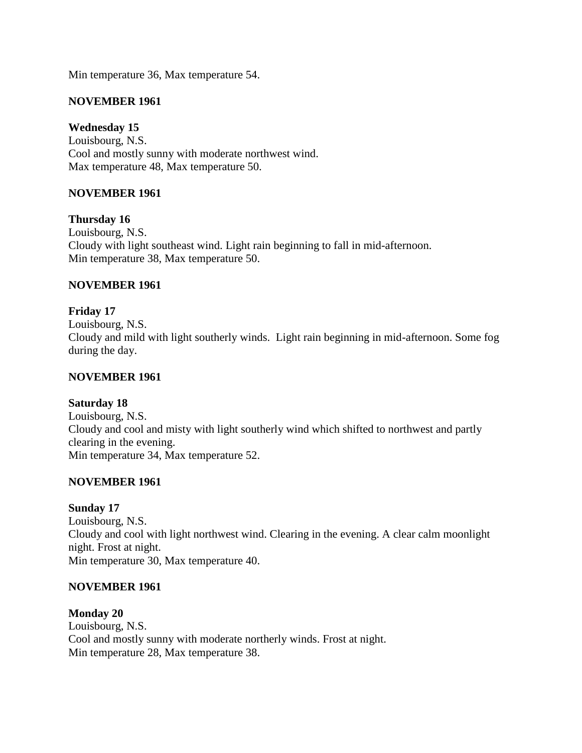Min temperature 36, Max temperature 54.

**NOVEMBER 1961**

**Wednesday 15**
Louisbourg, N.S.
Cool and mostly sunny with moderate northwest wind.
Max temperature 48, Max temperature 50.

**NOVEMBER 1961**

**Thursday 16**
Louisbourg, N.S.
Cloudy with light southeast wind. Light rain beginning to fall in mid-afternoon.
Min temperature 38, Max temperature 50.

**NOVEMBER 1961**

**Friday 17**
Louisbourg, N.S.
Cloudy and mild with light southerly winds. Light rain beginning in mid-afternoon. Some fog during the day.

**NOVEMBER 1961**

**Saturday 18**
Louisbourg, N.S.
Cloudy and cool and misty with light southerly wind which shifted to northwest and partly clearing in the evening.
Min temperature 34, Max temperature 52.

**NOVEMBER 1961**

**Sunday 17**
Louisbourg, N.S.
Cloudy and cool with light northwest wind. Clearing in the evening. A clear calm moonlight night. Frost at night.
Min temperature 30, Max temperature 40.

**NOVEMBER 1961**

**Monday 20**
Louisbourg, N.S.
Cool and mostly sunny with moderate northerly winds. Frost at night.
Min temperature 28, Max temperature 38.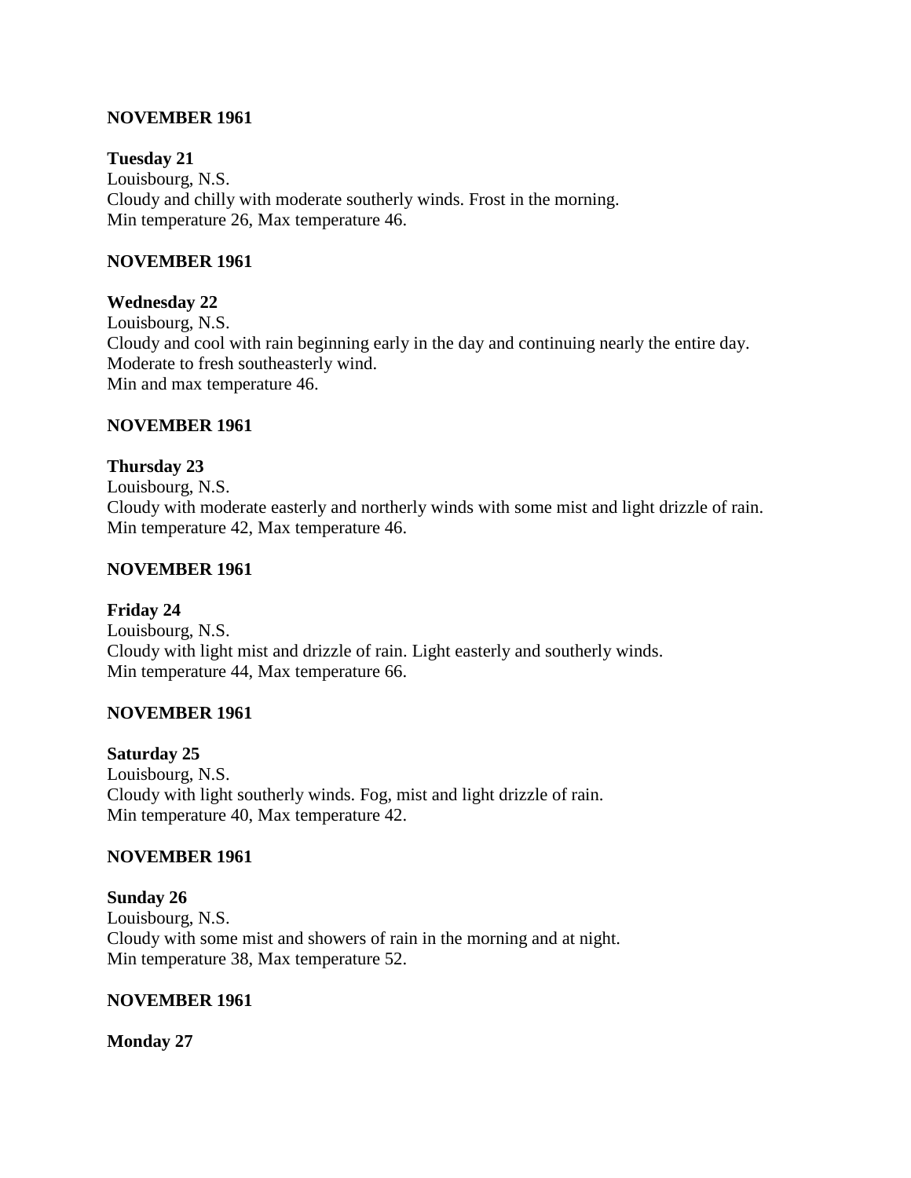**NOVEMBER 1961**

**Tuesday 21**
Louisbourg, N.S.
Cloudy and chilly with moderate southerly winds. Frost in the morning.
Min temperature 26, Max temperature 46.

**NOVEMBER 1961**

**Wednesday 22**
Louisbourg, N.S.
Cloudy and cool with rain beginning early in the day and continuing nearly the entire day.
Moderate to fresh southeasterly wind.
Min and max temperature 46.

**NOVEMBER 1961**

**Thursday 23**
Louisbourg, N.S.
Cloudy with moderate easterly and northerly winds with some mist and light drizzle of rain.
Min temperature 42, Max temperature 46.

**NOVEMBER 1961**

**Friday 24**
Louisbourg, N.S.
Cloudy with light mist and drizzle of rain. Light easterly and southerly winds.
Min temperature 44, Max temperature 66.

**NOVEMBER 1961**

**Saturday 25**
Louisbourg, N.S.
Cloudy with light southerly winds. Fog, mist and light drizzle of rain.
Min temperature 40, Max temperature 42.

**NOVEMBER 1961**

**Sunday 26**
Louisbourg, N.S.
Cloudy with some mist and showers of rain in the morning and at night.
Min temperature 38, Max temperature 52.

**NOVEMBER 1961**

**Monday 27**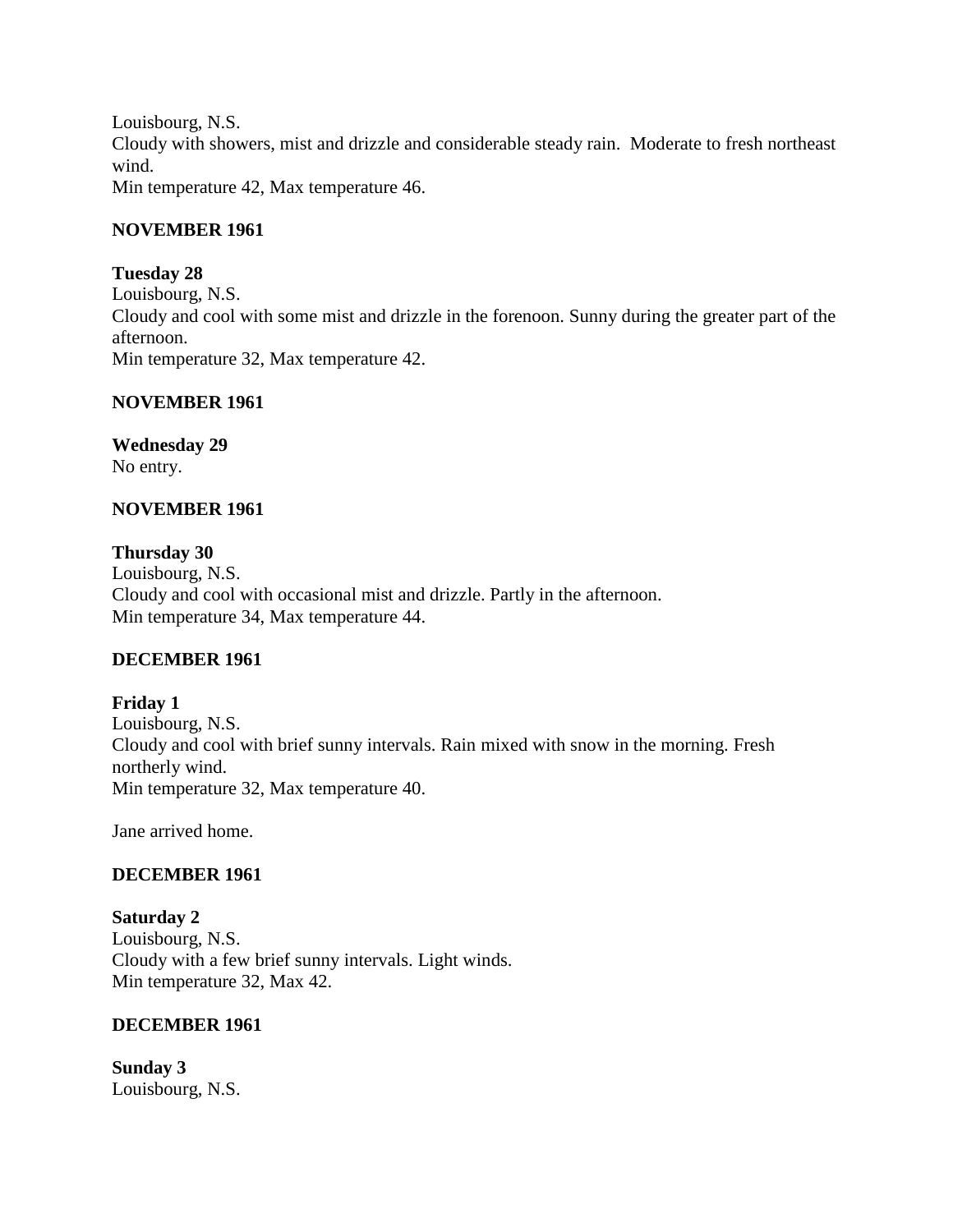Louisbourg, N.S.
Cloudy with showers, mist and drizzle and considerable steady rain.  Moderate to fresh northeast wind.
Min temperature 42, Max temperature 46.

**NOVEMBER 1961**

**Tuesday 28**
Louisbourg, N.S.
Cloudy and cool with some mist and drizzle in the forenoon. Sunny during the greater part of the afternoon.
Min temperature 32, Max temperature 42.

**NOVEMBER 1961**

**Wednesday 29**
No entry.

**NOVEMBER 1961**

**Thursday 30**
Louisbourg, N.S.
Cloudy and cool with occasional mist and drizzle. Partly in the afternoon.
Min temperature 34, Max temperature 44.

**DECEMBER 1961**

**Friday 1**
Louisbourg, N.S.
Cloudy and cool with brief sunny intervals. Rain mixed with snow in the morning. Fresh northerly wind.
Min temperature 32, Max temperature 40.

Jane arrived home.

**DECEMBER 1961**

**Saturday 2**
Louisbourg, N.S.
Cloudy with a few brief sunny intervals. Light winds.
Min temperature 32, Max 42.

**DECEMBER 1961**

**Sunday 3**
Louisbourg, N.S.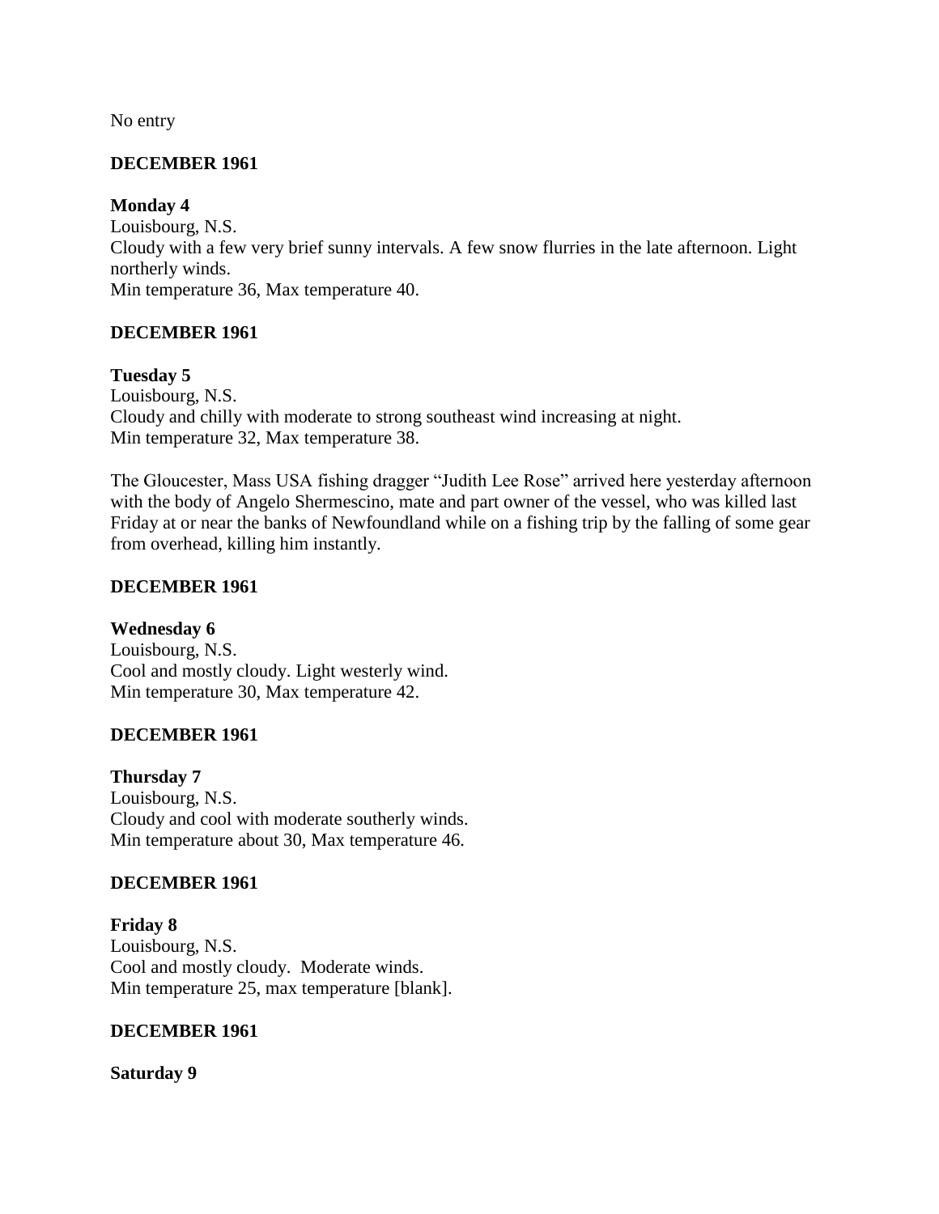No entry

**DECEMBER 1961**

**Monday 4**
Louisbourg, N.S.
Cloudy with a few very brief sunny intervals. A few snow flurries in the late afternoon. Light northerly winds.
Min temperature 36, Max temperature 40.

**DECEMBER 1961**

**Tuesday 5**
Louisbourg, N.S.
Cloudy and chilly with moderate to strong southeast wind increasing at night.
Min temperature 32, Max temperature 38.

The Gloucester, Mass USA fishing dragger "Judith Lee Rose" arrived here yesterday afternoon with the body of Angelo Shermescino, mate and part owner of the vessel, who was killed last Friday at or near the banks of Newfoundland while on a fishing trip by the falling of some gear from overhead, killing him instantly.

**DECEMBER 1961**

**Wednesday 6**
Louisbourg, N.S.
Cool and mostly cloudy. Light westerly wind.
Min temperature 30, Max temperature 42.

**DECEMBER 1961**

**Thursday 7**
Louisbourg, N.S.
Cloudy and cool with moderate southerly winds.
Min temperature about 30, Max temperature 46.

**DECEMBER 1961**

**Friday 8**
Louisbourg, N.S.
Cool and mostly cloudy. Moderate winds.
Min temperature 25, max temperature [blank].

**DECEMBER 1961**

**Saturday 9**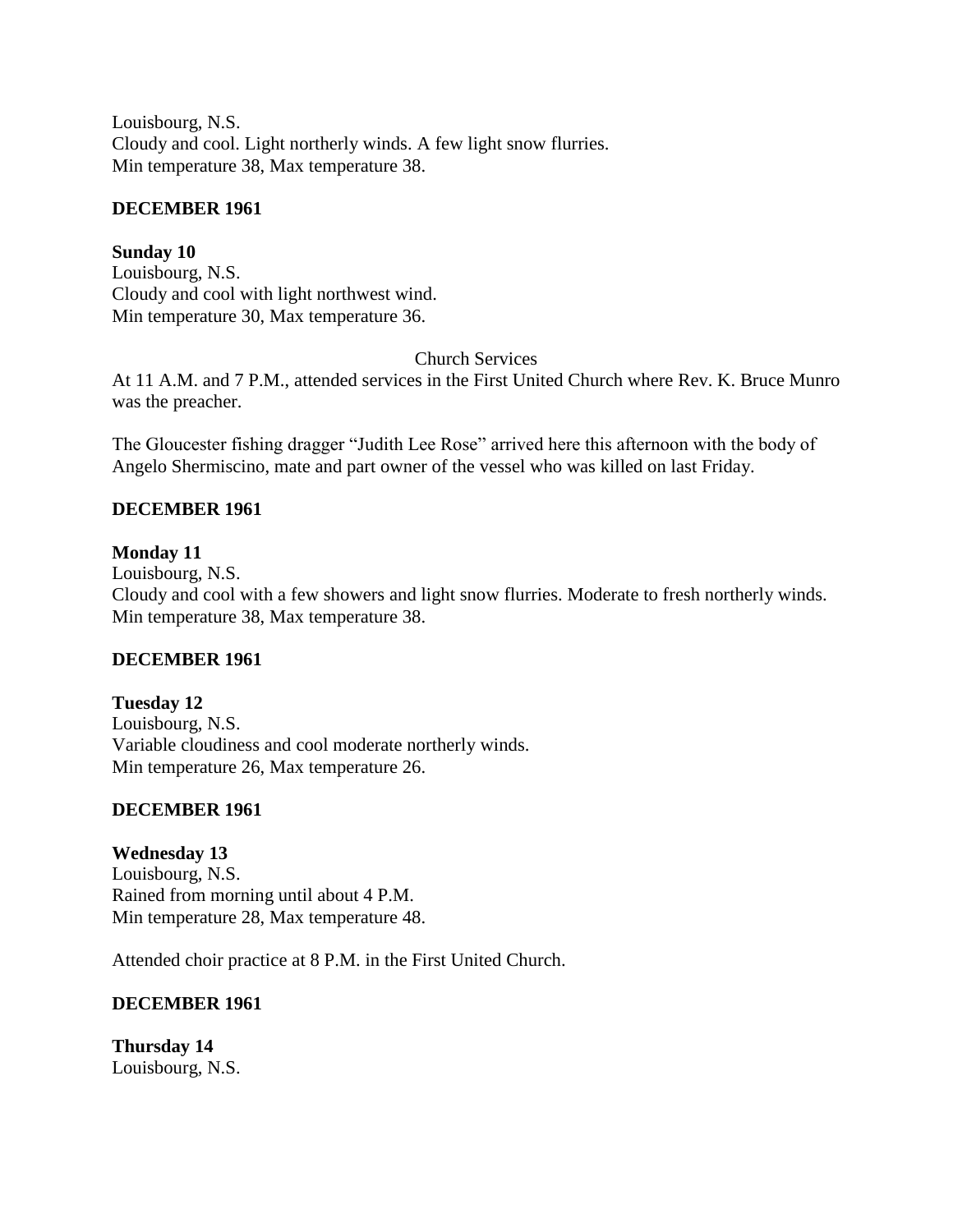Louisbourg, N.S.
Cloudy and cool. Light northerly winds. A few light snow flurries.
Min temperature 38, Max temperature 38.

**DECEMBER 1961**

**Sunday 10**
Louisbourg, N.S.
Cloudy and cool with light northwest wind.
Min temperature 30, Max temperature 36.

Church Services

At 11 A.M. and 7 P.M., attended services in the First United Church where Rev. K. Bruce Munro was the preacher.

The Gloucester fishing dragger "Judith Lee Rose" arrived here this afternoon with the body of Angelo Shermiscino, mate and part owner of the vessel who was killed on last Friday.

**DECEMBER 1961**

**Monday 11**
Louisbourg, N.S.
Cloudy and cool with a few showers and light snow flurries. Moderate to fresh northerly winds.
Min temperature 38, Max temperature 38.

**DECEMBER 1961**

**Tuesday 12**
Louisbourg, N.S.
Variable cloudiness and cool moderate northerly winds.
Min temperature 26, Max temperature 26.

**DECEMBER 1961**

**Wednesday 13**
Louisbourg, N.S.
Rained from morning until about 4 P.M.
Min temperature 28, Max temperature 48.

Attended choir practice at 8 P.M. in the First United Church.

**DECEMBER 1961**

**Thursday 14**
Louisbourg, N.S.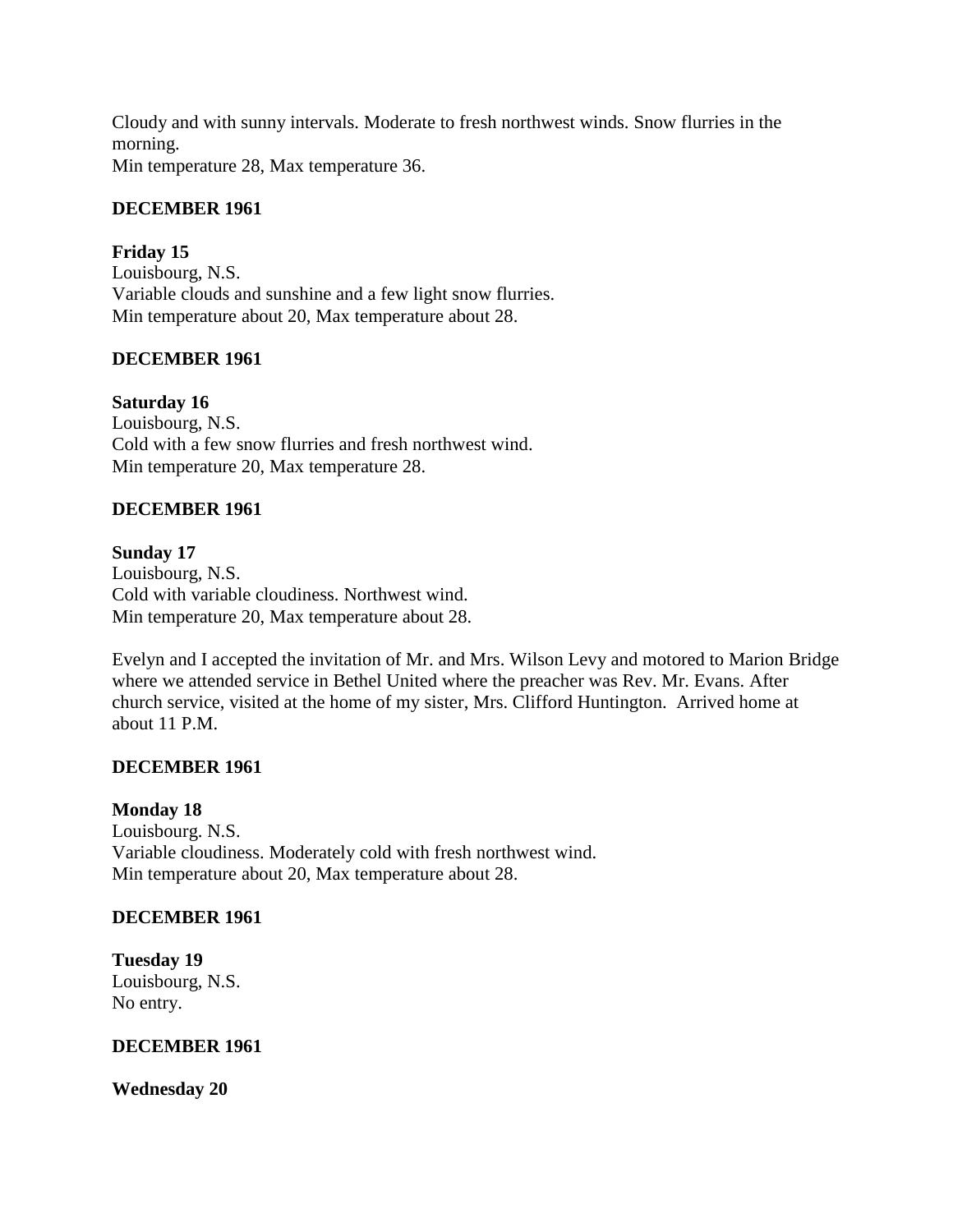Cloudy and with sunny intervals. Moderate to fresh northwest winds. Snow flurries in the morning.
Min temperature 28, Max temperature 36.

**DECEMBER 1961**

**Friday 15**
Louisbourg, N.S.
Variable clouds and sunshine and a few light snow flurries.
Min temperature about 20, Max temperature about 28.

**DECEMBER 1961**

**Saturday 16**
Louisbourg, N.S.
Cold with a few snow flurries and fresh northwest wind.
Min temperature 20, Max temperature 28.

**DECEMBER 1961**

**Sunday 17**
Louisbourg, N.S.
Cold with variable cloudiness. Northwest wind.
Min temperature 20, Max temperature about 28.

Evelyn and I accepted the invitation of Mr. and Mrs. Wilson Levy and motored to Marion Bridge where we attended service in Bethel United where the preacher was Rev. Mr. Evans. After church service, visited at the home of my sister, Mrs. Clifford Huntington. Arrived home at about 11 P.M.

**DECEMBER 1961**

**Monday 18**
Louisbourg. N.S.
Variable cloudiness. Moderately cold with fresh northwest wind.
Min temperature about 20, Max temperature about 28.

**DECEMBER 1961**

**Tuesday 19**
Louisbourg, N.S.
No entry.

**DECEMBER 1961**

**Wednesday 20**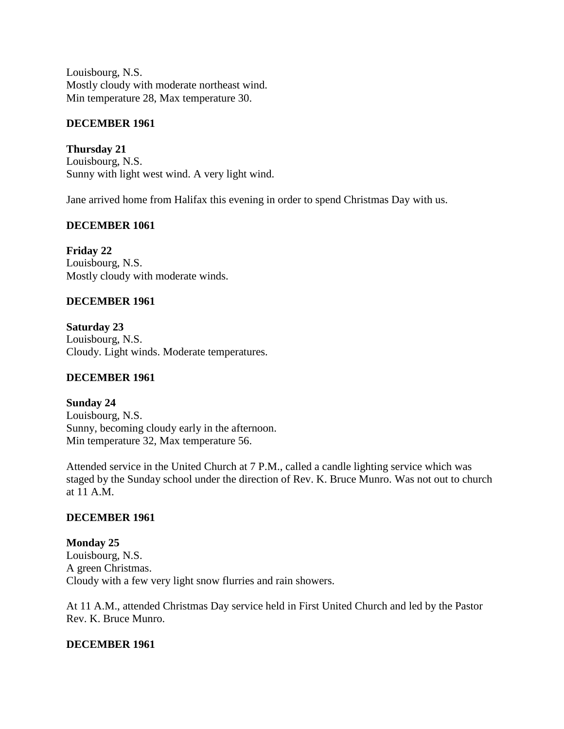Louisbourg, N.S.
Mostly cloudy with moderate northeast wind.
Min temperature 28, Max temperature 30.

**DECEMBER 1961**

**Thursday 21**
Louisbourg, N.S.
Sunny with light west wind. A very light wind.

Jane arrived home from Halifax this evening in order to spend Christmas Day with us.

**DECEMBER 1061**

**Friday 22**
Louisbourg, N.S.
Mostly cloudy with moderate winds.

**DECEMBER 1961**

**Saturday 23**
Louisbourg, N.S.
Cloudy. Light winds. Moderate temperatures.

**DECEMBER 1961**

**Sunday 24**
Louisbourg, N.S.
Sunny, becoming cloudy early in the afternoon.
Min temperature 32, Max temperature 56.

Attended service in the United Church at 7 P.M., called a candle lighting service which was staged by the Sunday school under the direction of Rev. K. Bruce Munro. Was not out to church at 11 A.M.

**DECEMBER 1961**

**Monday 25**
Louisbourg, N.S.
A green Christmas.
Cloudy with a few very light snow flurries and rain showers.

At 11 A.M., attended Christmas Day service held in First United Church and led by the Pastor Rev. K. Bruce Munro.

**DECEMBER 1961**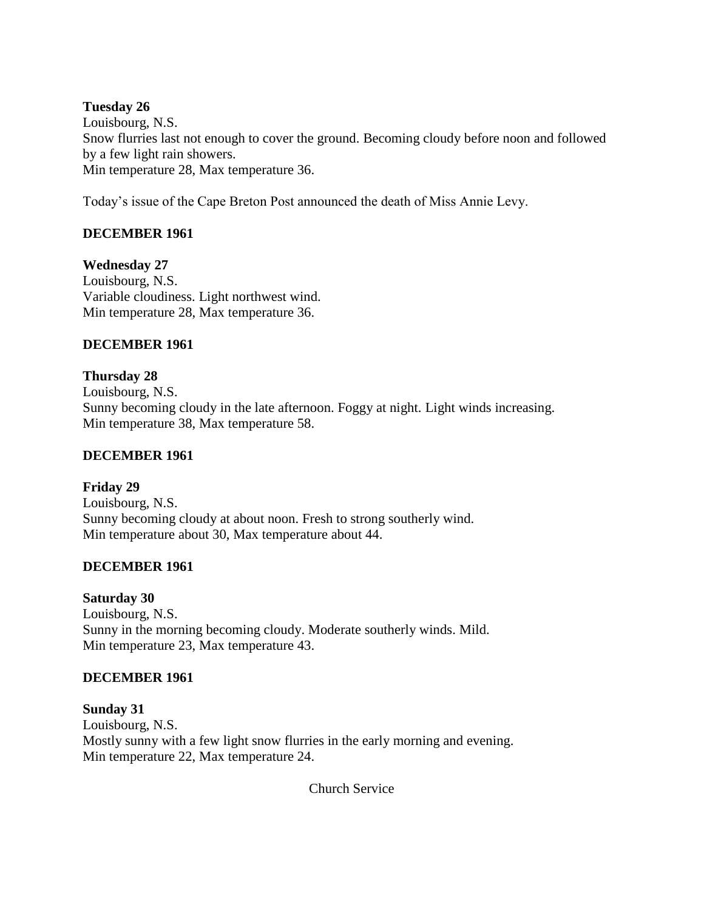**Tuesday 26**
Louisbourg, N.S.
Snow flurries last not enough to cover the ground. Becoming cloudy before noon and followed by a few light rain showers.
Min temperature 28, Max temperature 36.

Today's issue of the Cape Breton Post announced the death of Miss Annie Levy.

**DECEMBER 1961**

**Wednesday 27**
Louisbourg, N.S.
Variable cloudiness. Light northwest wind.
Min temperature 28, Max temperature 36.

**DECEMBER 1961**

**Thursday 28**
Louisbourg, N.S.
Sunny becoming cloudy in the late afternoon. Foggy at night. Light winds increasing.
Min temperature 38, Max temperature 58.

**DECEMBER 1961**

**Friday 29**
Louisbourg, N.S.
Sunny becoming cloudy at about noon. Fresh to strong southerly wind.
Min temperature about 30, Max temperature about 44.

**DECEMBER 1961**

**Saturday 30**
Louisbourg, N.S.
Sunny in the morning becoming cloudy. Moderate southerly winds. Mild.
Min temperature 23, Max temperature 43.

**DECEMBER 1961**

**Sunday 31**
Louisbourg, N.S.
Mostly sunny with a few light snow flurries in the early morning and evening.
Min temperature 22, Max temperature 24.

Church Service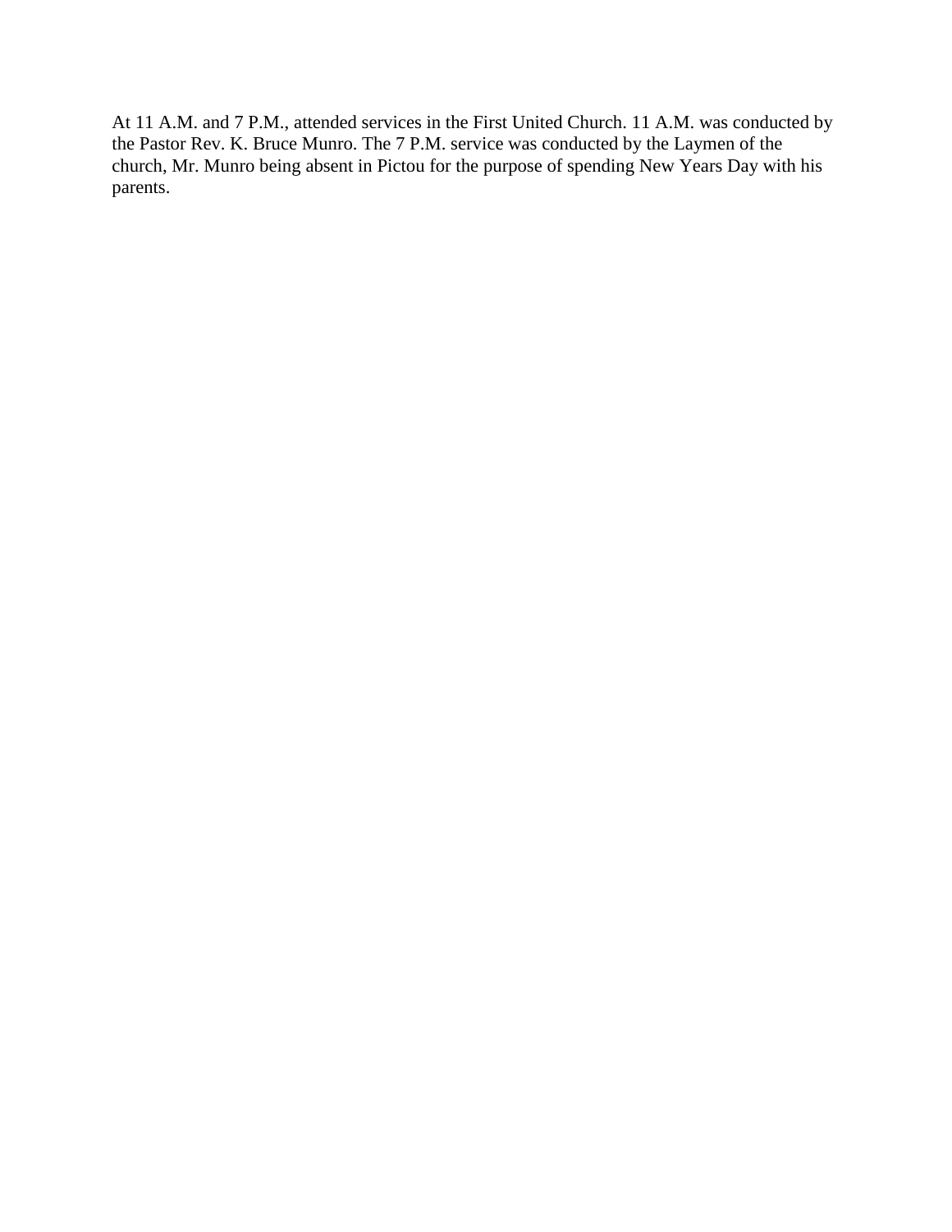At 11 A.M. and 7 P.M., attended services in the First United Church. 11 A.M. was conducted by the Pastor Rev. K. Bruce Munro. The 7 P.M. service was conducted by the Laymen of the church, Mr. Munro being absent in Pictou for the purpose of spending New Years Day with his parents.